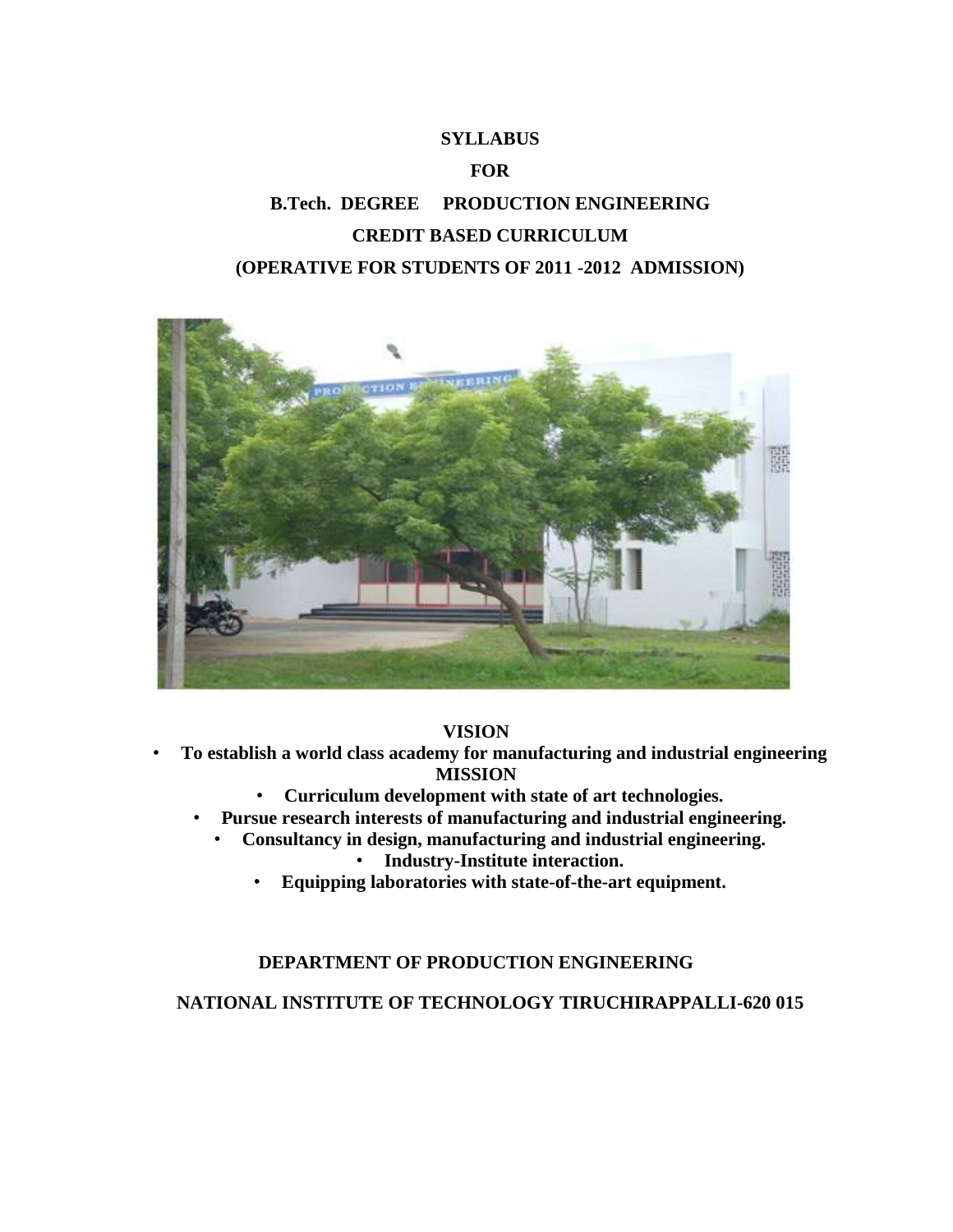**SYLLABUS**

**FOR**

**B.Tech. DEGREE PRODUCTION ENGINEERING**

**CREDIT BASED CURRICULUM**

**(OPERATIVE FOR STUDENTS OF 2011 -2012 ADMISSION)**

**VISION**

- **To establish a world class academy for manufacturing and industrial engineering**

**MISSION**

- **Curriculum development with state of art technologies.**
- **Pursue research interests of manufacturing and industrial engineering.**
- **Consultancy in design, manufacturing and industrial engineering.**
- **Industry-Institute interaction.**
- **Equipping laboratories with state-of-the-art equipment.**

**DEPARTMENT OF PRODUCTION ENGINEERING**

**NATIONAL INSTITUTE OF TECHNOLOGY TIRUCHIRAPPALLI-620 015**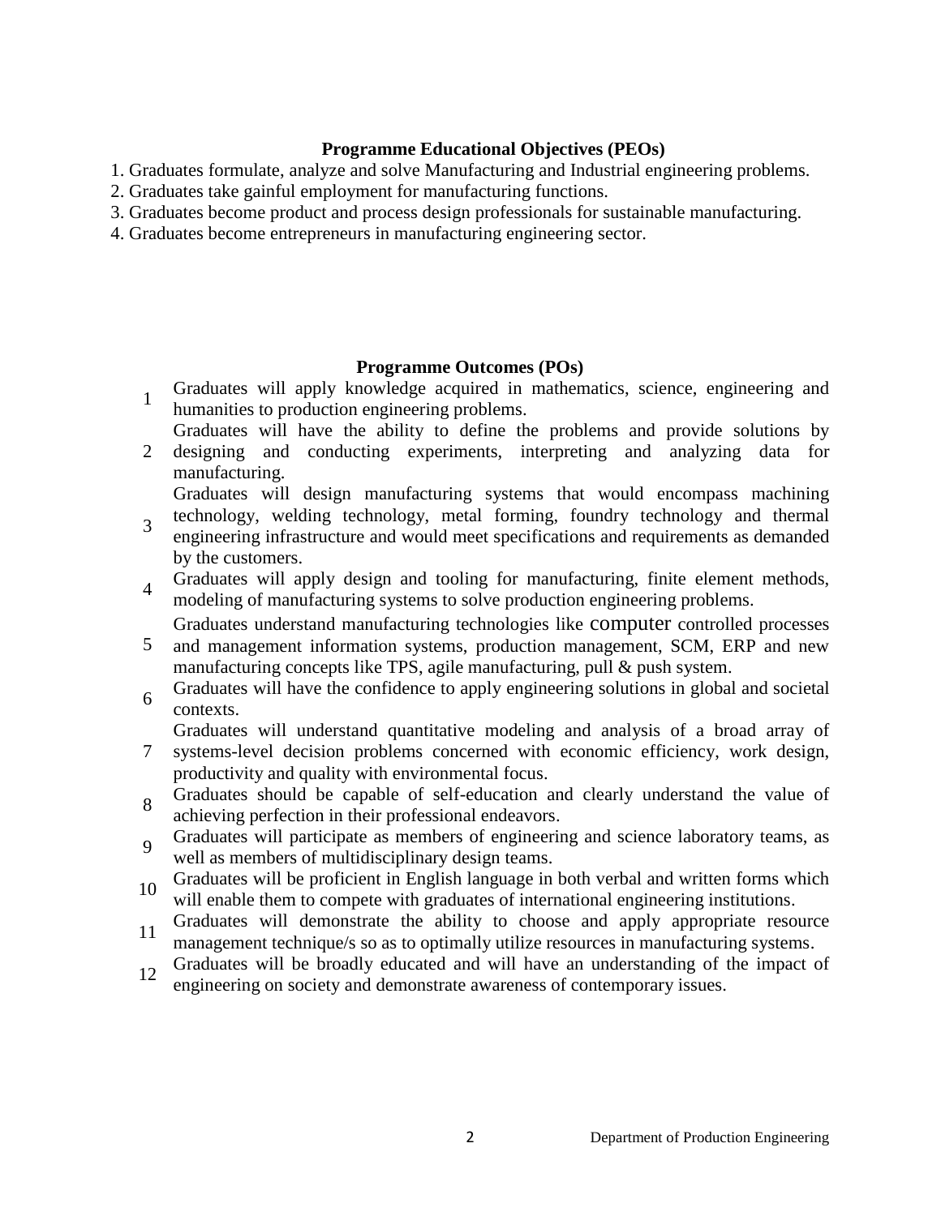## Programme Educational Objectives (PEOs)

1. Graduates formulate, analyze and solve Manufacturing and Industrial engineering problems.
2. Graduates take gainful employment for manufacturing functions.
3. Graduates become product and process design professionals for sustainable manufacturing.
4. Graduates become entrepreneurs in manufacturing engineering sector.

## Programme Outcomes (POs)

| | |
|---|---|
| 1 | Graduates will apply knowledge acquired in mathematics, science, engineering and humanities to production engineering problems. |
| 2 | Graduates will have the ability to define the problems and provide solutions by designing and conducting experiments, interpreting and analyzing data for manufacturing. |
| 3 | Graduates will design manufacturing systems that would encompass machining technology, welding technology, metal forming, foundry technology and thermal engineering infrastructure and would meet specifications and requirements as demanded by the customers. |
| 4 | Graduates will apply design and tooling for manufacturing, finite element methods, modeling of manufacturing systems to solve production engineering problems. |
| 5 | Graduates understand manufacturing technologies like computer controlled processes and management information systems, production management, SCM, ERP and new manufacturing concepts like TPS, agile manufacturing, pull & push system. |
| 6 | Graduates will have the confidence to apply engineering solutions in global and societal contexts. |
| 7 | Graduates will understand quantitative modeling and analysis of a broad array of systems-level decision problems concerned with economic efficiency, work design, productivity and quality with environmental focus. |
| 8 | Graduates should be capable of self-education and clearly understand the value of achieving perfection in their professional endeavors. |
| 9 | Graduates will participate as members of engineering and science laboratory teams, as well as members of multidisciplinary design teams. |
| 10 | Graduates will be proficient in English language in both verbal and written forms which will enable them to compete with graduates of international engineering institutions. |
| 11 | Graduates will demonstrate the ability to choose and apply appropriate resource management technique/s so as to optimally utilize resources in manufacturing systems. |
| 12 | Graduates will be broadly educated and will have an understanding of the impact of engineering on society and demonstrate awareness of contemporary issues. |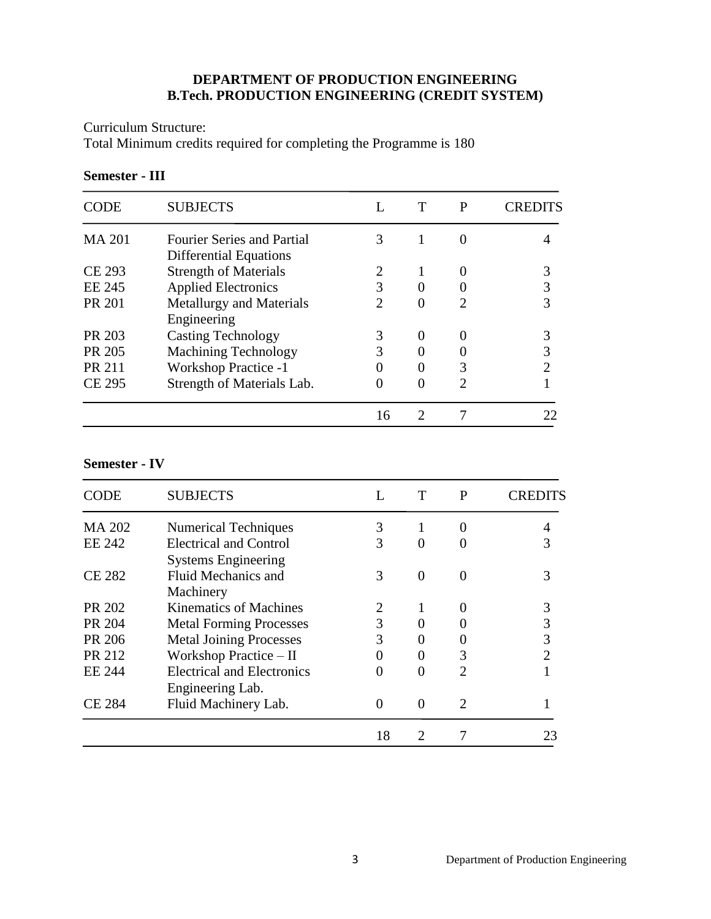**DEPARTMENT OF PRODUCTION ENGINEERING**
**B.Tech. PRODUCTION ENGINEERING (CREDIT SYSTEM)**

Curriculum Structure:
Total Minimum credits required for completing the Programme is 180

**Semester - III**

| CODE | SUBJECTS | L | T | P | CREDITS |
|---|---|---|---|---|---|
| MA 201 | Fourier Series and Partial Differential Equations | 3 | 1 | 0 | 4 |
| CE 293 | Strength of Materials | 2 | 1 | 0 | 3 |
| EE 245 | Applied Electronics | 3 | 0 | 0 | 3 |
| PR 201 | Metallurgy and Materials Engineering | 2 | 0 | 2 | 3 |
| PR 203 | Casting Technology | 3 | 0 | 0 | 3 |
| PR 205 | Machining Technology | 3 | 0 | 0 | 3 |
| PR 211 | Workshop Practice -1 | 0 | 0 | 3 | 2 |
| CE 295 | Strength of Materials Lab. | 0 | 0 | 2 | 1 |
| | | 16 | 2 | 7 | 22 |

**Semester - IV**

| CODE | SUBJECTS | L | T | P | CREDITS |
|---|---|---|---|---|---|
| MA 202 | Numerical Techniques | 3 | 1 | 0 | 4 |
| EE 242 | Electrical and Control Systems Engineering | 3 | 0 | 0 | 3 |
| CE 282 | Fluid Mechanics and Machinery | 3 | 0 | 0 | 3 |
| PR 202 | Kinematics of Machines | 2 | 1 | 0 | 3 |
| PR 204 | Metal Forming Processes | 3 | 0 | 0 | 3 |
| PR 206 | Metal Joining Processes | 3 | 0 | 0 | 3 |
| PR 212 | Workshop Practice – II | 0 | 0 | 3 | 2 |
| EE 244 | Electrical and Electronics Engineering Lab. | 0 | 0 | 2 | 1 |
| CE 284 | Fluid Machinery Lab. | 0 | 0 | 2 | 1 |
| | | 18 | 2 | 7 | 23 |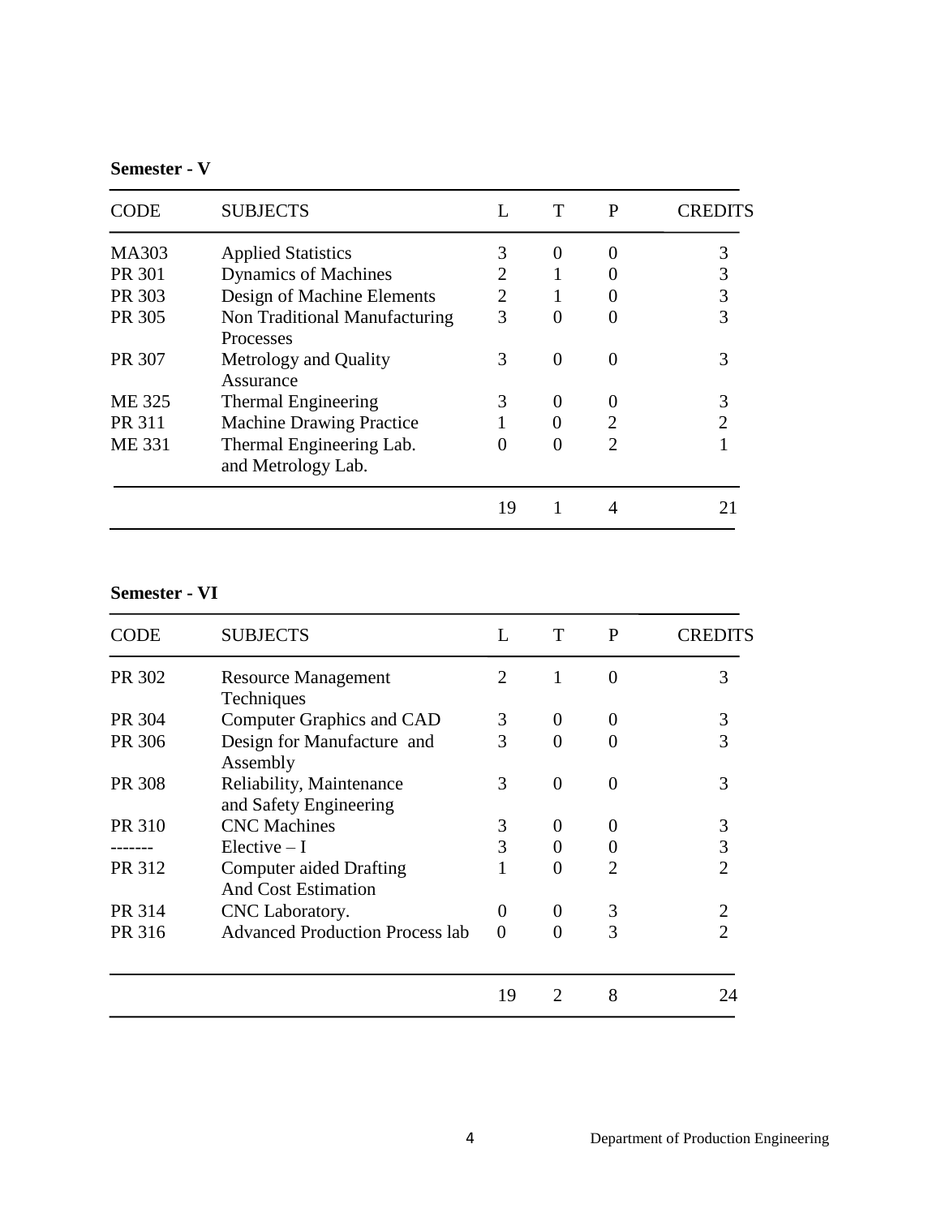**Semester - V**

| CODE | SUBJECTS | L | T | P | CREDITS |
|---|---|---|---|---|---|
| MA303 | Applied Statistics | 3 | 0 | 0 | 3 |
| PR 301 | Dynamics of Machines | 2 | 1 | 0 | 3 |
| PR 303 | Design of Machine Elements | 2 | 1 | 0 | 3 |
| PR 305 | Non Traditional Manufacturing Processes | 3 | 0 | 0 | 3 |
| PR 307 | Metrology and Quality Assurance | 3 | 0 | 0 | 3 |
| ME 325 | Thermal Engineering | 3 | 0 | 0 | 3 |
| PR 311 | Machine Drawing Practice | 1 | 0 | 2 | 2 |
| ME 331 | Thermal Engineering Lab. and Metrology Lab. | 0 | 0 | 2 | 1 |
| | | 19 | 1 | 4 | 21 |

**Semester - VI**

| CODE | SUBJECTS | L | T | P | CREDITS |
|---|---|---|---|---|---|
| PR 302 | Resource Management Techniques | 2 | 1 | 0 | 3 |
| PR 304 | Computer Graphics and CAD | 3 | 0 | 0 | 3 |
| PR 306 | Design for Manufacture and Assembly | 3 | 0 | 0 | 3 |
| PR 308 | Reliability, Maintenance and Safety Engineering | 3 | 0 | 0 | 3 |
| PR 310 | CNC Machines | 3 | 0 | 0 | 3 |
| ------- | Elective – I | 3 | 0 | 0 | 3 |
| PR 312 | Computer aided Drafting And Cost Estimation | 1 | 0 | 2 | 2 |
| PR 314 | CNC Laboratory. | 0 | 0 | 3 | 2 |
| PR 316 | Advanced Production Process lab | 0 | 0 | 3 | 2 |
| | | 19 | 2 | 8 | 24 |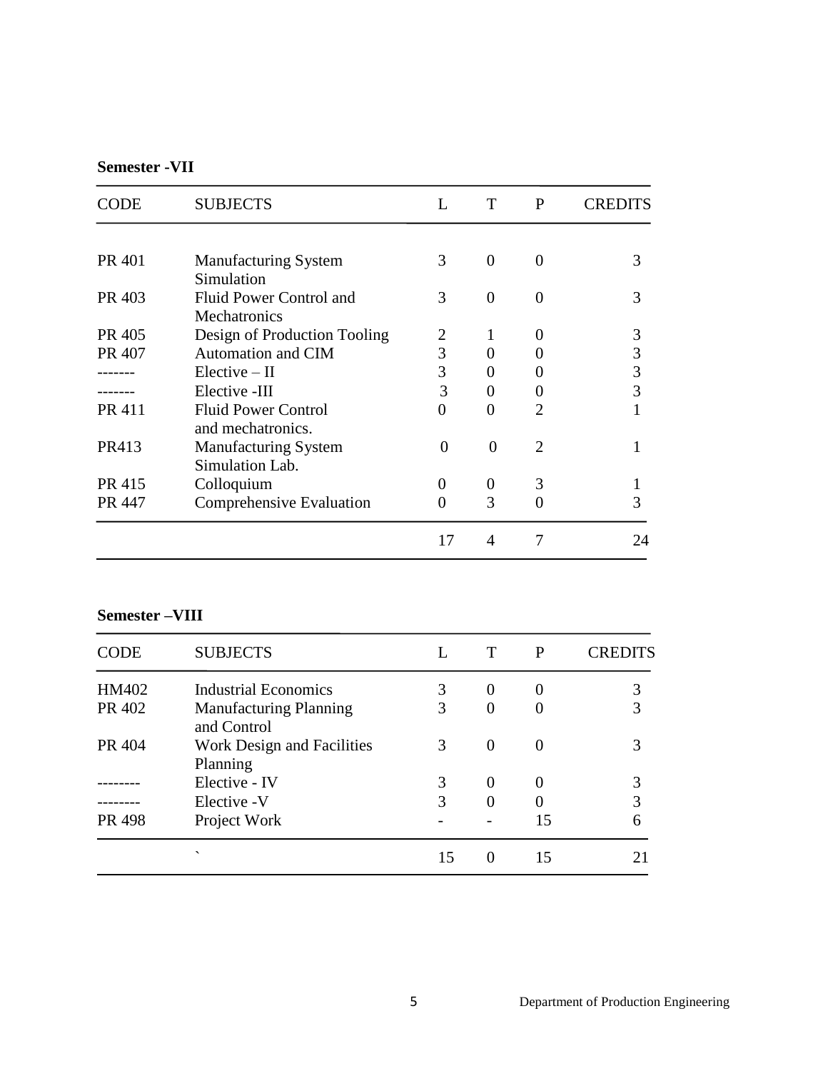**Semester -VII**

| CODE | SUBJECTS | L | T | P | CREDITS |
|---|---|---|---|---|---|
| PR 401 | Manufacturing System Simulation | 3 | 0 | 0 | 3 |
| PR 403 | Fluid Power Control and Mechatronics | 3 | 0 | 0 | 3 |
| PR 405 | Design of Production Tooling | 2 | 1 | 0 | 3 |
| PR 407 | Automation and CIM | 3 | 0 | 0 | 3 |
| ------- | Elective – II | 3 | 0 | 0 | 3 |
| ------- | Elective -III | 3 | 0 | 0 | 3 |
| PR 411 | Fluid Power Control and mechatronics. | 0 | 0 | 2 | 1 |
| PR413 | Manufacturing System Simulation Lab. | 0 | 0 | 2 | 1 |
| PR 415 | Colloquium | 0 | 0 | 3 | 1 |
| PR 447 | Comprehensive Evaluation | 0 | 3 | 0 | 3 |
| | | 17 | 4 | 7 | 24 |

**Semester –VIII**

| CODE | SUBJECTS | L | T | P | CREDITS |
|---|---|---|---|---|---|
| HM402 | Industrial Economics | 3 | 0 | 0 | 3 |
| PR 402 | Manufacturing Planning and Control | 3 | 0 | 0 | 3 |
| PR 404 | Work Design and Facilities Planning | 3 | 0 | 0 | 3 |
| -------- | Elective - IV | 3 | 0 | 0 | 3 |
| -------- | Elective -V | 3 | 0 | 0 | 3 |
| PR 498 | Project Work | - | - | 15 | 6 |
| | ` | 15 | 0 | 15 | 21 |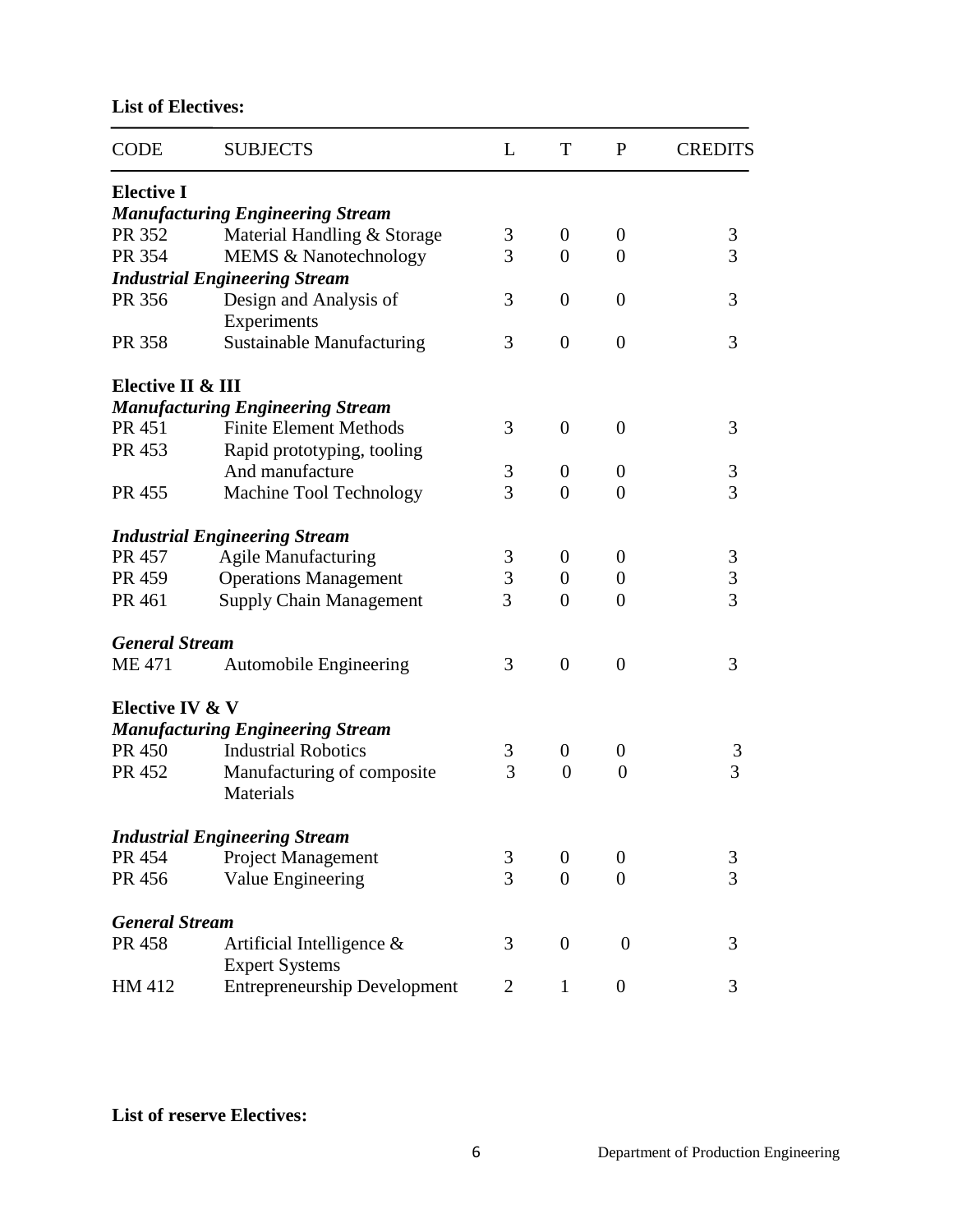**List of Electives:**

| CODE | SUBJECTS | L | T | P | CREDITS |
|---|---|---|---|---|---|
| **Elective I** | | | | | |
| ***Manufacturing Engineering Stream*** | | | | | |
| PR 352 | Material Handling & Storage | 3 | 0 | 0 | 3 |
| PR 354 | MEMS & Nanotechnology | 3 | 0 | 0 | 3 |
| ***Industrial Engineering Stream*** | | | | | |
| PR 356 | Design and Analysis of Experiments | 3 | 0 | 0 | 3 |
| PR 358 | Sustainable Manufacturing | 3 | 0 | 0 | 3 |
| **Elective II & III** | | | | | |
| ***Manufacturing Engineering Stream*** | | | | | |
| PR 451 | Finite Element Methods | 3 | 0 | 0 | 3 |
| PR 453 | Rapid prototyping, tooling And manufacture | 3 | 0 | 0 | 3 |
| PR 455 | Machine Tool Technology | 3 | 0 | 0 | 3 |
| ***Industrial Engineering Stream*** | | | | | |
| PR 457 | Agile Manufacturing | 3 | 0 | 0 | 3 |
| PR 459 | Operations Management | 3 | 0 | 0 | 3 |
| PR 461 | Supply Chain Management | 3 | 0 | 0 | 3 |
| ***General Stream*** | | | | | |
| ME 471 | Automobile Engineering | 3 | 0 | 0 | 3 |
| **Elective IV & V** | | | | | |
| ***Manufacturing Engineering Stream*** | | | | | |
| PR 450 | Industrial Robotics | 3 | 0 | 0 | 3 |
| PR 452 | Manufacturing of composite Materials | 3 | 0 | 0 | 3 |
| ***Industrial Engineering Stream*** | | | | | |
| PR 454 | Project Management | 3 | 0 | 0 | 3 |
| PR 456 | Value Engineering | 3 | 0 | 0 | 3 |
| ***General Stream*** | | | | | |
| PR 458 | Artificial Intelligence & Expert Systems | 3 | 0 | 0 | 3 |
| HM 412 | Entrepreneurship Development | 2 | 1 | 0 | 3 |

**List of reserve Electives:**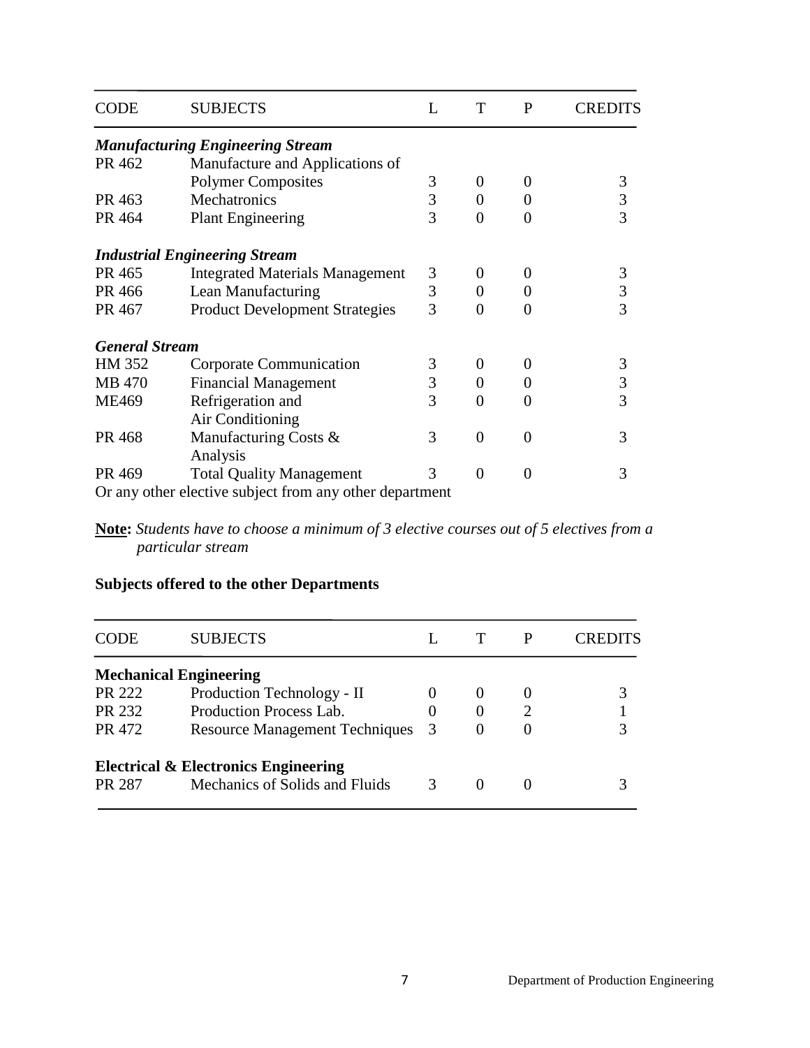| CODE | SUBJECTS | L | T | P | CREDITS |
|---|---|---|---|---|---|
| ***Manufacturing Engineering Stream*** | | | | | |
| PR 462 | Manufacture and Applications of Polymer Composites | 3 | 0 | 0 | 3 |
| PR 463 | Mechatronics | 3 | 0 | 0 | 3 |
| PR 464 | Plant Engineering | 3 | 0 | 0 | 3 |
| ***Industrial Engineering Stream*** | | | | | |
| PR 465 | Integrated Materials Management | 3 | 0 | 0 | 3 |
| PR 466 | Lean Manufacturing | 3 | 0 | 0 | 3 |
| PR 467 | Product Development Strategies | 3 | 0 | 0 | 3 |
| ***General Stream*** | | | | | |
| HM 352 | Corporate Communication | 3 | 0 | 0 | 3 |
| MB 470 | Financial Management | 3 | 0 | 0 | 3 |
| ME469 | Refrigeration and Air Conditioning | 3 | 0 | 0 | 3 |
| PR 468 | Manufacturing Costs & Analysis | 3 | 0 | 0 | 3 |
| PR 469 | Total Quality Management | 3 | 0 | 0 | 3 |

Or any other elective subject from any other department

**Note:** *Students have to choose a minimum of 3 elective courses out of 5 electives from a particular stream*

### Subjects offered to the other Departments

| CODE | SUBJECTS | L | T | P | CREDITS |
|---|---|---|---|---|---|
| **Mechanical Engineering** | | | | | |
| PR 222 | Production Technology - II | 0 | 0 | 0 | 3 |
| PR 232 | Production Process Lab. | 0 | 0 | 2 | 1 |
| PR 472 | Resource Management Techniques | 3 | 0 | 0 | 3 |
| **Electrical & Electronics Engineering** | | | | | |
| PR 287 | Mechanics of Solids and Fluids | 3 | 0 | 0 | 3 |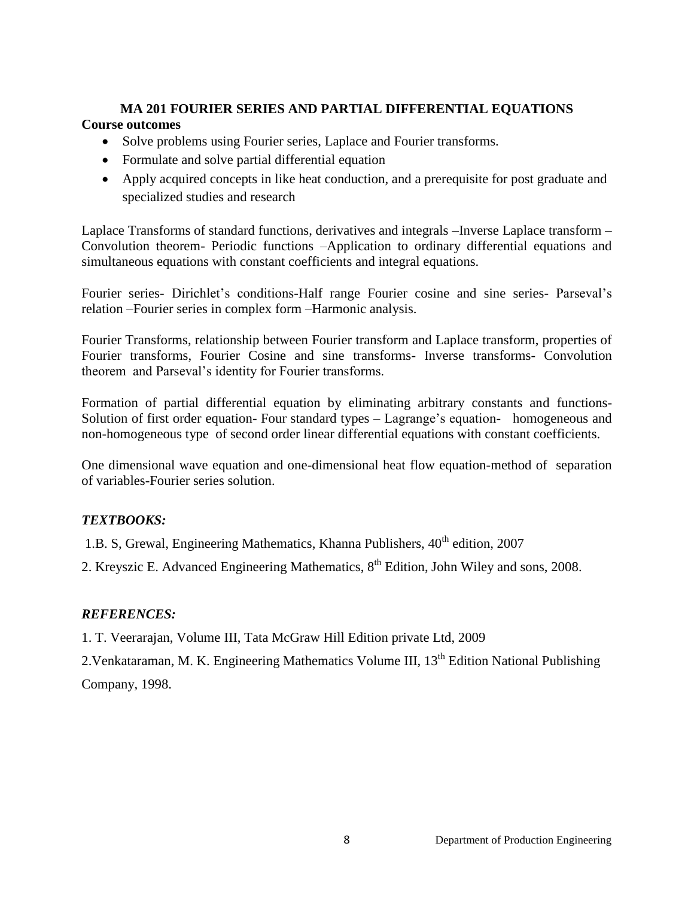## MA 201 FOURIER SERIES AND PARTIAL DIFFERENTIAL EQUATIONS

**Course outcomes**

- Solve problems using Fourier series, Laplace and Fourier transforms.
- Formulate and solve partial differential equation
- Apply acquired concepts in like heat conduction, and a prerequisite for post graduate and specialized studies and research

Laplace Transforms of standard functions, derivatives and integrals –Inverse Laplace transform – Convolution theorem- Periodic functions –Application to ordinary differential equations and simultaneous equations with constant coefficients and integral equations.

Fourier series- Dirichlet's conditions-Half range Fourier cosine and sine series- Parseval's relation –Fourier series in complex form –Harmonic analysis.

Fourier Transforms, relationship between Fourier transform and Laplace transform, properties of Fourier transforms, Fourier Cosine and sine transforms- Inverse transforms- Convolution theorem and Parseval's identity for Fourier transforms.

Formation of partial differential equation by eliminating arbitrary constants and functions-Solution of first order equation- Four standard types – Lagrange's equation- homogeneous and non-homogeneous type of second order linear differential equations with constant coefficients.

One dimensional wave equation and one-dimensional heat flow equation-method of separation of variables-Fourier series solution.

### *TEXTBOOKS:*

1.B. S, Grewal, Engineering Mathematics, Khanna Publishers, 40th edition, 2007

2. Kreyszic E. Advanced Engineering Mathematics, 8th Edition, John Wiley and sons, 2008.

### *REFERENCES:*

1. T. Veerarajan, Volume III, Tata McGraw Hill Edition private Ltd, 2009

2.Venkataraman, M. K. Engineering Mathematics Volume III, 13th Edition National Publishing Company, 1998.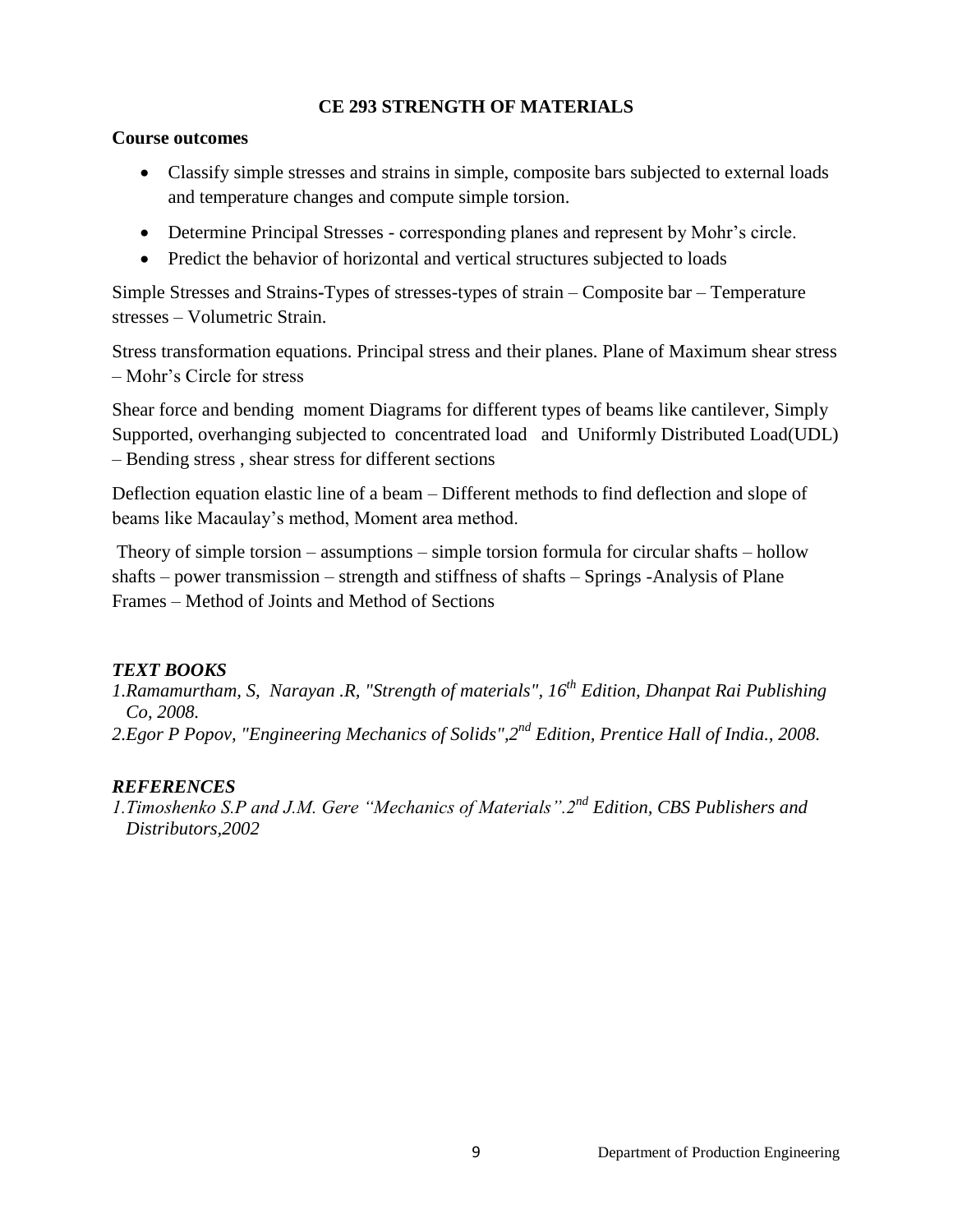# CE 293 STRENGTH OF MATERIALS

**Course outcomes**

- Classify simple stresses and strains in simple, composite bars subjected to external loads and temperature changes and compute simple torsion.
- Determine Principal Stresses - corresponding planes and represent by Mohr's circle.
- Predict the behavior of horizontal and vertical structures subjected to loads

Simple Stresses and Strains-Types of stresses-types of strain – Composite bar – Temperature stresses – Volumetric Strain.

Stress transformation equations. Principal stress and their planes. Plane of Maximum shear stress – Mohr's Circle for stress

Shear force and bending moment Diagrams for different types of beams like cantilever, Simply Supported, overhanging subjected to concentrated load and Uniformly Distributed Load(UDL) – Bending stress , shear stress for different sections

Deflection equation elastic line of a beam – Different methods to find deflection and slope of beams like Macaulay's method, Moment area method.

Theory of simple torsion – assumptions – simple torsion formula for circular shafts – hollow shafts – power transmission – strength and stiffness of shafts – Springs -Analysis of Plane Frames – Method of Joints and Method of Sections

### *TEXT BOOKS*

*1.Ramamurtham, S, Narayan .R, "Strength of materials", 16th Edition, Dhanpat Rai Publishing Co, 2008.*

*2.Egor P Popov, "Engineering Mechanics of Solids",2nd Edition, Prentice Hall of India., 2008.*

### *REFERENCES*

*1.Timoshenko S.P and J.M. Gere "Mechanics of Materials".2nd Edition, CBS Publishers and Distributors,2002*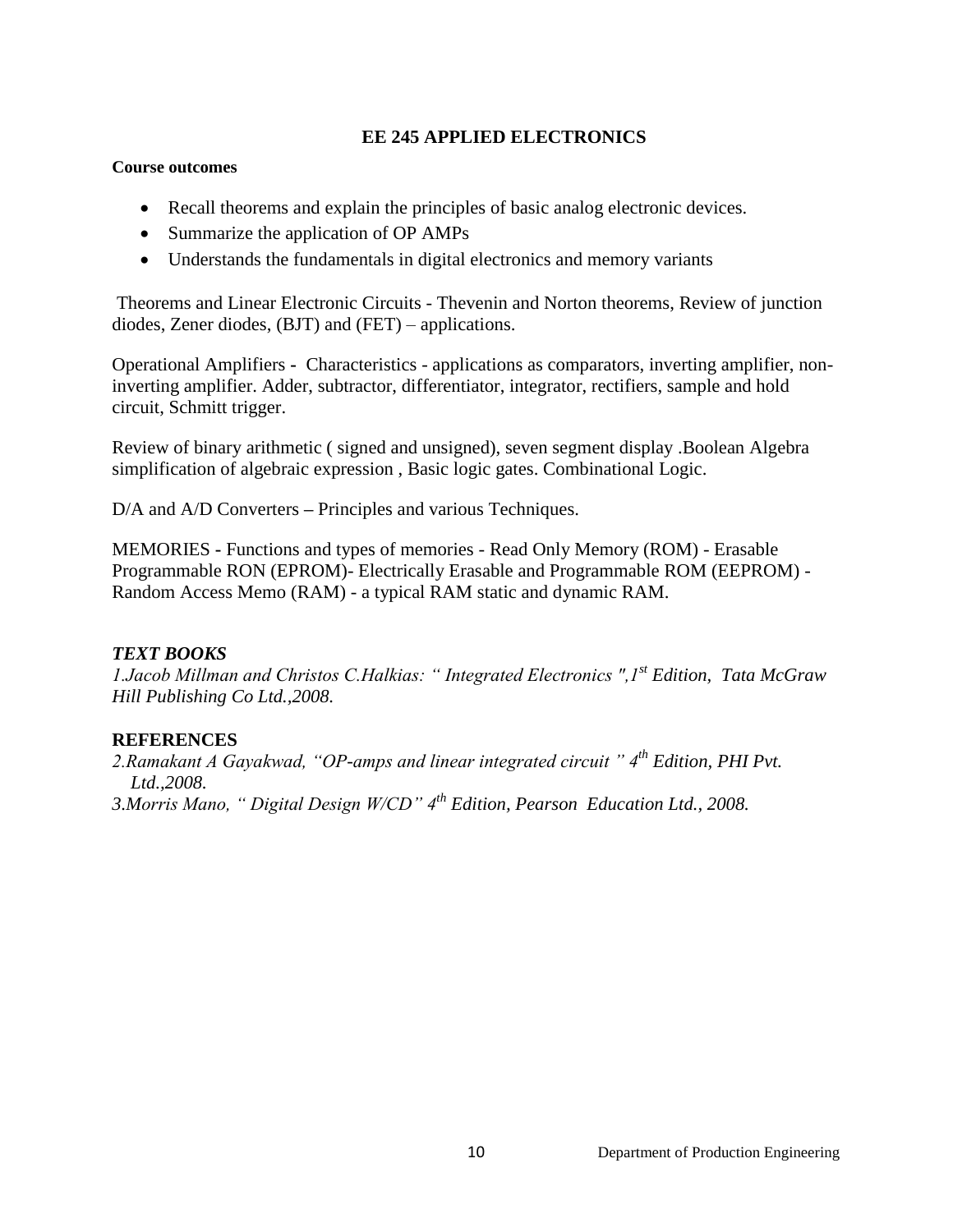## EE 245 APPLIED ELECTRONICS

**Course outcomes**

- Recall theorems and explain the principles of basic analog electronic devices.
- Summarize the application of OP AMPs
- Understands the fundamentals in digital electronics and memory variants

Theorems and Linear Electronic Circuits - Thevenin and Norton theorems, Review of junction diodes, Zener diodes, (BJT) and (FET) – applications.

Operational Amplifiers - Characteristics - applications as comparators, inverting amplifier, non-inverting amplifier. Adder, subtractor, differentiator, integrator, rectifiers, sample and hold circuit, Schmitt trigger.

Review of binary arithmetic ( signed and unsigned), seven segment display .Boolean Algebra simplification of algebraic expression , Basic logic gates. Combinational Logic.

D/A and A/D Converters – Principles and various Techniques.

MEMORIES - Functions and types of memories - Read Only Memory (ROM) - Erasable Programmable RON (EPROM)- Electrically Erasable and Programmable ROM (EEPROM) - Random Access Memo (RAM) - a typical RAM static and dynamic RAM.

### *TEXT BOOKS*

*1.Jacob Millman and Christos C.Halkias: " Integrated Electronics ",1st Edition, Tata McGraw Hill Publishing Co Ltd.,2008.*

### REFERENCES

*2.Ramakant A Gayakwad, "OP-amps and linear integrated circuit " 4th Edition, PHI Pvt. Ltd.,2008.*

*3.Morris Mano, " Digital Design W/CD" 4th Edition, Pearson Education Ltd., 2008.*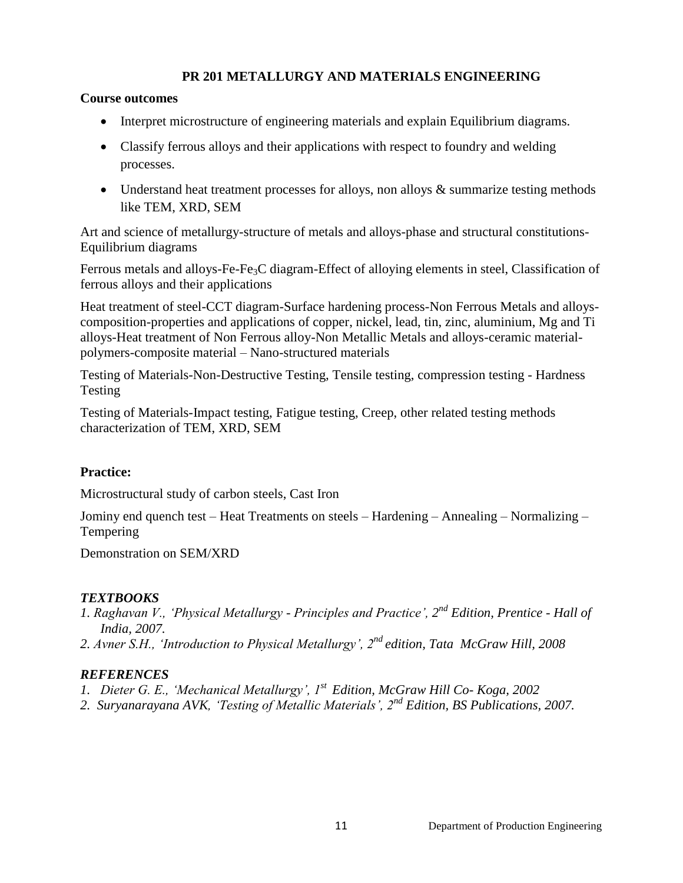## PR 201 METALLURGY AND MATERIALS ENGINEERING

**Course outcomes**

- Interpret microstructure of engineering materials and explain Equilibrium diagrams.
- Classify ferrous alloys and their applications with respect to foundry and welding processes.
- Understand heat treatment processes for alloys, non alloys & summarize testing methods like TEM, XRD, SEM

Art and science of metallurgy-structure of metals and alloys-phase and structural constitutions-Equilibrium diagrams

Ferrous metals and alloys-Fe-$Fe_3C$ diagram-Effect of alloying elements in steel, Classification of ferrous alloys and their applications

Heat treatment of steel-CCT diagram-Surface hardening process-Non Ferrous Metals and alloys-composition-properties and applications of copper, nickel, lead, tin, zinc, aluminium, Mg and Ti alloys-Heat treatment of Non Ferrous alloy-Non Metallic Metals and alloys-ceramic material-polymers-composite material – Nano-structured materials

Testing of Materials-Non-Destructive Testing, Tensile testing, compression testing - Hardness Testing

Testing of Materials-Impact testing, Fatigue testing, Creep, other related testing methods characterization of TEM, XRD, SEM

**Practice:**

Microstructural study of carbon steels, Cast Iron

Jominy end quench test – Heat Treatments on steels – Hardening – Annealing – Normalizing – Tempering

Demonstration on SEM/XRD

### *TEXTBOOKS*

1. *Raghavan V., 'Physical Metallurgy - Principles and Practice', 2nd Edition, Prentice - Hall of India, 2007.*
2. *Avner S.H., 'Introduction to Physical Metallurgy', 2nd edition, Tata McGraw Hill, 2008*

### *REFERENCES*

1. *Dieter G. E., 'Mechanical Metallurgy', 1st Edition, McGraw Hill Co- Koga, 2002*
2. *Suryanarayana AVK, 'Testing of Metallic Materials', 2nd Edition, BS Publications, 2007.*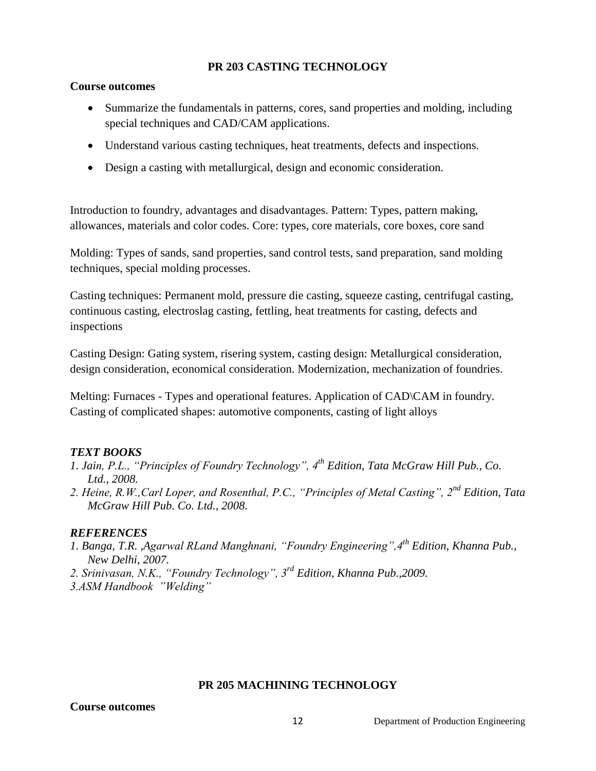## PR 203 CASTING TECHNOLOGY

**Course outcomes**

- Summarize the fundamentals in patterns, cores, sand properties and molding, including special techniques and CAD/CAM applications.
- Understand various casting techniques, heat treatments, defects and inspections.
- Design a casting with metallurgical, design and economic consideration.

Introduction to foundry, advantages and disadvantages. Pattern: Types, pattern making, allowances, materials and color codes. Core: types, core materials, core boxes, core sand

Molding: Types of sands, sand properties, sand control tests, sand preparation, sand molding techniques, special molding processes.

Casting techniques: Permanent mold, pressure die casting, squeeze casting, centrifugal casting, continuous casting, electroslag casting, fettling, heat treatments for casting, defects and inspections

Casting Design: Gating system, risering system, casting design: Metallurgical consideration, design consideration, economical consideration. Modernization, mechanization of foundries.

Melting: Furnaces - Types and operational features. Application of CAD\CAM in foundry. Casting of complicated shapes: automotive components, casting of light alloys

### *TEXT BOOKS*

*1. Jain, P.L., "Principles of Foundry Technology", 4th Edition, Tata McGraw Hill Pub., Co. Ltd., 2008.*

*2. Heine, R.W.,Carl Loper, and Rosenthal, P.C., "Principles of Metal Casting", 2nd Edition, Tata McGraw Hill Pub. Co. Ltd., 2008.*

### *REFERENCES*

*1. Banga, T.R. ,Agarwal RLand Manghnani, "Foundry Engineering",4th Edition, Khanna Pub., New Delhi, 2007.*

*2. Srinivasan, N.K., "Foundry Technology", 3rd Edition, Khanna Pub.,2009.*

*3.ASM Handbook "Welding"*

## PR 205 MACHINING TECHNOLOGY

**Course outcomes**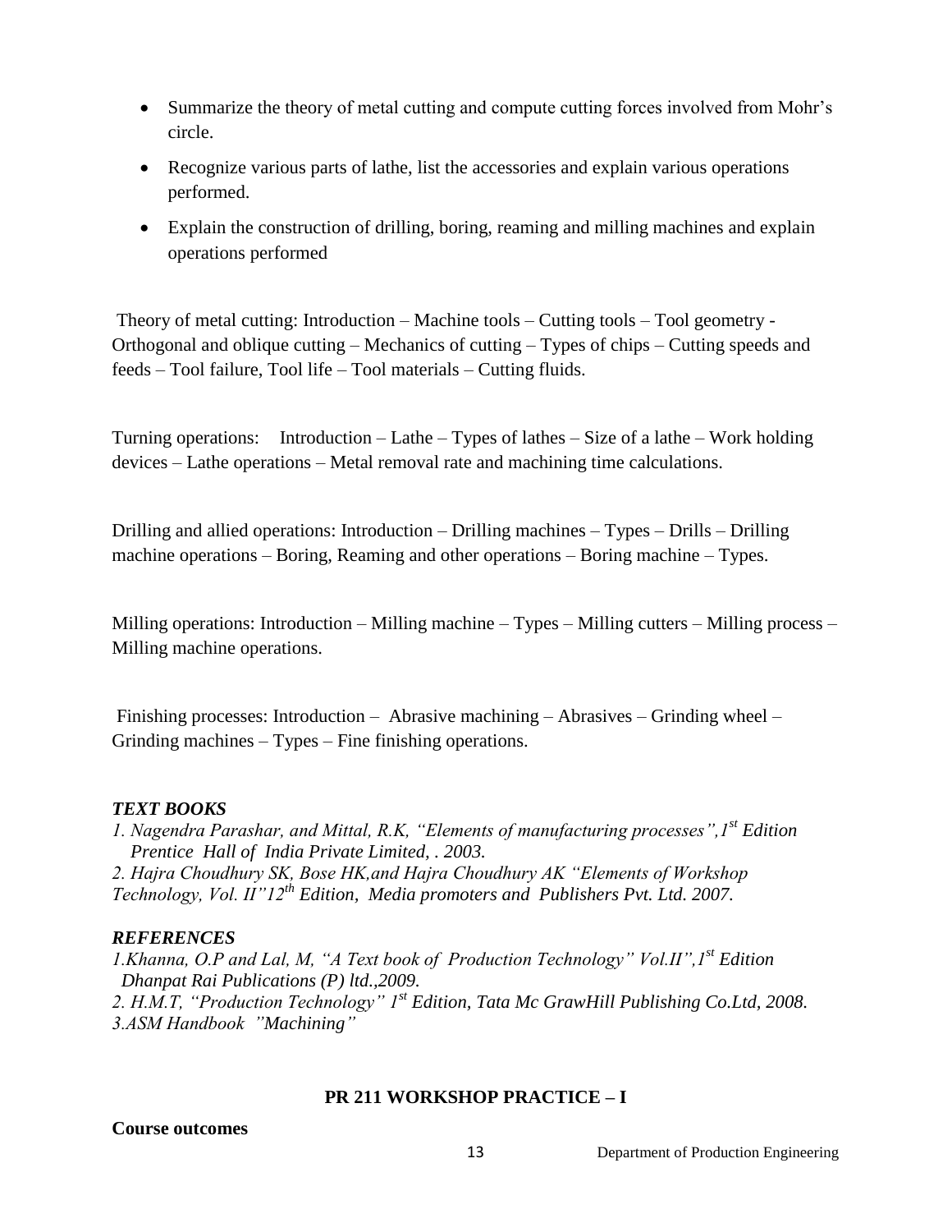- Summarize the theory of metal cutting and compute cutting forces involved from Mohr's circle.
- Recognize various parts of lathe, list the accessories and explain various operations performed.
- Explain the construction of drilling, boring, reaming and milling machines and explain operations performed

Theory of metal cutting: Introduction – Machine tools – Cutting tools – Tool geometry - Orthogonal and oblique cutting – Mechanics of cutting – Types of chips – Cutting speeds and feeds – Tool failure, Tool life – Tool materials – Cutting fluids.

Turning operations: Introduction – Lathe – Types of lathes – Size of a lathe – Work holding devices – Lathe operations – Metal removal rate and machining time calculations.

Drilling and allied operations: Introduction – Drilling machines – Types – Drills – Drilling machine operations – Boring, Reaming and other operations – Boring machine – Types.

Milling operations: Introduction – Milling machine – Types – Milling cutters – Milling process – Milling machine operations.

Finishing processes: Introduction – Abrasive machining – Abrasives – Grinding wheel – Grinding machines – Types – Fine finishing operations.

***TEXT BOOKS***

*1. Nagendra Parashar, and Mittal, R.K, "Elements of manufacturing processes",1st Edition Prentice Hall of India Private Limited, . 2003.*

*2. Hajra Choudhury SK, Bose HK,and Hajra Choudhury AK "Elements of Workshop Technology, Vol. II"12th Edition, Media promoters and Publishers Pvt. Ltd. 2007.*

***REFERENCES***

*1.Khanna, O.P and Lal, M, "A Text book of Production Technology" Vol.II",1st Edition Dhanpat Rai Publications (P) ltd.,2009.*

*2. H.M.T, "Production Technology" 1st Edition, Tata Mc GrawHill Publishing Co.Ltd, 2008.*

*3.ASM Handbook "Machining"*

## PR 211 WORKSHOP PRACTICE – I

**Course outcomes**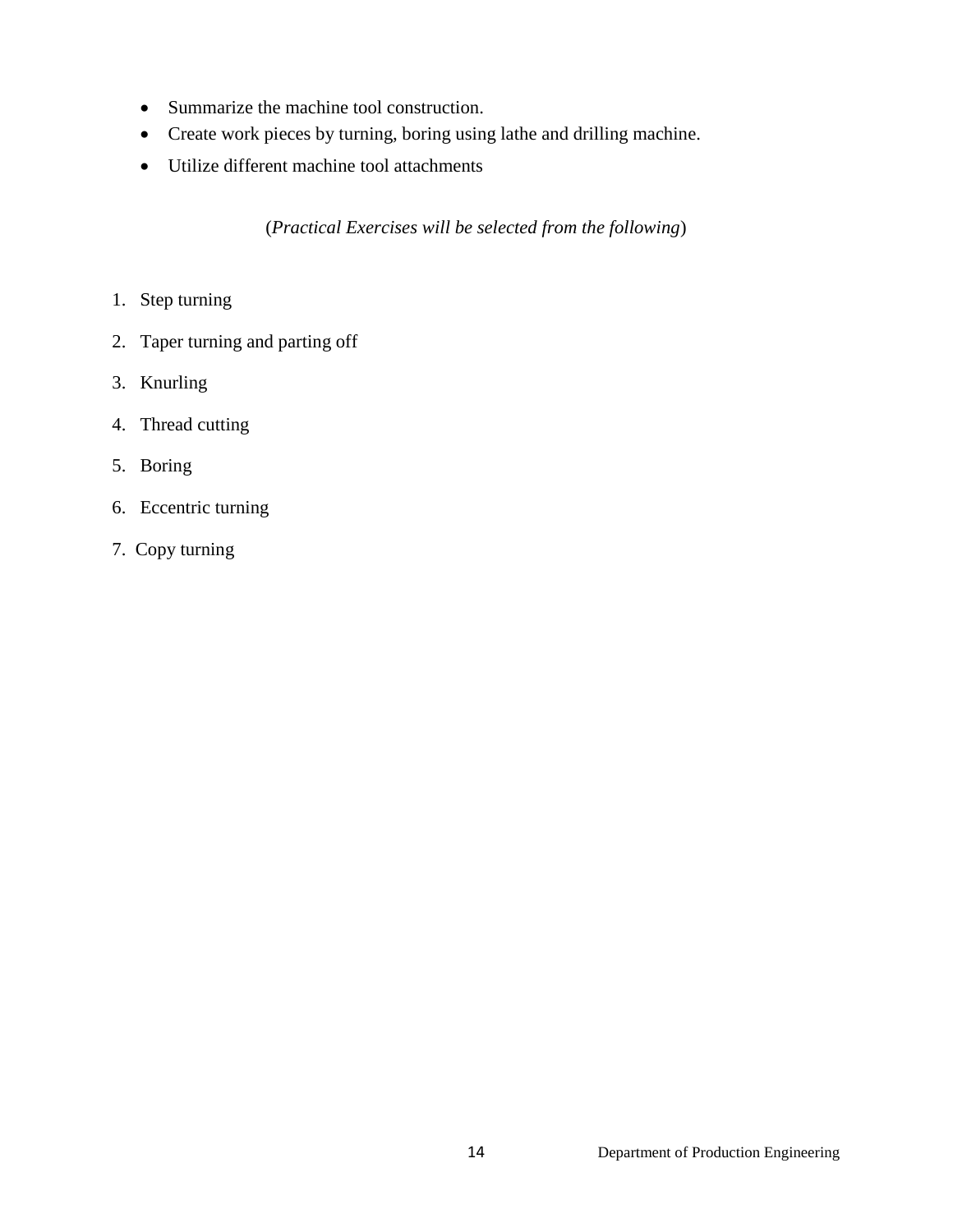- Summarize the machine tool construction.
- Create work pieces by turning, boring using lathe and drilling machine.
- Utilize different machine tool attachments

(*Practical Exercises will be selected from the following*)

1. Step turning
2. Taper turning and parting off
3. Knurling
4. Thread cutting
5. Boring
6. Eccentric turning
7. Copy turning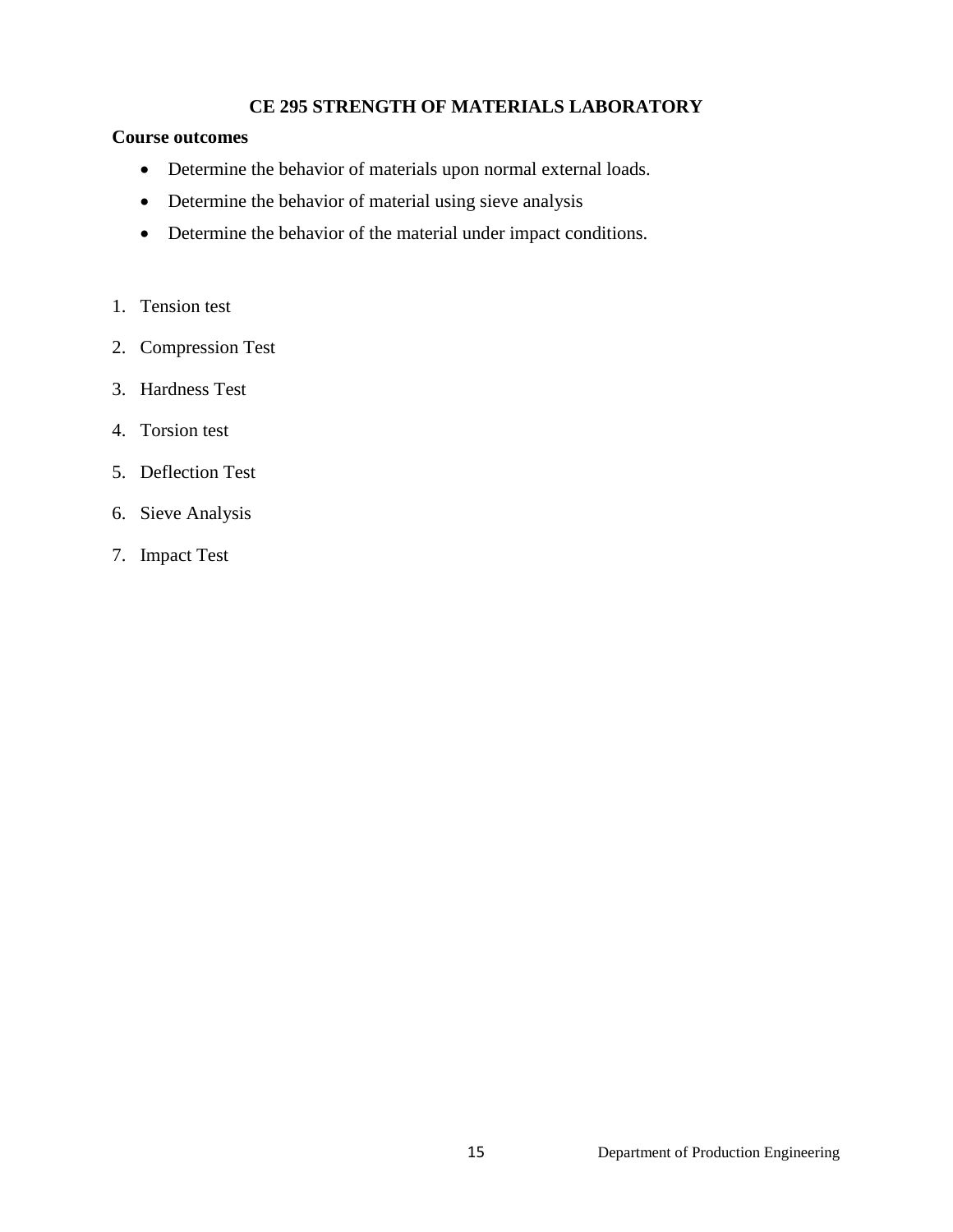# CE 295 STRENGTH OF MATERIALS LABORATORY

**Course outcomes**

- Determine the behavior of materials upon normal external loads.
- Determine the behavior of material using sieve analysis
- Determine the behavior of the material under impact conditions.

1. Tension test
2. Compression Test
3. Hardness Test
4. Torsion test
5. Deflection Test
6. Sieve Analysis
7. Impact Test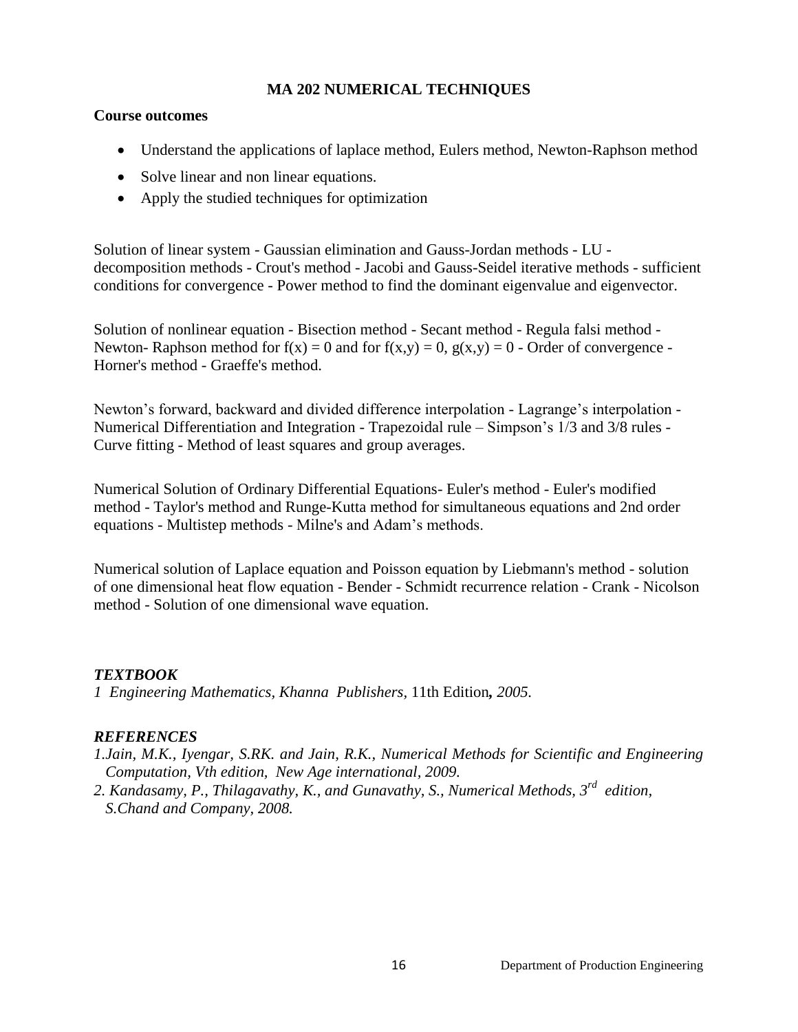# MA 202 NUMERICAL TECHNIQUES

**Course outcomes**

- Understand the applications of laplace method, Eulers method, Newton-Raphson method
- Solve linear and non linear equations.
- Apply the studied techniques for optimization

Solution of linear system - Gaussian elimination and Gauss-Jordan methods - LU - decomposition methods - Crout's method - Jacobi and Gauss-Seidel iterative methods - sufficient conditions for convergence - Power method to find the dominant eigenvalue and eigenvector.

Solution of nonlinear equation - Bisection method - Secant method - Regula falsi method - Newton- Raphson method for $f(x) = 0$ and for $f(x,y) = 0$, $g(x,y) = 0$ - Order of convergence - Horner's method - Graeffe's method.

Newton's forward, backward and divided difference interpolation - Lagrange's interpolation - Numerical Differentiation and Integration - Trapezoidal rule – Simpson's 1/3 and 3/8 rules - Curve fitting - Method of least squares and group averages.

Numerical Solution of Ordinary Differential Equations- Euler's method - Euler's modified method - Taylor's method and Runge-Kutta method for simultaneous equations and 2nd order equations - Multistep methods - Milne's and Adam's methods.

Numerical solution of Laplace equation and Poisson equation by Liebmann's method - solution of one dimensional heat flow equation - Bender - Schmidt recurrence relation - Crank - Nicolson method - Solution of one dimensional wave equation.

### *TEXTBOOK*

*1 Engineering Mathematics, Khanna Publishers,* 11th Edition*, 2005.*

### *REFERENCES*

*1.Jain, M.K., Iyengar, S.RK. and Jain, R.K., Numerical Methods for Scientific and Engineering Computation, Vth edition, New Age international, 2009.*

*2. Kandasamy, P., Thilagavathy, K., and Gunavathy, S., Numerical Methods, 3rd edition, S.Chand and Company, 2008.*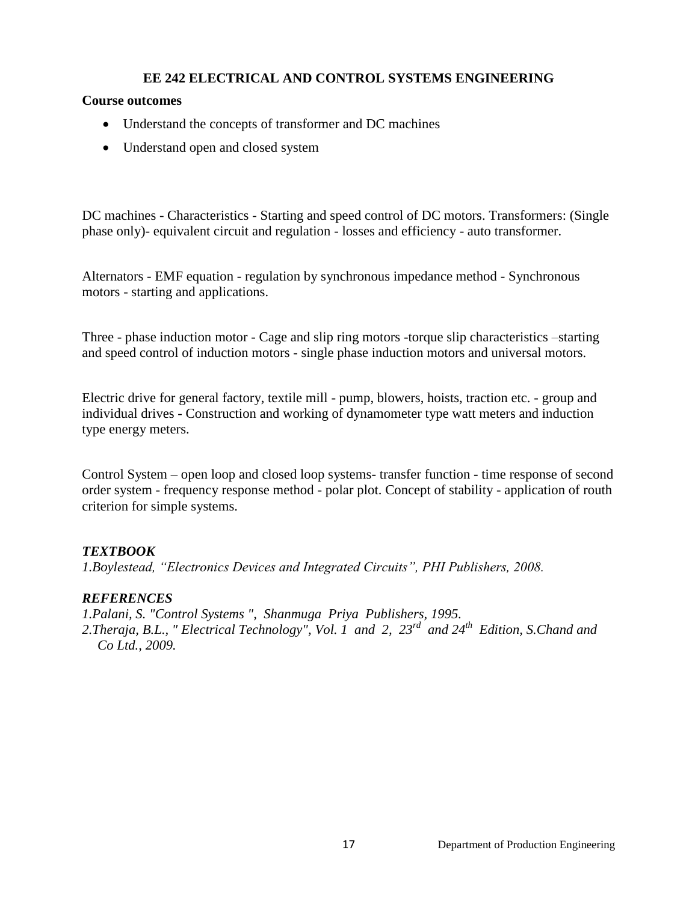## EE 242 ELECTRICAL AND CONTROL SYSTEMS ENGINEERING

**Course outcomes**

- Understand the concepts of transformer and DC machines
- Understand open and closed system

DC machines - Characteristics - Starting and speed control of DC motors. Transformers: (Single phase only)- equivalent circuit and regulation - losses and efficiency - auto transformer.

Alternators - EMF equation - regulation by synchronous impedance method - Synchronous motors - starting and applications.

Three - phase induction motor - Cage and slip ring motors -torque slip characteristics –starting and speed control of induction motors - single phase induction motors and universal motors.

Electric drive for general factory, textile mill - pump, blowers, hoists, traction etc. - group and individual drives - Construction and working of dynamometer type watt meters and induction type energy meters.

Control System – open loop and closed loop systems- transfer function - time response of second order system - frequency response method - polar plot. Concept of stability - application of routh criterion for simple systems.

### *TEXTBOOK*

*1.Boylestead, "Electronics Devices and Integrated Circuits", PHI Publishers, 2008.*

### *REFERENCES*

*1.Palani, S. "Control Systems ", Shanmuga Priya Publishers, 1995.*
*2.Theraja, B.L., " Electrical Technology", Vol. 1 and 2, 23rd and 24th Edition, S.Chand and Co Ltd., 2009.*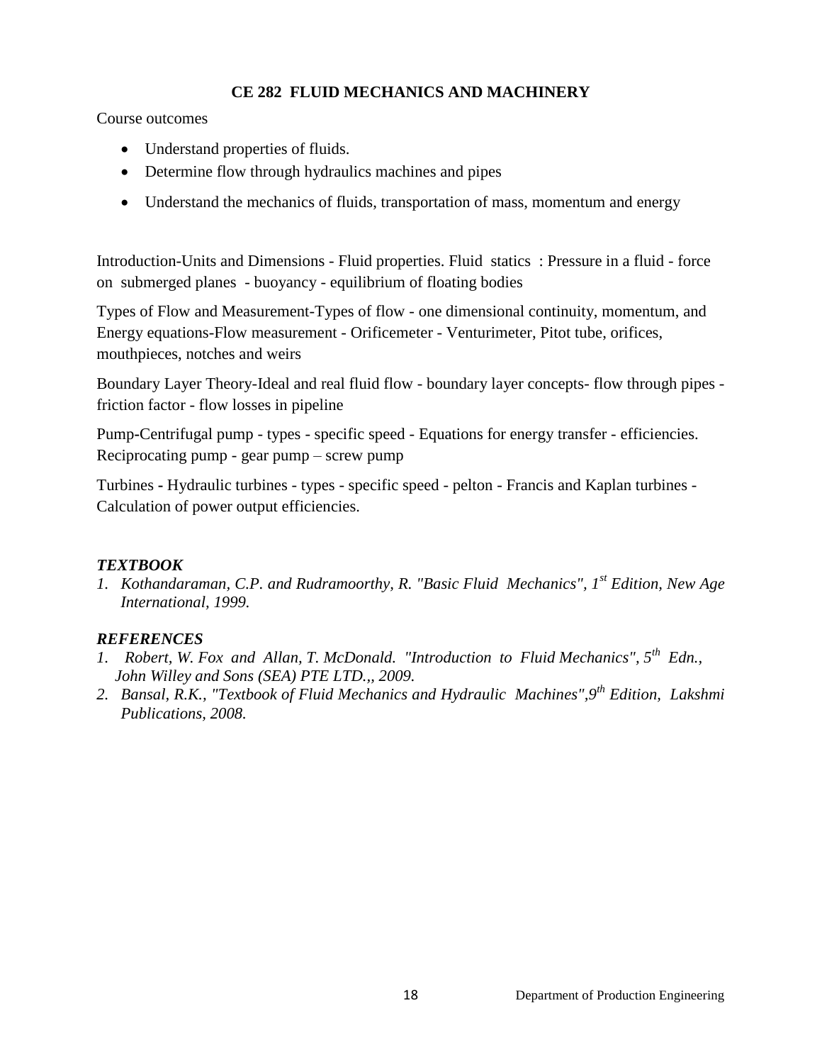## CE 282 FLUID MECHANICS AND MACHINERY

Course outcomes

- Understand properties of fluids.
- Determine flow through hydraulics machines and pipes
- Understand the mechanics of fluids, transportation of mass, momentum and energy

Introduction-Units and Dimensions - Fluid properties. Fluid statics : Pressure in a fluid - force on submerged planes - buoyancy - equilibrium of floating bodies

Types of Flow and Measurement-Types of flow - one dimensional continuity, momentum, and Energy equations-Flow measurement - Orificemeter - Venturimeter, Pitot tube, orifices, mouthpieces, notches and weirs

Boundary Layer Theory-Ideal and real fluid flow - boundary layer concepts- flow through pipes - friction factor - flow losses in pipeline

Pump-Centrifugal pump - types - specific speed - Equations for energy transfer - efficiencies. Reciprocating pump - gear pump – screw pump

Turbines - Hydraulic turbines - types - specific speed - pelton - Francis and Kaplan turbines - Calculation of power output efficiencies.

### *TEXTBOOK*

1. *Kothandaraman, C.P. and Rudramoorthy, R. "Basic Fluid Mechanics", 1st Edition, New Age International, 1999.*

### *REFERENCES*

1. *Robert, W. Fox and Allan, T. McDonald. "Introduction to Fluid Mechanics", 5th Edn., John Willey and Sons (SEA) PTE LTD.,, 2009.*
2. *Bansal, R.K., "Textbook of Fluid Mechanics and Hydraulic Machines",9th Edition, Lakshmi Publications, 2008.*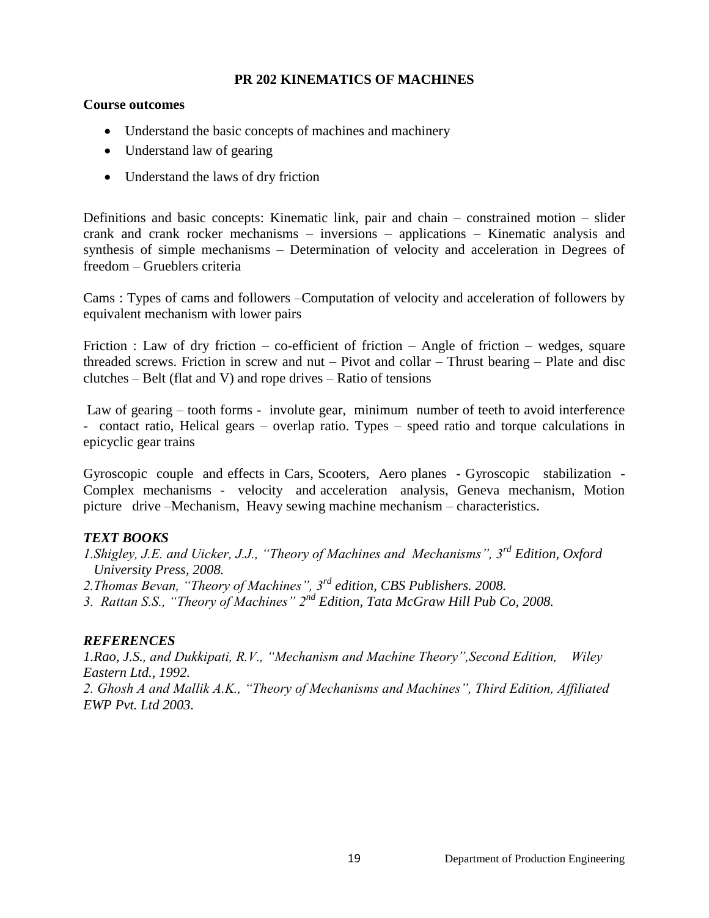## PR 202 KINEMATICS OF MACHINES

**Course outcomes**

- Understand the basic concepts of machines and machinery
- Understand law of gearing
- Understand the laws of dry friction

Definitions and basic concepts: Kinematic link, pair and chain – constrained motion – slider crank and crank rocker mechanisms – inversions – applications – Kinematic analysis and synthesis of simple mechanisms – Determination of velocity and acceleration in Degrees of freedom – Grueblers criteria

Cams : Types of cams and followers –Computation of velocity and acceleration of followers by equivalent mechanism with lower pairs

Friction : Law of dry friction – co-efficient of friction – Angle of friction – wedges, square threaded screws. Friction in screw and nut – Pivot and collar – Thrust bearing – Plate and disc clutches – Belt (flat and V) and rope drives – Ratio of tensions

Law of gearing – tooth forms - involute gear, minimum number of teeth to avoid interference - contact ratio, Helical gears – overlap ratio. Types – speed ratio and torque calculations in epicyclic gear trains

Gyroscopic couple and effects in Cars, Scooters, Aero planes - Gyroscopic stabilization - Complex mechanisms - velocity and acceleration analysis, Geneva mechanism, Motion picture drive –Mechanism, Heavy sewing machine mechanism – characteristics.

### *TEXT BOOKS*

*1.Shigley, J.E. and Uicker, J.J., "Theory of Machines and Mechanisms", 3rd Edition, Oxford University Press, 2008.*

*2.Thomas Bevan, "Theory of Machines", 3rd edition, CBS Publishers. 2008.*

*3. Rattan S.S., "Theory of Machines" 2nd Edition, Tata McGraw Hill Pub Co, 2008.*

### *REFERENCES*

*1.Rao, J.S., and Dukkipati, R.V., "Mechanism and Machine Theory",Second Edition, Wiley Eastern Ltd., 1992.*

*2. Ghosh A and Mallik A.K., "Theory of Mechanisms and Machines", Third Edition, Affiliated EWP Pvt. Ltd 2003.*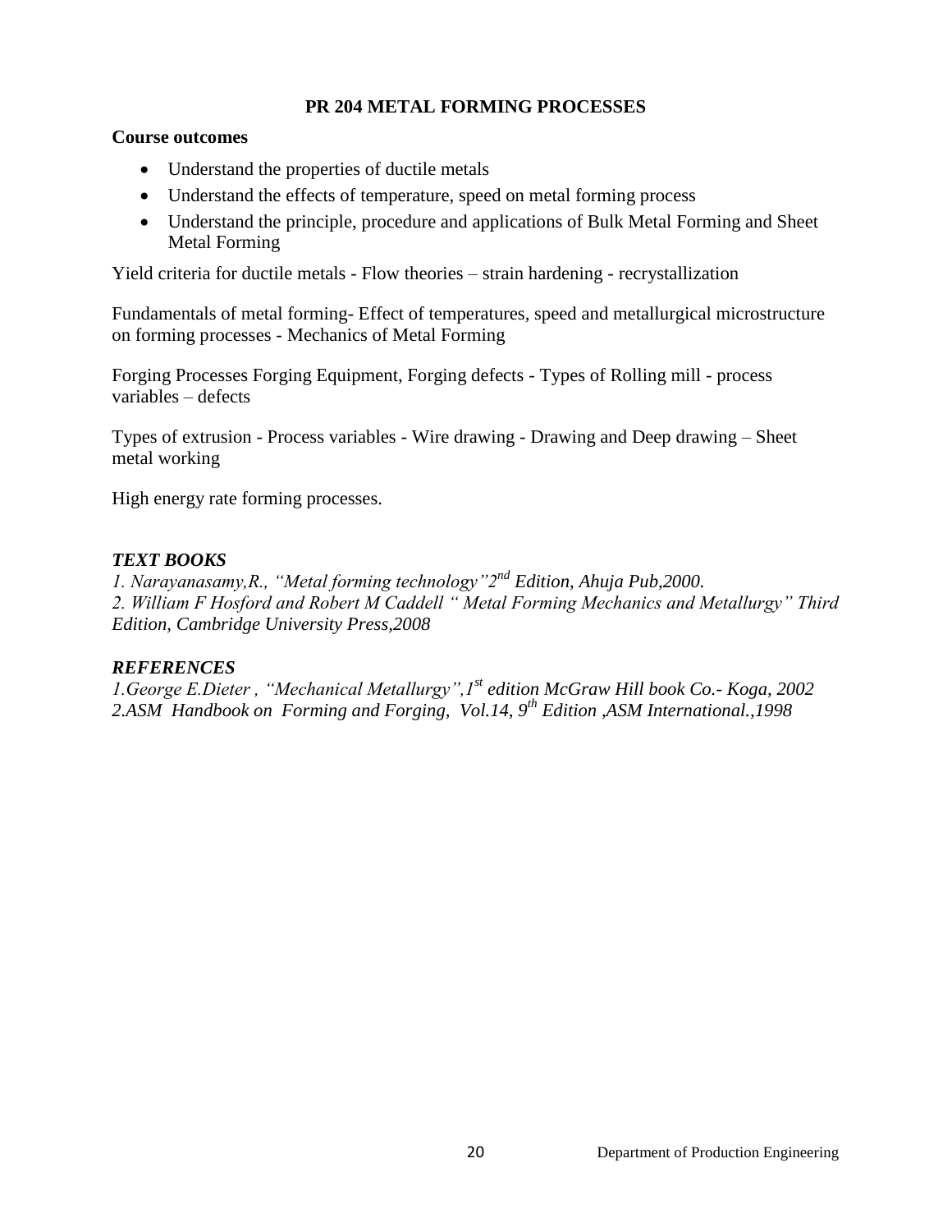## PR 204 METAL FORMING PROCESSES

**Course outcomes**

- Understand the properties of ductile metals
- Understand the effects of temperature, speed on metal forming process
- Understand the principle, procedure and applications of Bulk Metal Forming and Sheet Metal Forming

Yield criteria for ductile metals - Flow theories – strain hardening - recrystallization

Fundamentals of metal forming- Effect of temperatures, speed and metallurgical microstructure on forming processes - Mechanics of Metal Forming

Forging Processes Forging Equipment, Forging defects - Types of Rolling mill - process variables – defects

Types of extrusion - Process variables - Wire drawing - Drawing and Deep drawing – Sheet metal working

High energy rate forming processes.

### *TEXT BOOKS*

*1. Narayanasamy,R., "Metal forming technology"2nd Edition, Ahuja Pub,2000.*
*2. William F Hosford and Robert M Caddell " Metal Forming Mechanics and Metallurgy" Third Edition, Cambridge University Press,2008*

### *REFERENCES*

*1.George E.Dieter , "Mechanical Metallurgy",1st edition McGraw Hill book Co.- Koga, 2002*
*2.ASM Handbook on Forming and Forging, Vol.14, 9th Edition ,ASM International.,1998*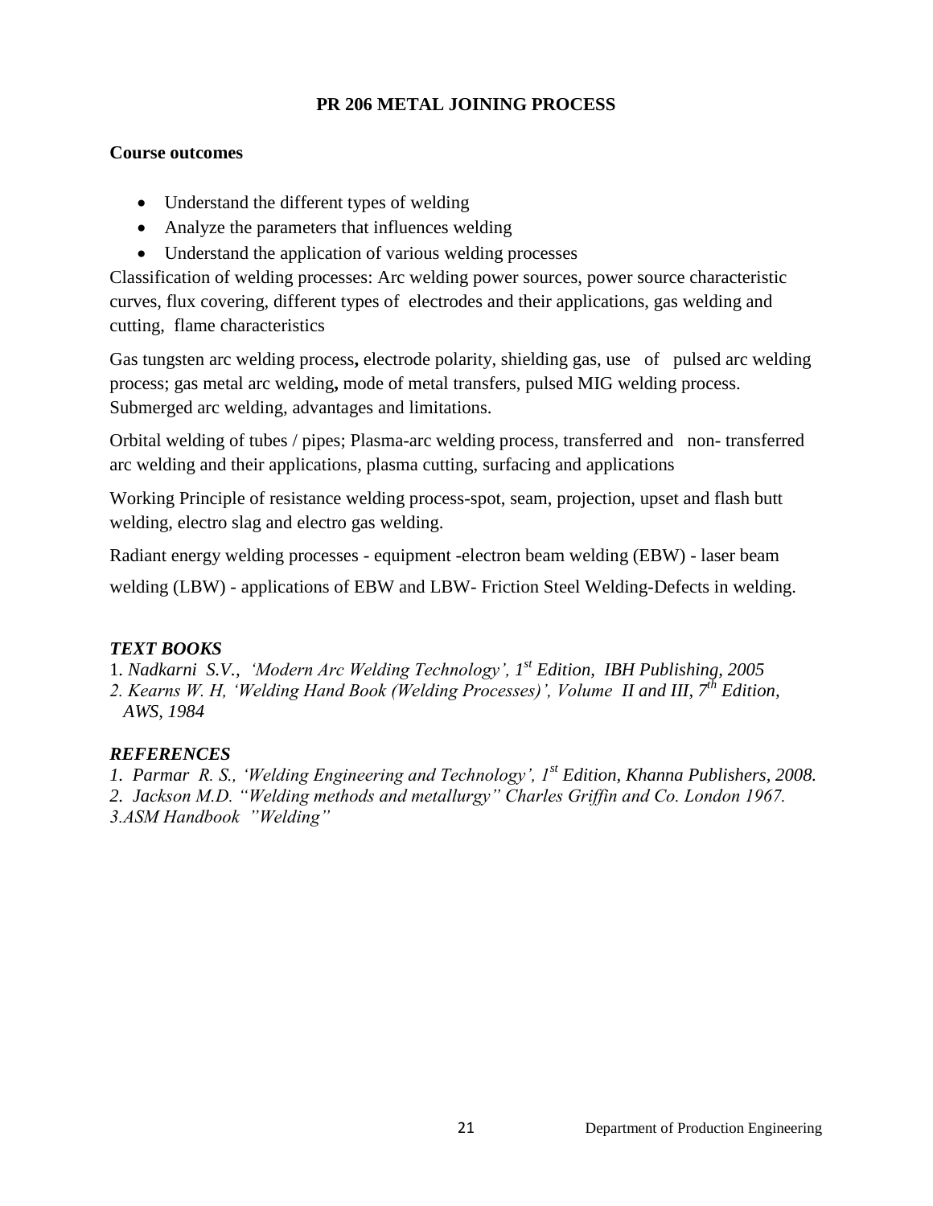## PR 206 METAL JOINING PROCESS

**Course outcomes**

- Understand the different types of welding
- Analyze the parameters that influences welding
- Understand the application of various welding processes

Classification of welding processes: Arc welding power sources, power source characteristic curves, flux covering, different types of electrodes and their applications, gas welding and cutting, flame characteristics

Gas tungsten arc welding process**,** electrode polarity, shielding gas, use of pulsed arc welding process; gas metal arc welding**,** mode of metal transfers, pulsed MIG welding process. Submerged arc welding, advantages and limitations.

Orbital welding of tubes / pipes; Plasma-arc welding process, transferred and non- transferred arc welding and their applications, plasma cutting, surfacing and applications

Working Principle of resistance welding process-spot, seam, projection, upset and flash butt welding, electro slag and electro gas welding.

Radiant energy welding processes - equipment -electron beam welding (EBW) - laser beam welding (LBW) - applications of EBW and LBW- Friction Steel Welding-Defects in welding.

### *TEXT BOOKS*

1. *Nadkarni S.V., 'Modern Arc Welding Technology', 1st Edition, IBH Publishing, 2005*
2. *Kearns W. H, 'Welding Hand Book (Welding Processes)', Volume II and III, 7th Edition, AWS, 1984*

### *REFERENCES*

1. *Parmar R. S., 'Welding Engineering and Technology', 1st Edition, Khanna Publishers, 2008.*
2. *Jackson M.D. "Welding methods and metallurgy" Charles Griffin and Co. London 1967.*
3. *ASM Handbook "Welding"*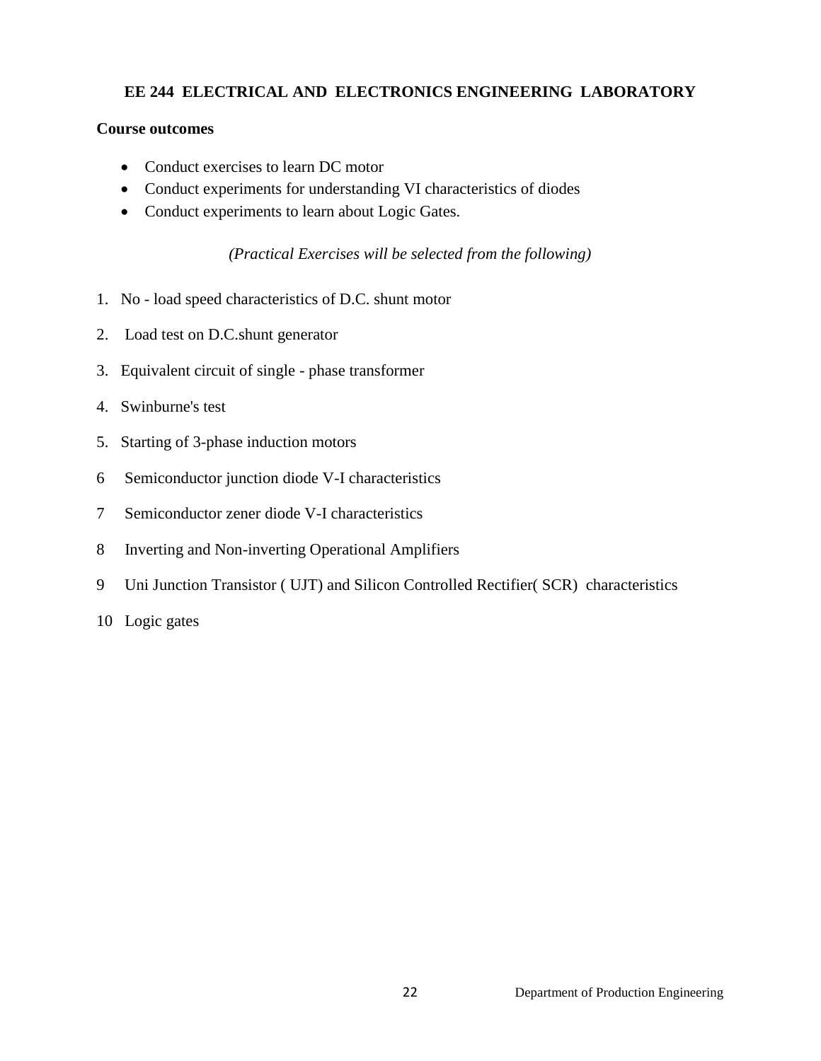## EE 244 ELECTRICAL AND ELECTRONICS ENGINEERING LABORATORY

**Course outcomes**

- Conduct exercises to learn DC motor
- Conduct experiments for understanding VI characteristics of diodes
- Conduct experiments to learn about Logic Gates.

*(Practical Exercises will be selected from the following)*

1. No - load speed characteristics of D.C. shunt motor
2. Load test on D.C.shunt generator
3. Equivalent circuit of single - phase transformer
4. Swinburne's test
5. Starting of 3-phase induction motors
6. Semiconductor junction diode V-I characteristics
7. Semiconductor zener diode V-I characteristics
8. Inverting and Non-inverting Operational Amplifiers
9. Uni Junction Transistor ( UJT) and Silicon Controlled Rectifier( SCR) characteristics
10. Logic gates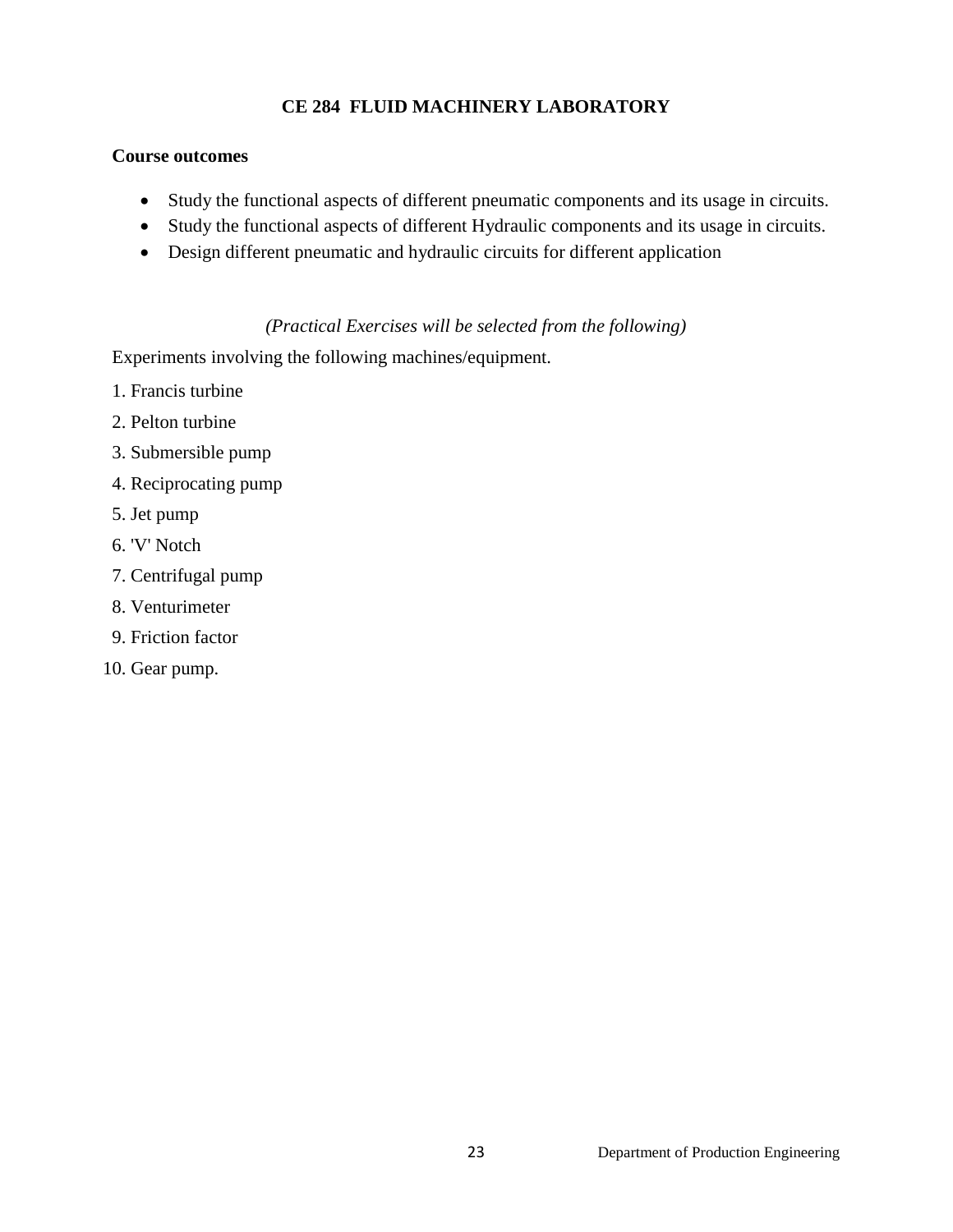## CE 284 FLUID MACHINERY LABORATORY

**Course outcomes**

- Study the functional aspects of different pneumatic components and its usage in circuits.
- Study the functional aspects of different Hydraulic components and its usage in circuits.
- Design different pneumatic and hydraulic circuits for different application

*(Practical Exercises will be selected from the following)*

Experiments involving the following machines/equipment.

1. Francis turbine
2. Pelton turbine
3. Submersible pump
4. Reciprocating pump
5. Jet pump
6. 'V' Notch
7. Centrifugal pump
8. Venturimeter
9. Friction factor
10. Gear pump.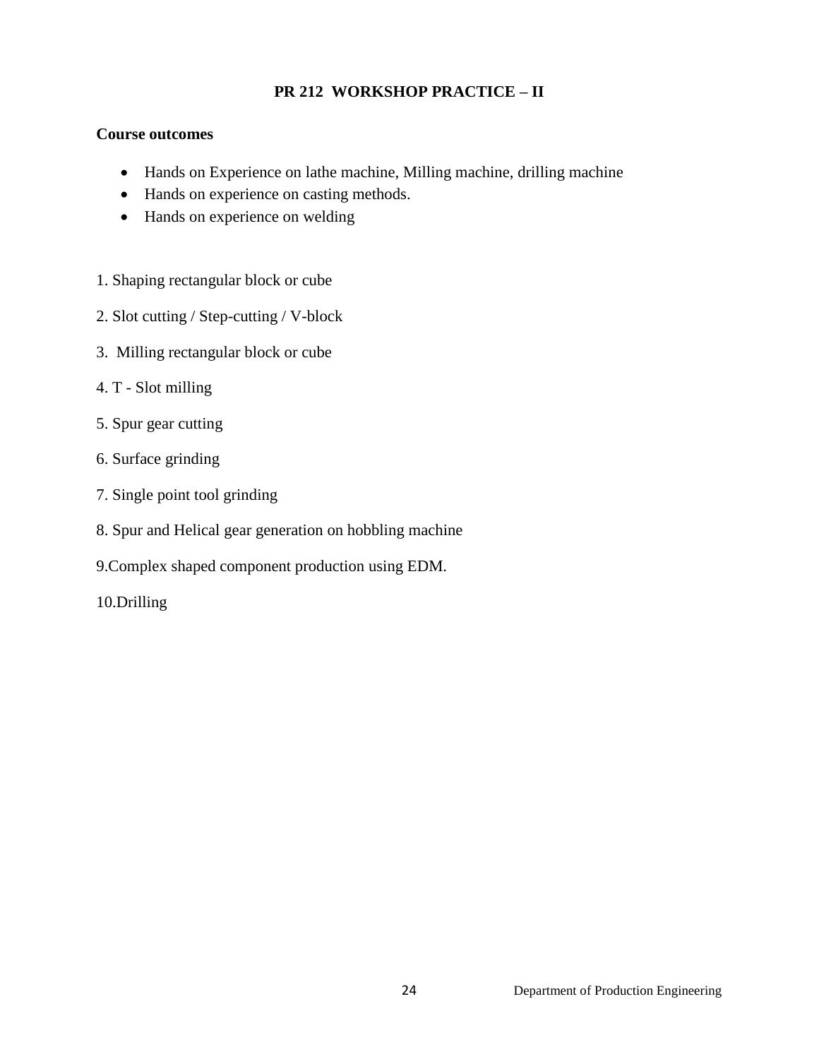## PR 212 WORKSHOP PRACTICE – II

**Course outcomes**

- Hands on Experience on lathe machine, Milling machine, drilling machine
- Hands on experience on casting methods.
- Hands on experience on welding

1. Shaping rectangular block or cube

2. Slot cutting / Step-cutting / V-block

3. Milling rectangular block or cube

4. T - Slot milling

5. Spur gear cutting

6. Surface grinding

7. Single point tool grinding

8. Spur and Helical gear generation on hobbling machine

9.Complex shaped component production using EDM.

10.Drilling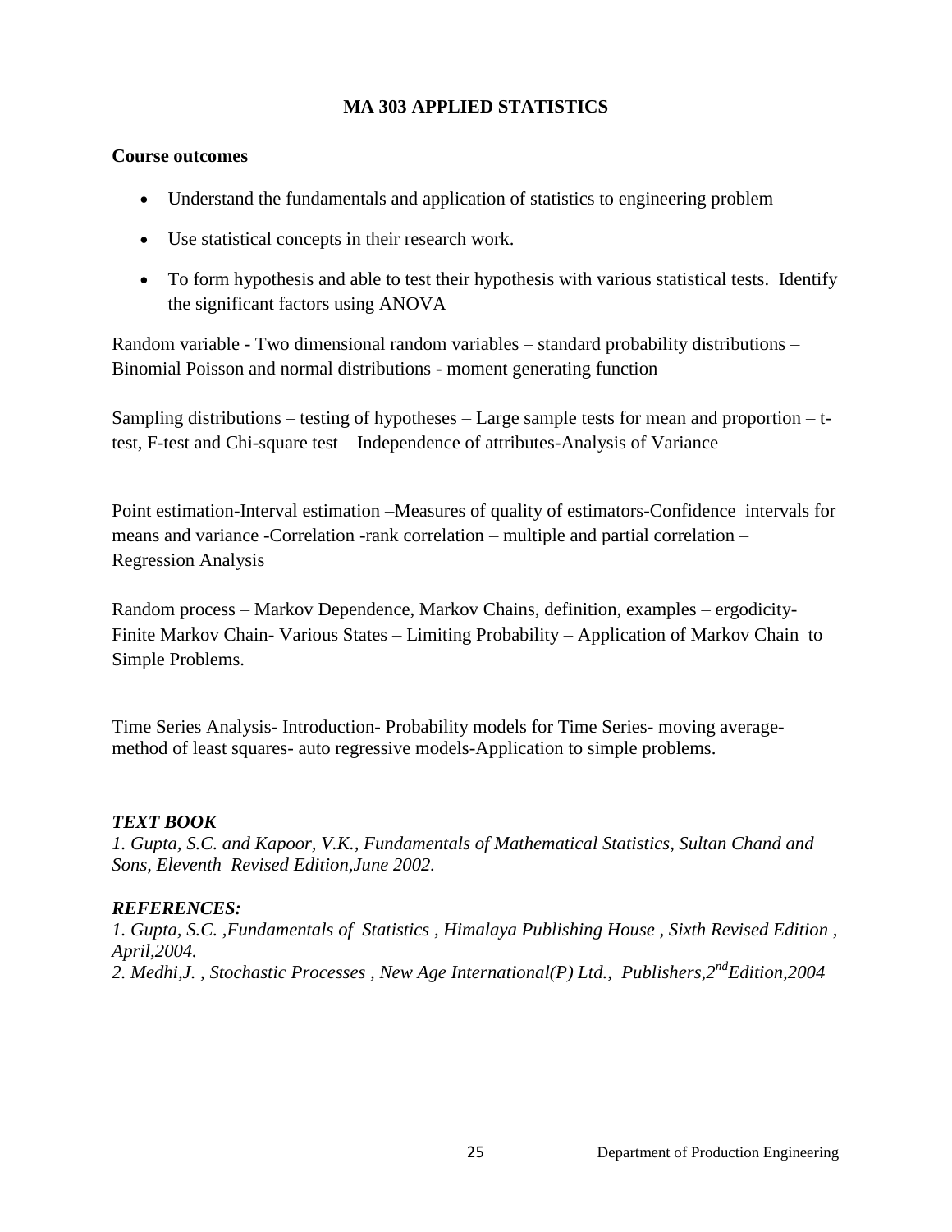## MA 303 APPLIED STATISTICS

**Course outcomes**

- Understand the fundamentals and application of statistics to engineering problem
- Use statistical concepts in their research work.
- To form hypothesis and able to test their hypothesis with various statistical tests. Identify the significant factors using ANOVA

Random variable - Two dimensional random variables – standard probability distributions – Binomial Poisson and normal distributions - moment generating function

Sampling distributions – testing of hypotheses – Large sample tests for mean and proportion – t-test, F-test and Chi-square test – Independence of attributes-Analysis of Variance

Point estimation-Interval estimation –Measures of quality of estimators-Confidence intervals for means and variance -Correlation -rank correlation – multiple and partial correlation – Regression Analysis

Random process – Markov Dependence, Markov Chains, definition, examples – ergodicity-Finite Markov Chain- Various States – Limiting Probability – Application of Markov Chain to Simple Problems.

Time Series Analysis- Introduction- Probability models for Time Series- moving average-method of least squares- auto regressive models-Application to simple problems.

***TEXT BOOK***

*1. Gupta, S.C. and Kapoor, V.K., Fundamentals of Mathematical Statistics, Sultan Chand and Sons, Eleventh Revised Edition,June 2002.*

***REFERENCES:***

*1. Gupta, S.C. ,Fundamentals of Statistics , Himalaya Publishing House , Sixth Revised Edition , April,2004.*

*2. Medhi,J. , Stochastic Processes , New Age International(P) Ltd., Publishers,2nd Edition,2004*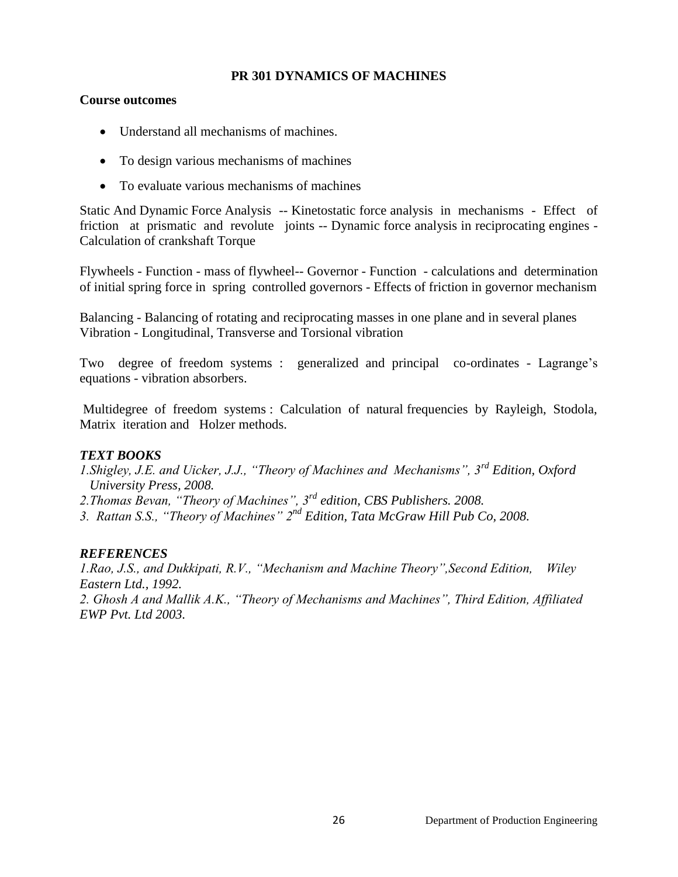## PR 301 DYNAMICS OF MACHINES

**Course outcomes**

- Understand all mechanisms of machines.
- To design various mechanisms of machines
- To evaluate various mechanisms of machines

Static And Dynamic Force Analysis -- Kinetostatic force analysis in mechanisms - Effect of friction at prismatic and revolute joints -- Dynamic force analysis in reciprocating engines - Calculation of crankshaft Torque

Flywheels - Function - mass of flywheel-- Governor - Function - calculations and determination of initial spring force in spring controlled governors - Effects of friction in governor mechanism

Balancing - Balancing of rotating and reciprocating masses in one plane and in several planes
Vibration - Longitudinal, Transverse and Torsional vibration

Two degree of freedom systems : generalized and principal co-ordinates - Lagrange's equations - vibration absorbers.

Multidegree of freedom systems : Calculation of natural frequencies by Rayleigh, Stodola, Matrix iteration and Holzer methods.

### *TEXT BOOKS*

*1.Shigley, J.E. and Uicker, J.J., "Theory of Machines and Mechanisms", 3rd Edition, Oxford University Press, 2008.*
*2.Thomas Bevan, "Theory of Machines", 3rd edition, CBS Publishers. 2008.*
*3. Rattan S.S., "Theory of Machines" 2nd Edition, Tata McGraw Hill Pub Co, 2008.*

### *REFERENCES*

*1.Rao, J.S., and Dukkipati, R.V., "Mechanism and Machine Theory",Second Edition, Wiley Eastern Ltd., 1992.*
*2. Ghosh A and Mallik A.K., "Theory of Mechanisms and Machines", Third Edition, Affiliated EWP Pvt. Ltd 2003.*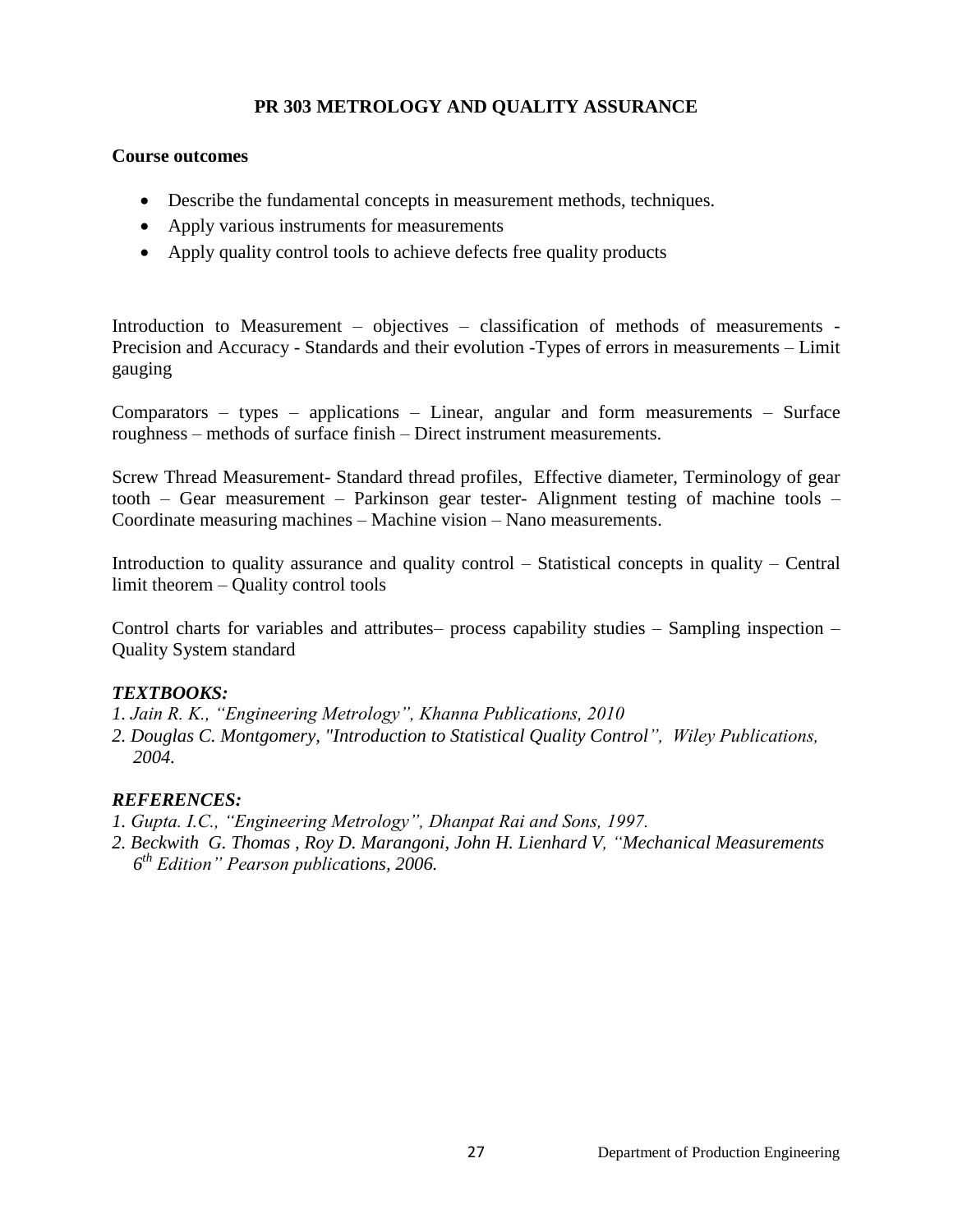## PR 303 METROLOGY AND QUALITY ASSURANCE

**Course outcomes**

- Describe the fundamental concepts in measurement methods, techniques.
- Apply various instruments for measurements
- Apply quality control tools to achieve defects free quality products

Introduction to Measurement – objectives – classification of methods of measurements - Precision and Accuracy - Standards and their evolution -Types of errors in measurements – Limit gauging

Comparators – types – applications – Linear, angular and form measurements – Surface roughness – methods of surface finish – Direct instrument measurements.

Screw Thread Measurement- Standard thread profiles, Effective diameter, Terminology of gear tooth – Gear measurement – Parkinson gear tester- Alignment testing of machine tools – Coordinate measuring machines – Machine vision – Nano measurements.

Introduction to quality assurance and quality control – Statistical concepts in quality – Central limit theorem – Quality control tools

Control charts for variables and attributes– process capability studies – Sampling inspection – Quality System standard

***TEXTBOOKS:***

*1. Jain R. K., "Engineering Metrology", Khanna Publications, 2010*

*2. Douglas C. Montgomery, "Introduction to Statistical Quality Control", Wiley Publications, 2004.*

***REFERENCES:***

*1. Gupta. I.C., "Engineering Metrology", Dhanpat Rai and Sons, 1997.*

*2. Beckwith G. Thomas , Roy D. Marangoni, John H. Lienhard V, "Mechanical Measurements 6th Edition" Pearson publications, 2006.*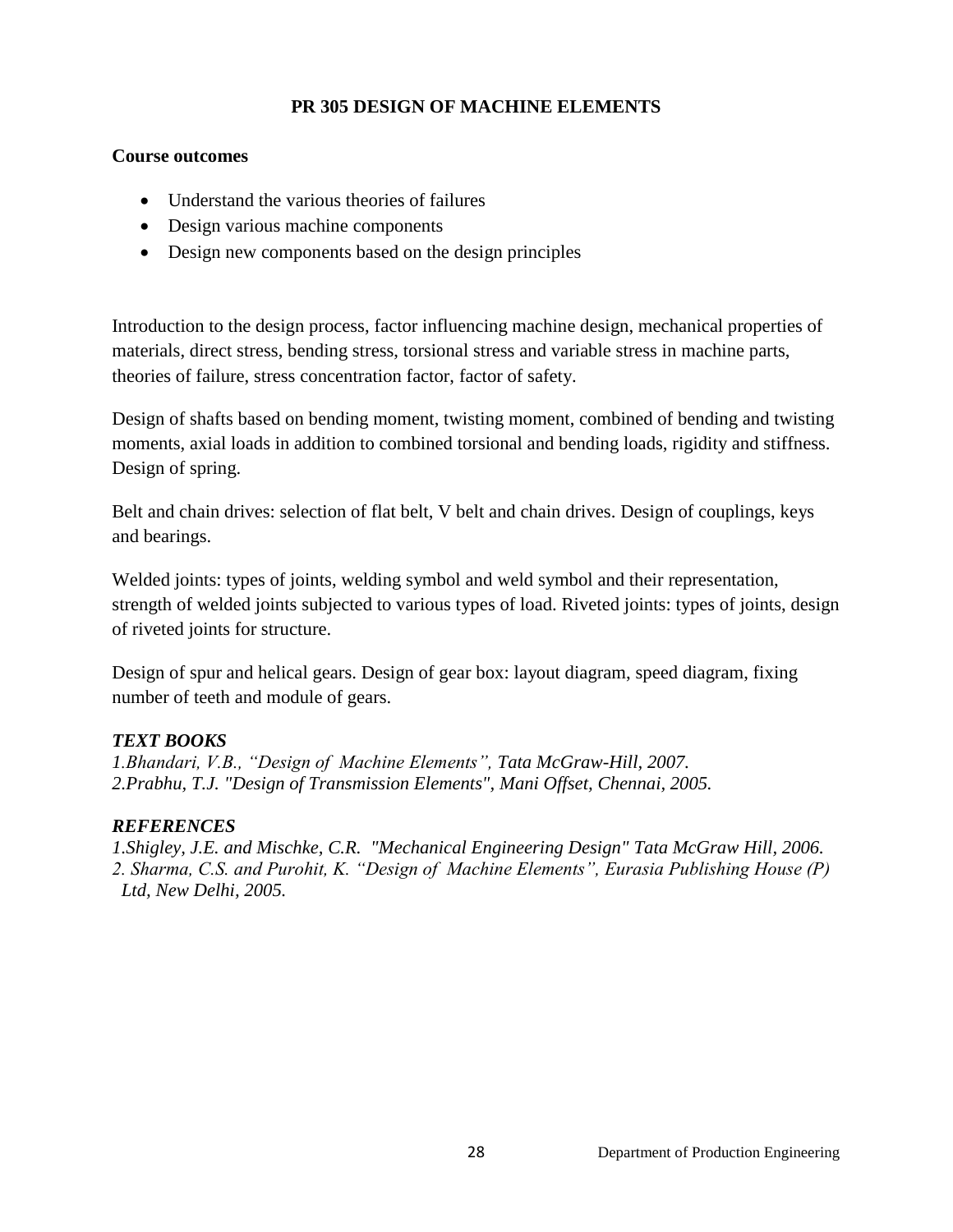## PR 305 DESIGN OF MACHINE ELEMENTS

**Course outcomes**

- Understand the various theories of failures
- Design various machine components
- Design new components based on the design principles

Introduction to the design process, factor influencing machine design, mechanical properties of materials, direct stress, bending stress, torsional stress and variable stress in machine parts, theories of failure, stress concentration factor, factor of safety.

Design of shafts based on bending moment, twisting moment, combined of bending and twisting moments, axial loads in addition to combined torsional and bending loads, rigidity and stiffness. Design of spring.

Belt and chain drives: selection of flat belt, V belt and chain drives. Design of couplings, keys and bearings.

Welded joints: types of joints, welding symbol and weld symbol and their representation, strength of welded joints subjected to various types of load. Riveted joints: types of joints, design of riveted joints for structure.

Design of spur and helical gears. Design of gear box: layout diagram, speed diagram, fixing number of teeth and module of gears.

***TEXT BOOKS***

*1.Bhandari, V.B., "Design of Machine Elements", Tata McGraw-Hill, 2007.*
*2.Prabhu, T.J. "Design of Transmission Elements", Mani Offset, Chennai, 2005.*

***REFERENCES***

*1.Shigley, J.E. and Mischke, C.R. "Mechanical Engineering Design" Tata McGraw Hill, 2006.*
*2. Sharma, C.S. and Purohit, K. "Design of Machine Elements", Eurasia Publishing House (P) Ltd, New Delhi, 2005.*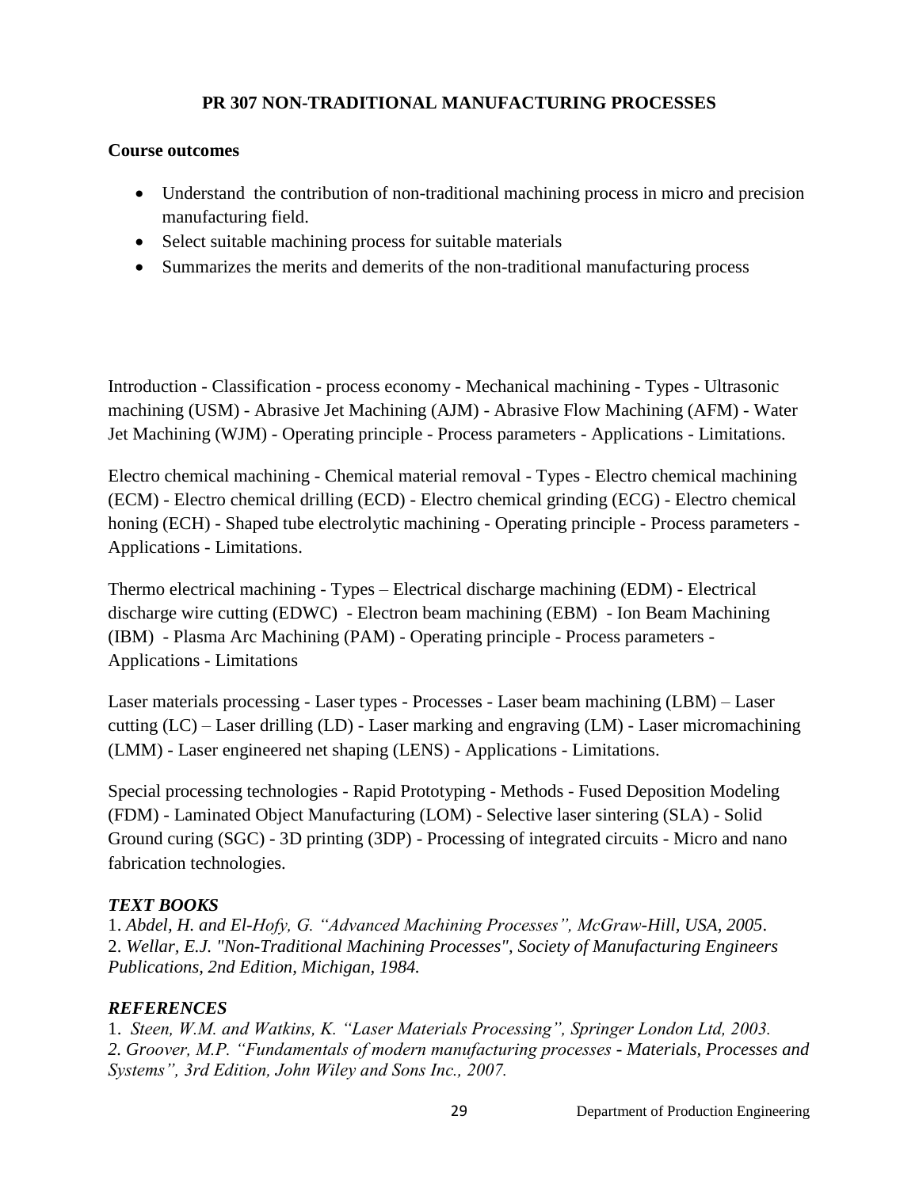## PR 307 NON-TRADITIONAL MANUFACTURING PROCESSES

**Course outcomes**

- Understand the contribution of non-traditional machining process in micro and precision manufacturing field.
- Select suitable machining process for suitable materials
- Summarizes the merits and demerits of the non-traditional manufacturing process

Introduction - Classification - process economy - Mechanical machining - Types - Ultrasonic machining (USM) - Abrasive Jet Machining (AJM) - Abrasive Flow Machining (AFM) - Water Jet Machining (WJM) - Operating principle - Process parameters - Applications - Limitations.

Electro chemical machining - Chemical material removal - Types - Electro chemical machining (ECM) - Electro chemical drilling (ECD) - Electro chemical grinding (ECG) - Electro chemical honing (ECH) - Shaped tube electrolytic machining - Operating principle - Process parameters - Applications - Limitations.

Thermo electrical machining - Types – Electrical discharge machining (EDM) - Electrical discharge wire cutting (EDWC) - Electron beam machining (EBM) - Ion Beam Machining (IBM) - Plasma Arc Machining (PAM) - Operating principle - Process parameters - Applications - Limitations

Laser materials processing - Laser types - Processes - Laser beam machining (LBM) – Laser cutting (LC) – Laser drilling (LD) - Laser marking and engraving (LM) - Laser micromachining (LMM) - Laser engineered net shaping (LENS) - Applications - Limitations.

Special processing technologies - Rapid Prototyping - Methods - Fused Deposition Modeling (FDM) - Laminated Object Manufacturing (LOM) - Selective laser sintering (SLA) - Solid Ground curing (SGC) - 3D printing (3DP) - Processing of integrated circuits - Micro and nano fabrication technologies.

### *TEXT BOOKS*

1. *Abdel, H. and El-Hofy, G. "Advanced Machining Processes", McGraw-Hill, USA, 2005.*
2. *Wellar, E.J. "Non-Traditional Machining Processes", Society of Manufacturing Engineers Publications, 2nd Edition, Michigan, 1984.*

### *REFERENCES*

1. *Steen, W.M. and Watkins, K. "Laser Materials Processing", Springer London Ltd, 2003.*
2. *Groover, M.P. "Fundamentals of modern manufacturing processes - Materials, Processes and Systems", 3rd Edition, John Wiley and Sons Inc., 2007.*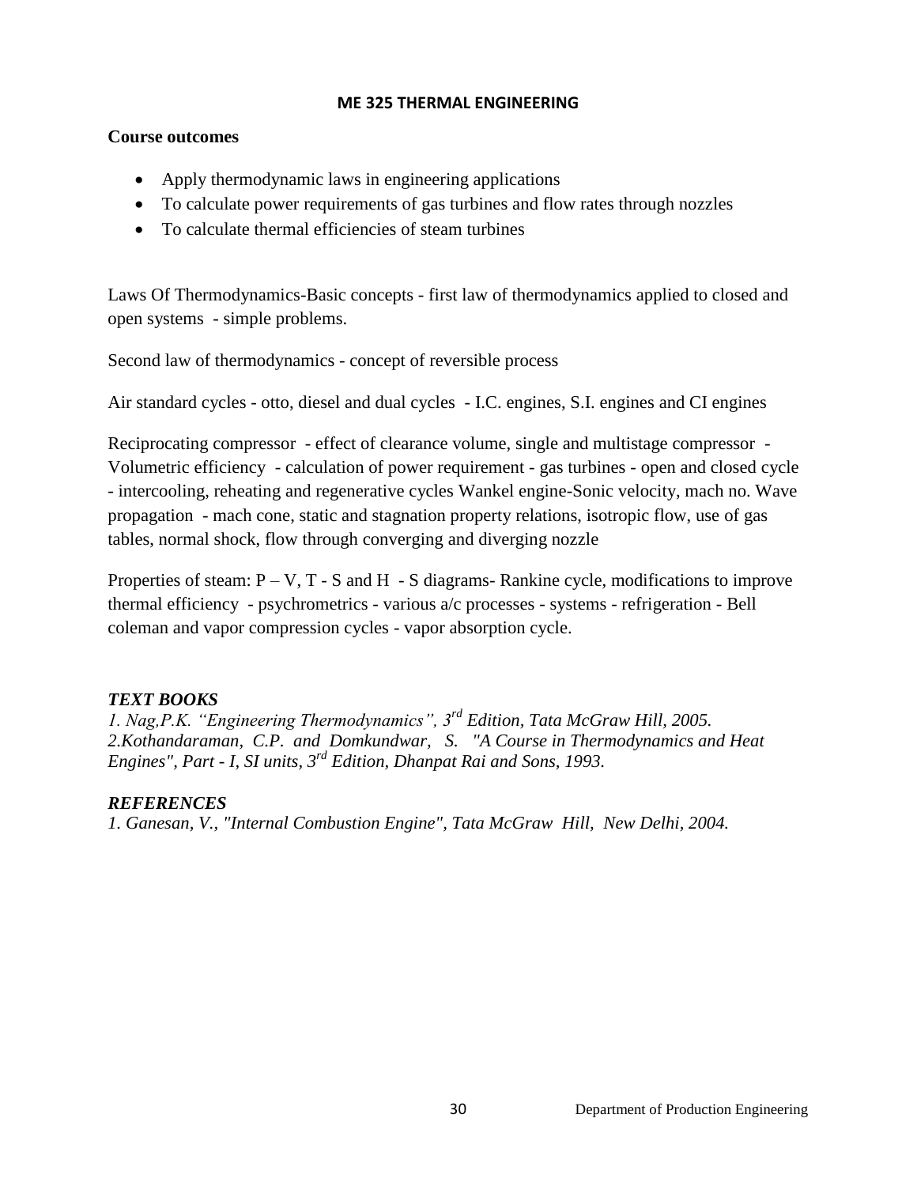# ME 325 THERMAL ENGINEERING

**Course outcomes**

- Apply thermodynamic laws in engineering applications
- To calculate power requirements of gas turbines and flow rates through nozzles
- To calculate thermal efficiencies of steam turbines

Laws Of Thermodynamics-Basic concepts - first law of thermodynamics applied to closed and open systems - simple problems.

Second law of thermodynamics - concept of reversible process

Air standard cycles - otto, diesel and dual cycles - I.C. engines, S.I. engines and CI engines

Reciprocating compressor - effect of clearance volume, single and multistage compressor - Volumetric efficiency - calculation of power requirement - gas turbines - open and closed cycle - intercooling, reheating and regenerative cycles Wankel engine-Sonic velocity, mach no. Wave propagation - mach cone, static and stagnation property relations, isotropic flow, use of gas tables, normal shock, flow through converging and diverging nozzle

Properties of steam: P – V, T - S and H - S diagrams- Rankine cycle, modifications to improve thermal efficiency - psychrometrics - various a/c processes - systems - refrigeration - Bell coleman and vapor compression cycles - vapor absorption cycle.

***TEXT BOOKS***

*1. Nag,P.K. "Engineering Thermodynamics", 3rd Edition, Tata McGraw Hill, 2005.*
*2.Kothandaraman, C.P. and Domkundwar, S. "A Course in Thermodynamics and Heat Engines", Part - I, SI units, 3rd Edition, Dhanpat Rai and Sons, 1993.*

***REFERENCES***

*1. Ganesan, V., "Internal Combustion Engine", Tata McGraw Hill, New Delhi, 2004.*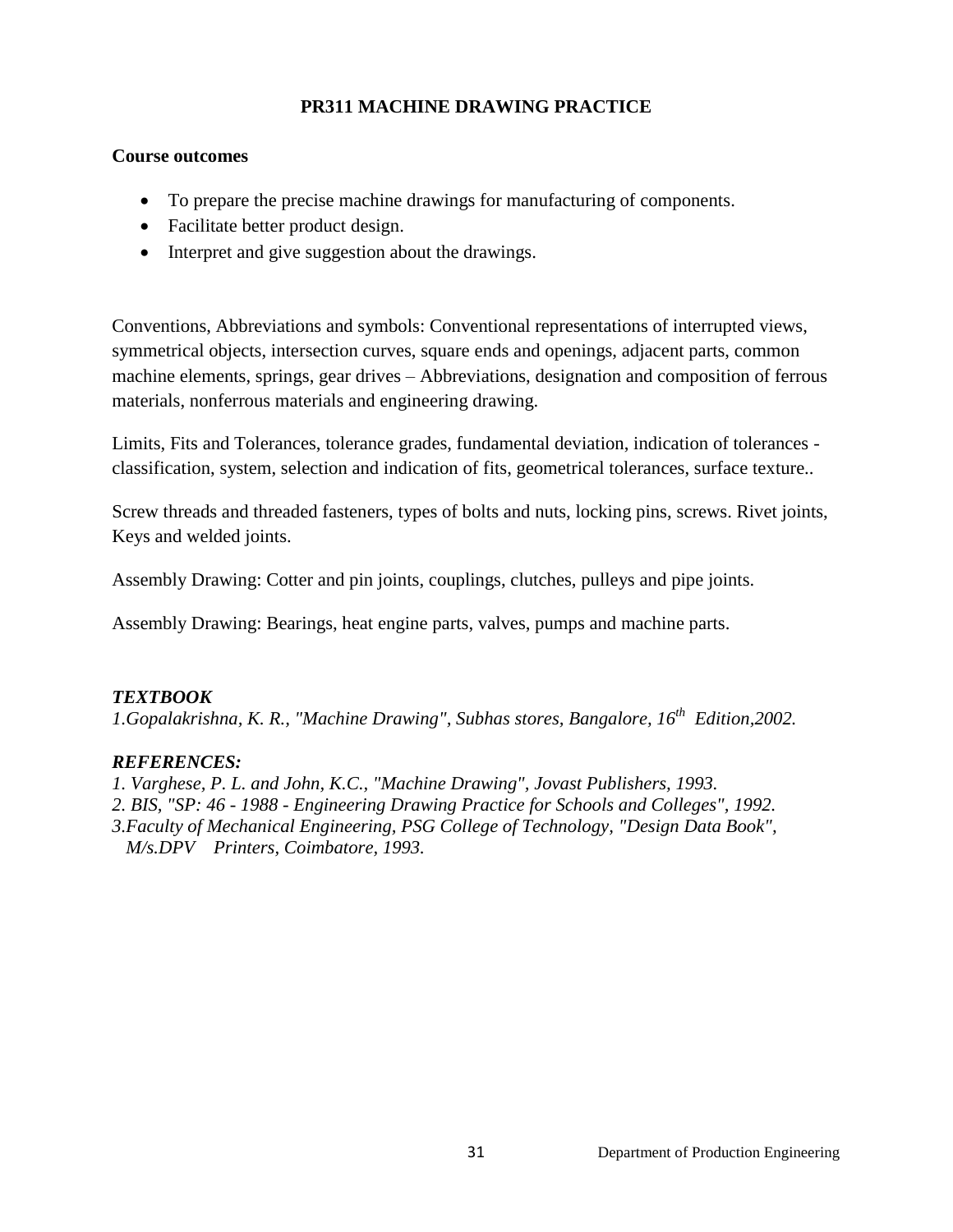## PR311 MACHINE DRAWING PRACTICE

**Course outcomes**

- To prepare the precise machine drawings for manufacturing of components.
- Facilitate better product design.
- Interpret and give suggestion about the drawings.

Conventions, Abbreviations and symbols: Conventional representations of interrupted views, symmetrical objects, intersection curves, square ends and openings, adjacent parts, common machine elements, springs, gear drives – Abbreviations, designation and composition of ferrous materials, nonferrous materials and engineering drawing.

Limits, Fits and Tolerances, tolerance grades, fundamental deviation, indication of tolerances - classification, system, selection and indication of fits, geometrical tolerances, surface texture..

Screw threads and threaded fasteners, types of bolts and nuts, locking pins, screws. Rivet joints, Keys and welded joints.

Assembly Drawing: Cotter and pin joints, couplings, clutches, pulleys and pipe joints.

Assembly Drawing: Bearings, heat engine parts, valves, pumps and machine parts.

***TEXTBOOK***

*1.Gopalakrishna, K. R., "Machine Drawing", Subhas stores, Bangalore, 16th Edition,2002.*

***REFERENCES:***

*1. Varghese, P. L. and John, K.C., "Machine Drawing", Jovast Publishers, 1993.*
*2. BIS, "SP: 46 - 1988 - Engineering Drawing Practice for Schools and Colleges", 1992.*
*3.Faculty of Mechanical Engineering, PSG College of Technology, "Design Data Book", M/s.DPV Printers, Coimbatore, 1993.*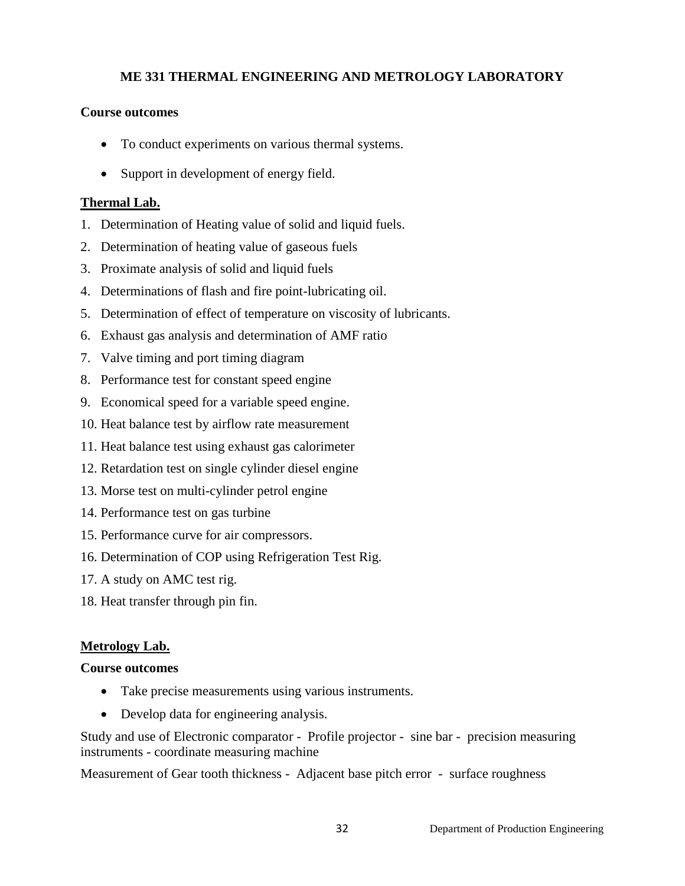## ME 331 THERMAL ENGINEERING AND METROLOGY LABORATORY

**Course outcomes**

- To conduct experiments on various thermal systems.
- Support in development of energy field.

### Thermal Lab.

1. Determination of Heating value of solid and liquid fuels.
2. Determination of heating value of gaseous fuels
3. Proximate analysis of solid and liquid fuels
4. Determinations of flash and fire point-lubricating oil.
5. Determination of effect of temperature on viscosity of lubricants.
6. Exhaust gas analysis and determination of AMF ratio
7. Valve timing and port timing diagram
8. Performance test for constant speed engine
9. Economical speed for a variable speed engine.
10. Heat balance test by airflow rate measurement
11. Heat balance test using exhaust gas calorimeter
12. Retardation test on single cylinder diesel engine
13. Morse test on multi-cylinder petrol engine
14. Performance test on gas turbine
15. Performance curve for air compressors.
16. Determination of COP using Refrigeration Test Rig.
17. A study on AMC test rig.
18. Heat transfer through pin fin.

### Metrology Lab.

**Course outcomes**

- Take precise measurements using various instruments.
- Develop data for engineering analysis.

Study and use of Electronic comparator - Profile projector - sine bar - precision measuring instruments - coordinate measuring machine

Measurement of Gear tooth thickness - Adjacent base pitch error - surface roughness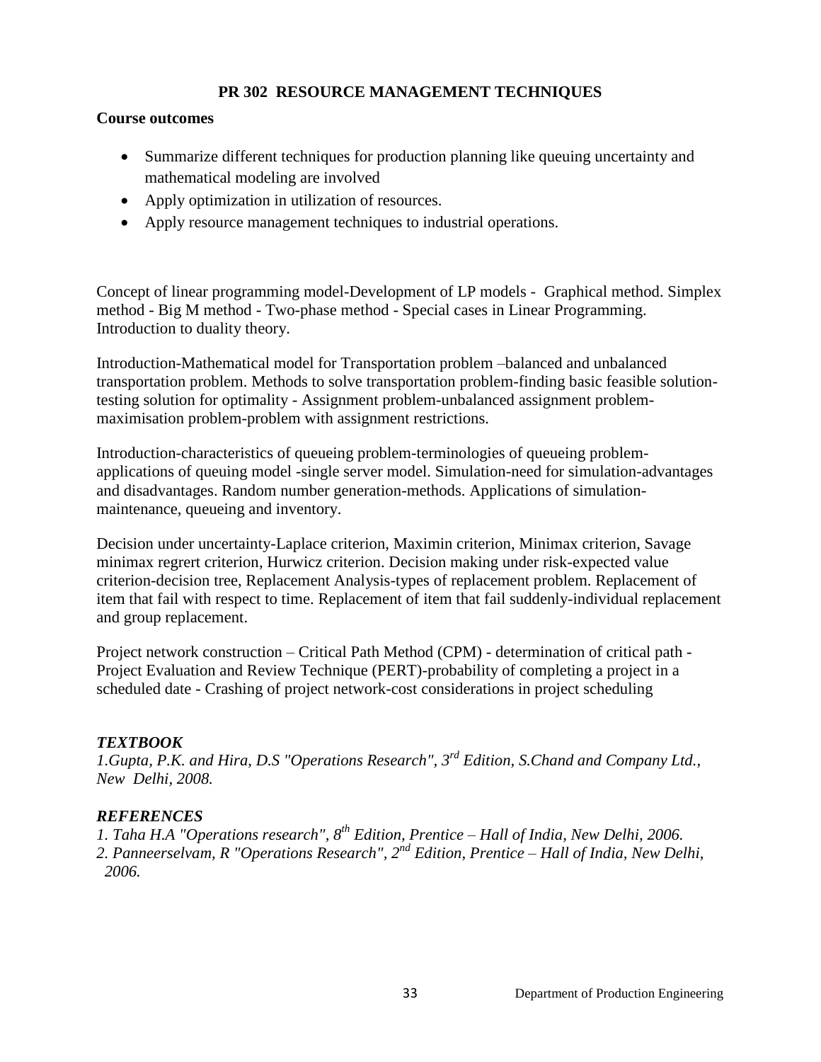## PR 302 RESOURCE MANAGEMENT TECHNIQUES

**Course outcomes**

- Summarize different techniques for production planning like queuing uncertainty and mathematical modeling are involved
- Apply optimization in utilization of resources.
- Apply resource management techniques to industrial operations.

Concept of linear programming model-Development of LP models - Graphical method. Simplex method - Big M method - Two-phase method - Special cases in Linear Programming. Introduction to duality theory.

Introduction-Mathematical model for Transportation problem –balanced and unbalanced transportation problem. Methods to solve transportation problem-finding basic feasible solution-testing solution for optimality - Assignment problem-unbalanced assignment problem-maximisation problem-problem with assignment restrictions.

Introduction-characteristics of queueing problem-terminologies of queueing problem-applications of queuing model -single server model. Simulation-need for simulation-advantages and disadvantages. Random number generation-methods. Applications of simulation-maintenance, queueing and inventory.

Decision under uncertainty-Laplace criterion, Maximin criterion, Minimax criterion, Savage minimax regrert criterion, Hurwicz criterion. Decision making under risk-expected value criterion-decision tree, Replacement Analysis-types of replacement problem. Replacement of item that fail with respect to time. Replacement of item that fail suddenly-individual replacement and group replacement.

Project network construction – Critical Path Method (CPM) - determination of critical path - Project Evaluation and Review Technique (PERT)-probability of completing a project in a scheduled date - Crashing of project network-cost considerations in project scheduling

***TEXTBOOK***

*1.Gupta, P.K. and Hira, D.S "Operations Research", 3rd Edition, S.Chand and Company Ltd., New Delhi, 2008.*

***REFERENCES***

*1. Taha H.A "Operations research", 8th Edition, Prentice – Hall of India, New Delhi, 2006.*

*2. Panneerselvam, R "Operations Research", 2nd Edition, Prentice – Hall of India, New Delhi, 2006.*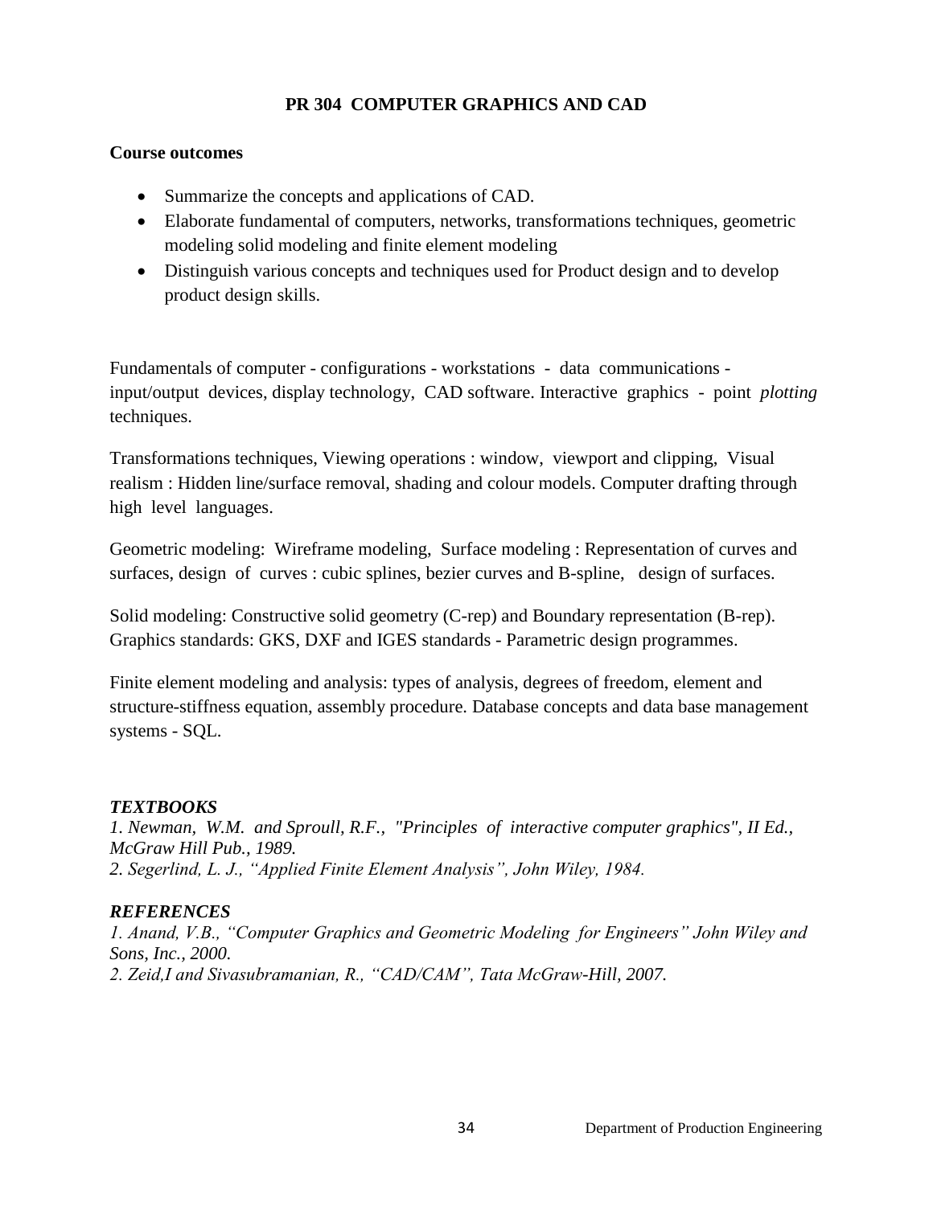## PR 304 COMPUTER GRAPHICS AND CAD

**Course outcomes**

- Summarize the concepts and applications of CAD.
- Elaborate fundamental of computers, networks, transformations techniques, geometric modeling solid modeling and finite element modeling
- Distinguish various concepts and techniques used for Product design and to develop product design skills.

Fundamentals of computer - configurations - workstations - data communications - input/output devices, display technology, CAD software. Interactive graphics - point *plotting* techniques.

Transformations techniques, Viewing operations : window, viewport and clipping, Visual realism : Hidden line/surface removal, shading and colour models. Computer drafting through high level languages.

Geometric modeling: Wireframe modeling, Surface modeling : Representation of curves and surfaces, design of curves : cubic splines, bezier curves and B-spline, design of surfaces.

Solid modeling: Constructive solid geometry (C-rep) and Boundary representation (B-rep). Graphics standards: GKS, DXF and IGES standards - Parametric design programmes.

Finite element modeling and analysis: types of analysis, degrees of freedom, element and structure-stiffness equation, assembly procedure. Database concepts and data base management systems - SQL.

***TEXTBOOKS***

*1. Newman, W.M. and Sproull, R.F., "Principles of interactive computer graphics", II Ed., McGraw Hill Pub., 1989.*
*2. Segerlind, L. J., "Applied Finite Element Analysis", John Wiley, 1984.*

***REFERENCES***

*1. Anand, V.B., "Computer Graphics and Geometric Modeling for Engineers" John Wiley and Sons, Inc., 2000.*
*2. Zeid,I and Sivasubramanian, R., "CAD/CAM", Tata McGraw-Hill, 2007.*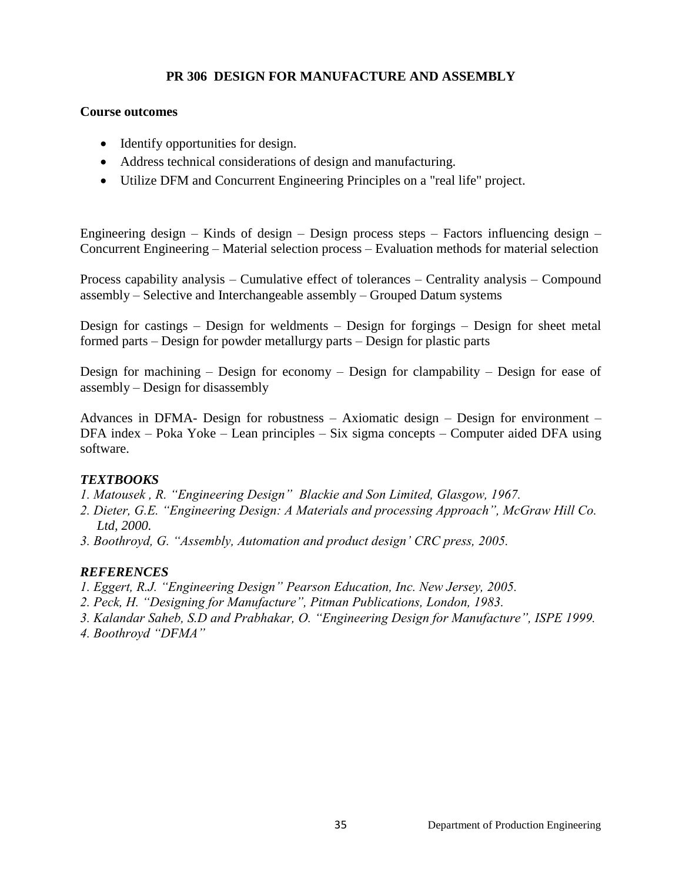## PR 306 DESIGN FOR MANUFACTURE AND ASSEMBLY

**Course outcomes**

- Identify opportunities for design.
- Address technical considerations of design and manufacturing.
- Utilize DFM and Concurrent Engineering Principles on a "real life" project.

Engineering design – Kinds of design – Design process steps – Factors influencing design – Concurrent Engineering – Material selection process – Evaluation methods for material selection

Process capability analysis – Cumulative effect of tolerances – Centrality analysis – Compound assembly – Selective and Interchangeable assembly – Grouped Datum systems

Design for castings – Design for weldments – Design for forgings – Design for sheet metal formed parts – Design for powder metallurgy parts – Design for plastic parts

Design for machining – Design for economy – Design for clampability – Design for ease of assembly – Design for disassembly

Advances in DFMA- Design for robustness – Axiomatic design – Design for environment – DFA index – Poka Yoke – Lean principles – Six sigma concepts – Computer aided DFA using software.

***TEXTBOOKS***

*1. Matousek , R. "Engineering Design" Blackie and Son Limited, Glasgow, 1967.*
*2. Dieter, G.E. "Engineering Design: A Materials and processing Approach", McGraw Hill Co. Ltd, 2000.*
*3. Boothroyd, G. "Assembly, Automation and product design' CRC press, 2005.*

***REFERENCES***

*1. Eggert, R.J. "Engineering Design" Pearson Education, Inc. New Jersey, 2005.*
*2. Peck, H. "Designing for Manufacture", Pitman Publications, London, 1983.*
*3. Kalandar Saheb, S.D and Prabhakar, O. "Engineering Design for Manufacture", ISPE 1999.*
*4. Boothroyd "DFMA"*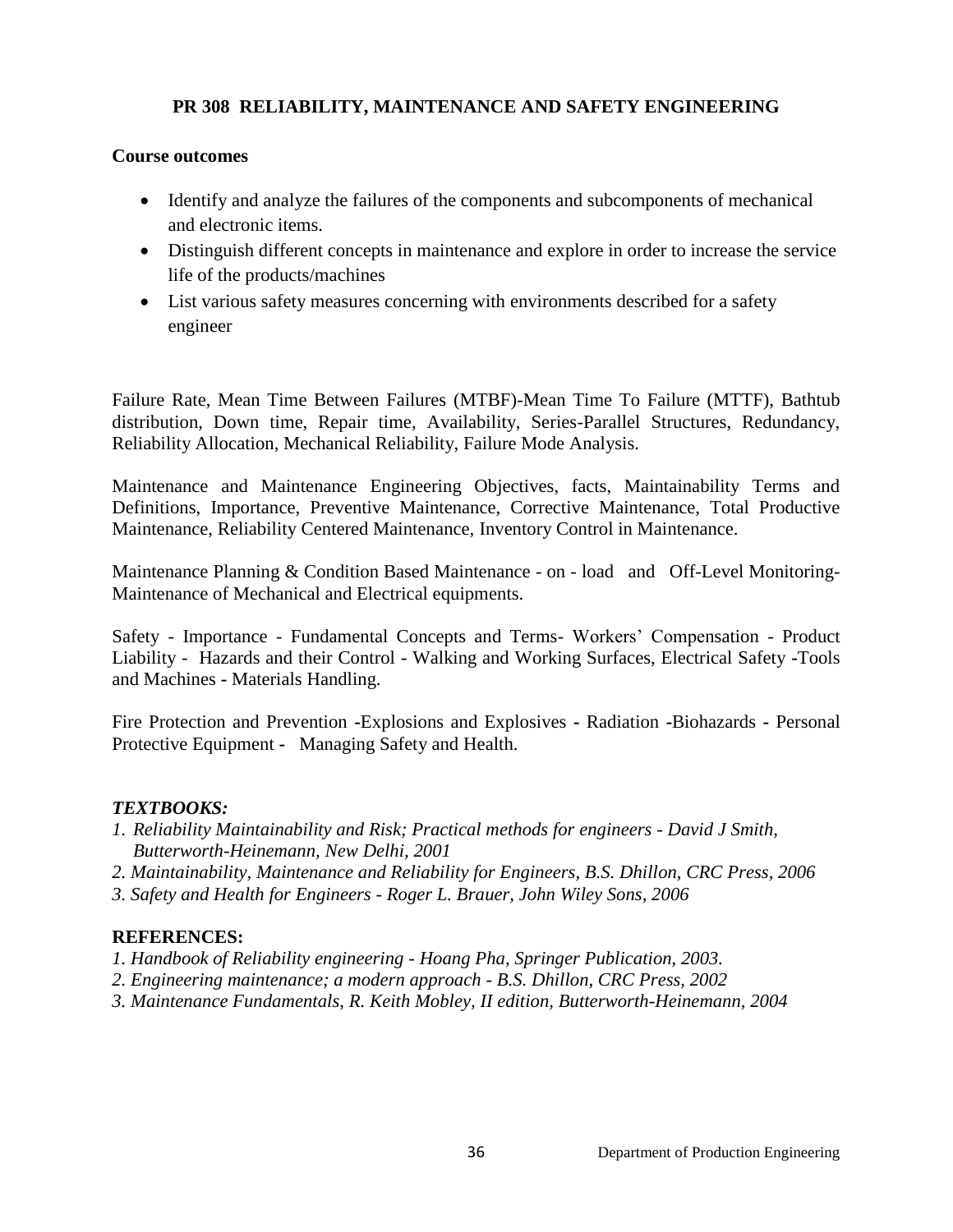## PR 308 RELIABILITY, MAINTENANCE AND SAFETY ENGINEERING

**Course outcomes**

- Identify and analyze the failures of the components and subcomponents of mechanical and electronic items.
- Distinguish different concepts in maintenance and explore in order to increase the service life of the products/machines
- List various safety measures concerning with environments described for a safety engineer

Failure Rate, Mean Time Between Failures (MTBF)-Mean Time To Failure (MTTF), Bathtub distribution, Down time, Repair time, Availability, Series-Parallel Structures, Redundancy, Reliability Allocation, Mechanical Reliability, Failure Mode Analysis.

Maintenance and Maintenance Engineering Objectives, facts, Maintainability Terms and Definitions, Importance, Preventive Maintenance, Corrective Maintenance, Total Productive Maintenance, Reliability Centered Maintenance, Inventory Control in Maintenance.

Maintenance Planning & Condition Based Maintenance - on - load and Off-Level Monitoring- Maintenance of Mechanical and Electrical equipments.

Safety - Importance - Fundamental Concepts and Terms- Workers' Compensation - Product Liability - Hazards and their Control - Walking and Working Surfaces, Electrical Safety -Tools and Machines - Materials Handling.

Fire Protection and Prevention -Explosions and Explosives - Radiation -Biohazards - Personal Protective Equipment - Managing Safety and Health.

***TEXTBOOKS:***

1. *Reliability Maintainability and Risk; Practical methods for engineers - David J Smith, Butterworth-Heinemann, New Delhi, 2001*
2. *Maintainability, Maintenance and Reliability for Engineers, B.S. Dhillon, CRC Press, 2006*
3. *Safety and Health for Engineers - Roger L. Brauer, John Wiley Sons, 2006*

**REFERENCES:**

1. *Handbook of Reliability engineering - Hoang Pha, Springer Publication, 2003.*
2. *Engineering maintenance; a modern approach - B.S. Dhillon, CRC Press, 2002*
3. *Maintenance Fundamentals, R. Keith Mobley, II edition, Butterworth-Heinemann, 2004*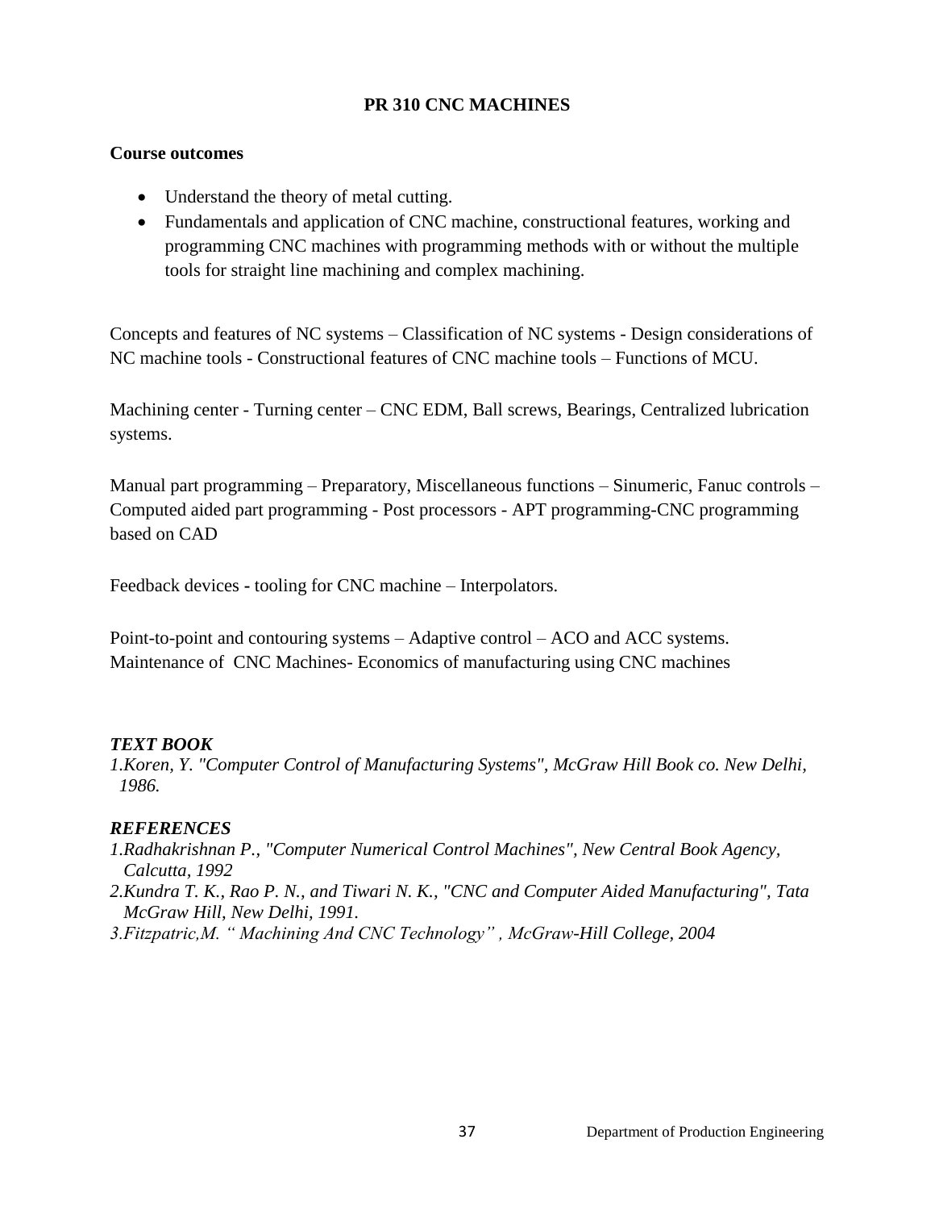## PR 310 CNC MACHINES

**Course outcomes**

- Understand the theory of metal cutting.
- Fundamentals and application of CNC machine, constructional features, working and programming CNC machines with programming methods with or without the multiple tools for straight line machining and complex machining.

Concepts and features of NC systems – Classification of NC systems - Design considerations of NC machine tools - Constructional features of CNC machine tools – Functions of MCU.

Machining center - Turning center – CNC EDM, Ball screws, Bearings, Centralized lubrication systems.

Manual part programming – Preparatory, Miscellaneous functions – Sinumeric, Fanuc controls – Computed aided part programming - Post processors - APT programming-CNC programming based on CAD

Feedback devices - tooling for CNC machine – Interpolators.

Point-to-point and contouring systems – Adaptive control – ACO and ACC systems. Maintenance of CNC Machines- Economics of manufacturing using CNC machines

***TEXT BOOK***

*1.Koren, Y. "Computer Control of Manufacturing Systems", McGraw Hill Book co. New Delhi, 1986.*

***REFERENCES***

*1.Radhakrishnan P., "Computer Numerical Control Machines", New Central Book Agency, Calcutta, 1992*

*2.Kundra T. K., Rao P. N., and Tiwari N. K., "CNC and Computer Aided Manufacturing", Tata McGraw Hill, New Delhi, 1991.*

*3.Fitzpatric,M. " Machining And CNC Technology" , McGraw-Hill College, 2004*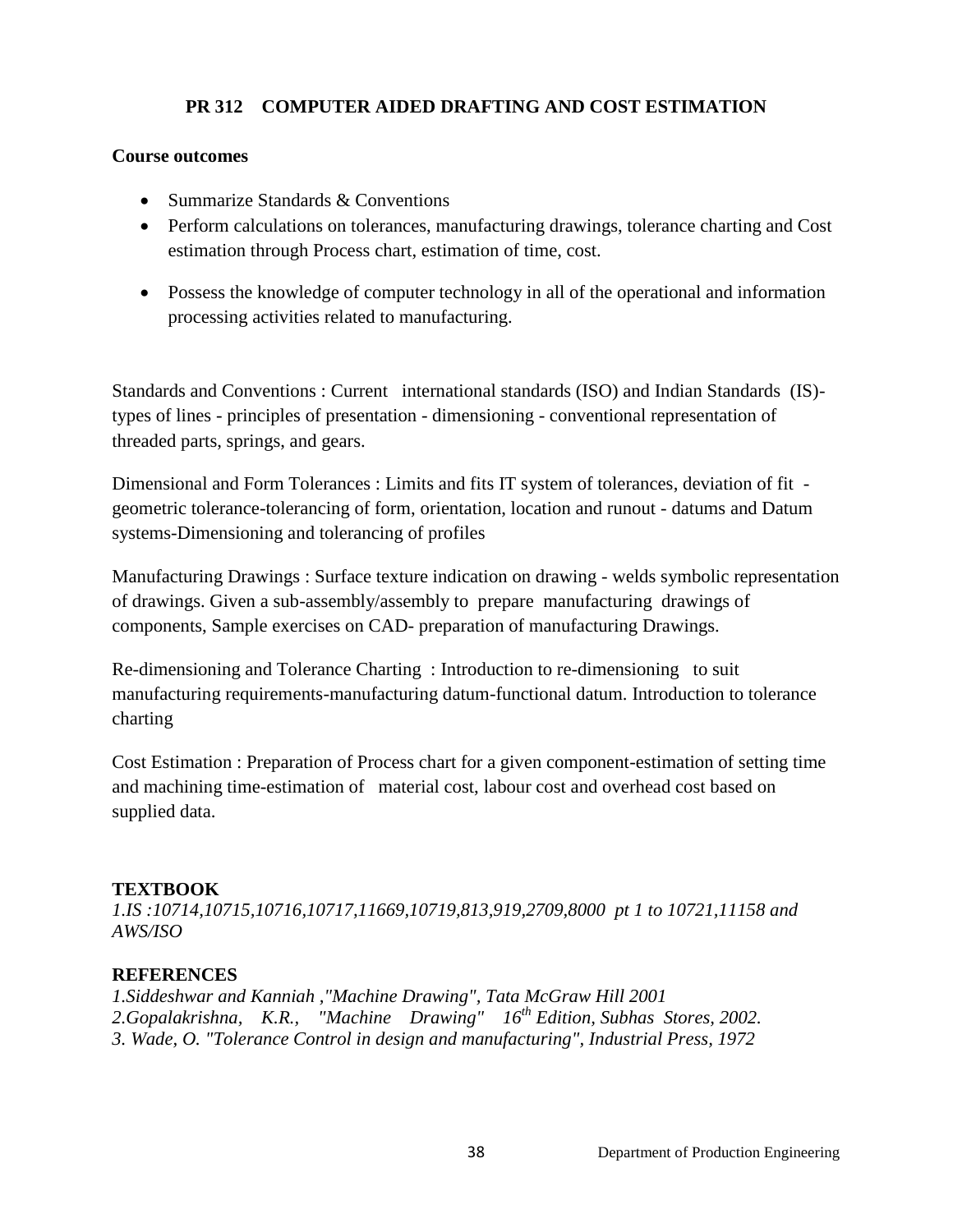## PR 312 COMPUTER AIDED DRAFTING AND COST ESTIMATION

**Course outcomes**

- Summarize Standards & Conventions
- Perform calculations on tolerances, manufacturing drawings, tolerance charting and Cost estimation through Process chart, estimation of time, cost.
- Possess the knowledge of computer technology in all of the operational and information processing activities related to manufacturing.

Standards and Conventions : Current international standards (ISO) and Indian Standards (IS)- types of lines - principles of presentation - dimensioning - conventional representation of threaded parts, springs, and gears.

Dimensional and Form Tolerances : Limits and fits IT system of tolerances, deviation of fit - geometric tolerance-tolerancing of form, orientation, location and runout - datums and Datum systems-Dimensioning and tolerancing of profiles

Manufacturing Drawings : Surface texture indication on drawing - welds symbolic representation of drawings. Given a sub-assembly/assembly to prepare manufacturing drawings of components, Sample exercises on CAD- preparation of manufacturing Drawings.

Re-dimensioning and Tolerance Charting : Introduction to re-dimensioning to suit manufacturing requirements-manufacturing datum-functional datum. Introduction to tolerance charting

Cost Estimation : Preparation of Process chart for a given component-estimation of setting time and machining time-estimation of material cost, labour cost and overhead cost based on supplied data.

**TEXTBOOK**

*1.IS :10714,10715,10716,10717,11669,10719,813,919,2709,8000 pt 1 to 10721,11158 and AWS/ISO*

**REFERENCES**

*1.Siddeshwar and Kanniah ,"Machine Drawing", Tata McGraw Hill 2001*
*2.Gopalakrishna, K.R., "Machine Drawing" 16th Edition, Subhas Stores, 2002.*
*3. Wade, O. "Tolerance Control in design and manufacturing", Industrial Press, 1972*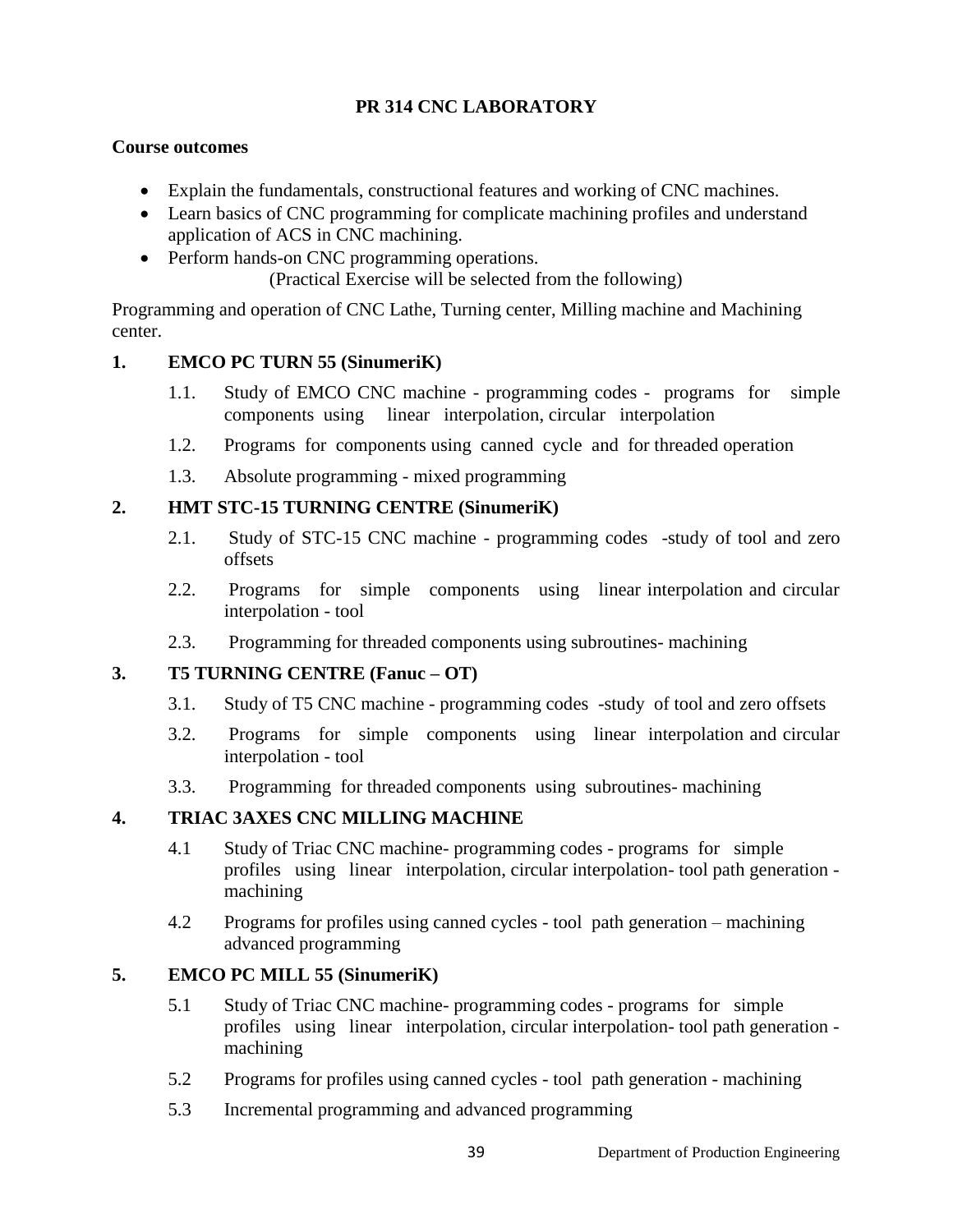# PR 314 CNC LABORATORY

**Course outcomes**

- Explain the fundamentals, constructional features and working of CNC machines.
- Learn basics of CNC programming for complicate machining profiles and understand application of ACS in CNC machining.
- Perform hands-on CNC programming operations.

(Practical Exercise will be selected from the following)

Programming and operation of CNC Lathe, Turning center, Milling machine and Machining center.

**1. EMCO PC TURN 55 (SinumeriK)**

1.1. Study of EMCO CNC machine - programming codes - programs for simple components using linear interpolation, circular interpolation

1.2. Programs for components using canned cycle and for threaded operation

1.3. Absolute programming - mixed programming

**2. HMT STC-15 TURNING CENTRE (SinumeriK)**

2.1. Study of STC-15 CNC machine - programming codes -study of tool and zero offsets

2.2. Programs for simple components using linear interpolation and circular interpolation - tool

2.3. Programming for threaded components using subroutines- machining

**3. T5 TURNING CENTRE (Fanuc – OT)**

3.1. Study of T5 CNC machine - programming codes -study of tool and zero offsets

3.2. Programs for simple components using linear interpolation and circular interpolation - tool

3.3. Programming for threaded components using subroutines- machining

**4. TRIAC 3AXES CNC MILLING MACHINE**

4.1 Study of Triac CNC machine- programming codes - programs for simple profiles using linear interpolation, circular interpolation- tool path generation - machining

4.2 Programs for profiles using canned cycles - tool path generation – machining advanced programming

**5. EMCO PC MILL 55 (SinumeriK)**

5.1 Study of Triac CNC machine- programming codes - programs for simple profiles using linear interpolation, circular interpolation- tool path generation - machining

5.2 Programs for profiles using canned cycles - tool path generation - machining

5.3 Incremental programming and advanced programming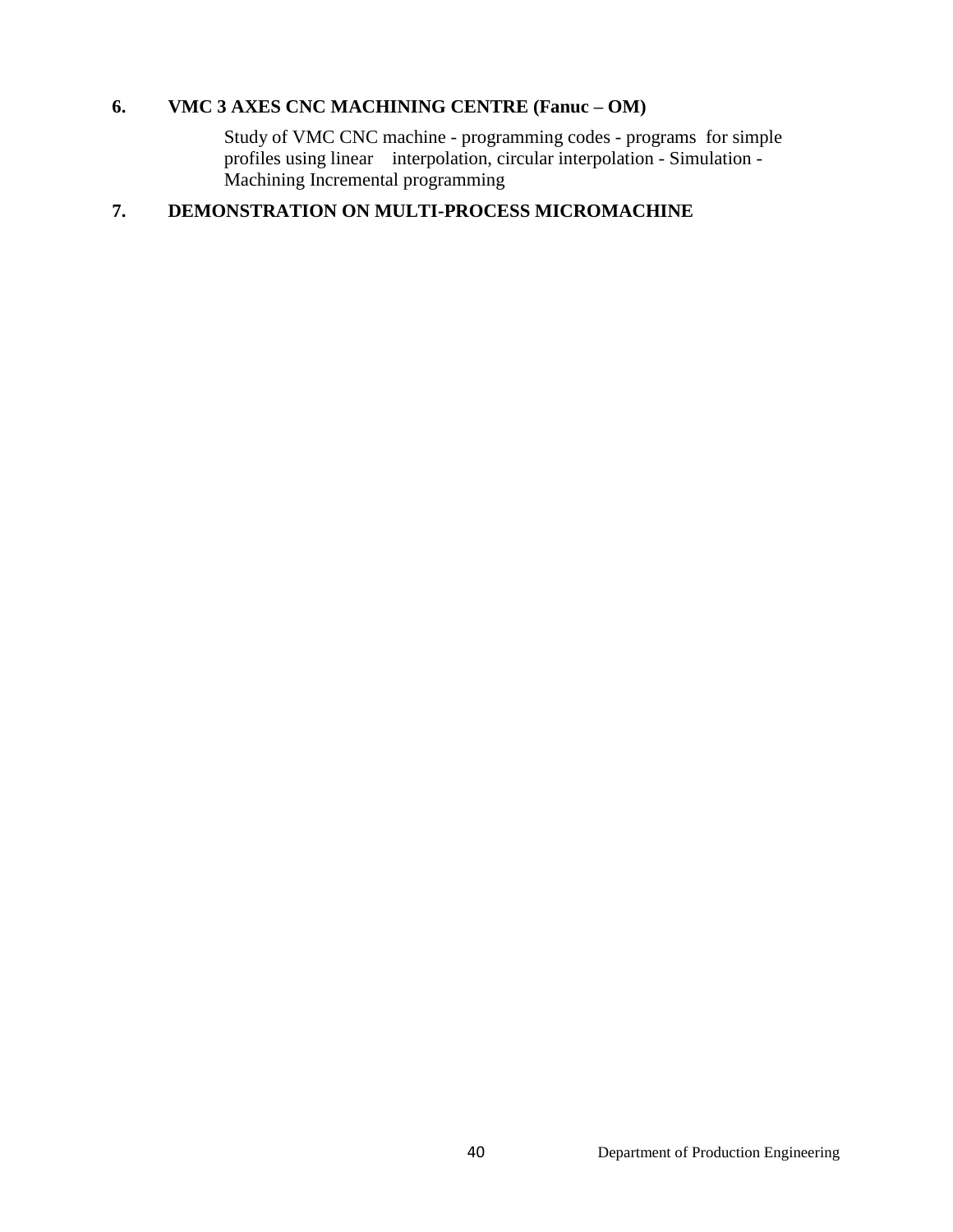**6. VMC 3 AXES CNC MACHINING CENTRE (Fanuc – OM)**

Study of VMC CNC machine - programming codes - programs for simple profiles using linear interpolation, circular interpolation - Simulation - Machining Incremental programming

**7. DEMONSTRATION ON MULTI-PROCESS MICROMACHINE**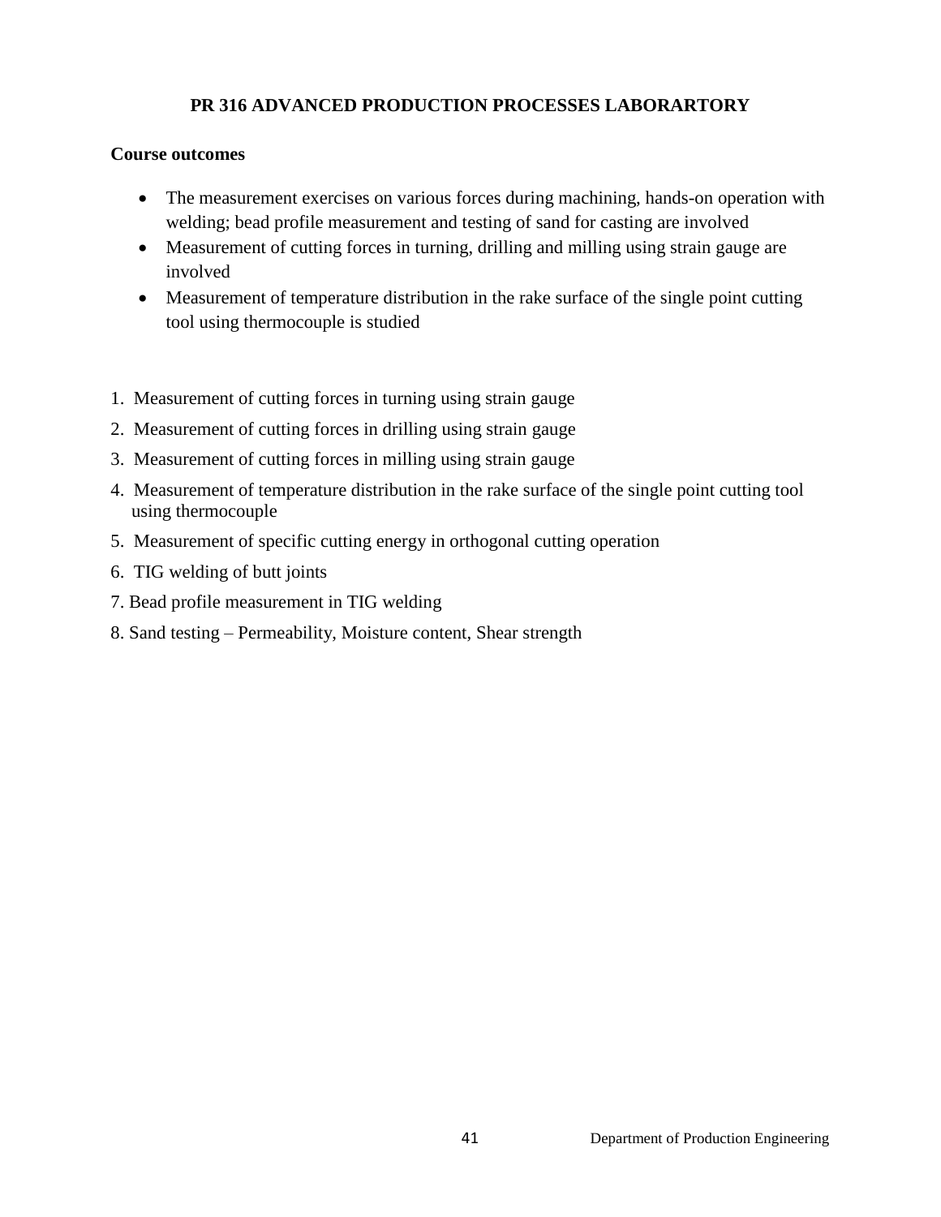# PR 316 ADVANCED PRODUCTION PROCESSES LABORARTORY

**Course outcomes**

- The measurement exercises on various forces during machining, hands-on operation with welding; bead profile measurement and testing of sand for casting are involved
- Measurement of cutting forces in turning, drilling and milling using strain gauge are involved
- Measurement of temperature distribution in the rake surface of the single point cutting tool using thermocouple is studied

1. Measurement of cutting forces in turning using strain gauge
2. Measurement of cutting forces in drilling using strain gauge
3. Measurement of cutting forces in milling using strain gauge
4. Measurement of temperature distribution in the rake surface of the single point cutting tool using thermocouple
5. Measurement of specific cutting energy in orthogonal cutting operation
6. TIG welding of butt joints
7. Bead profile measurement in TIG welding
8. Sand testing – Permeability, Moisture content, Shear strength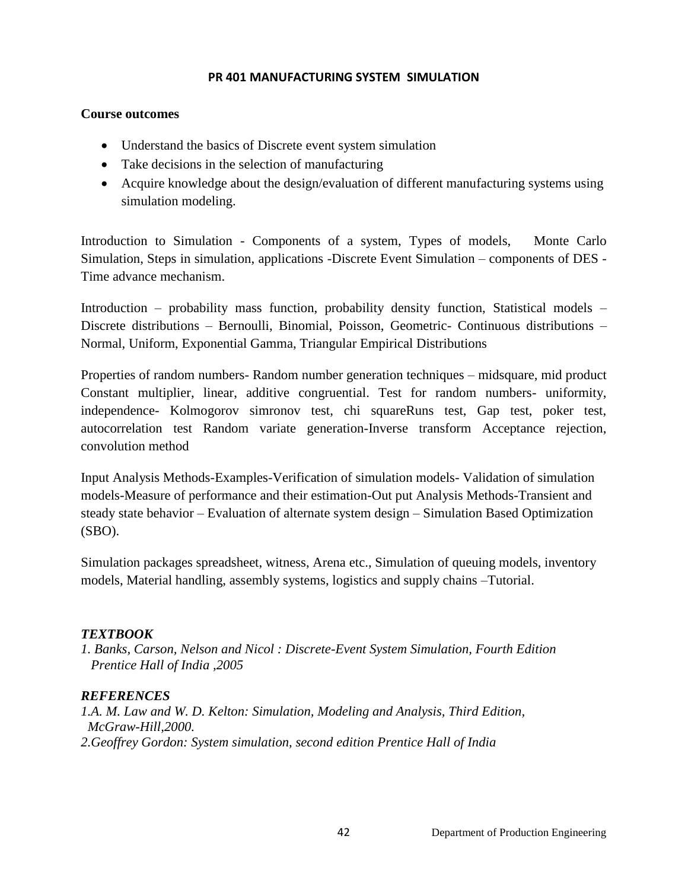### PR 401 MANUFACTURING SYSTEM SIMULATION

**Course outcomes**

- Understand the basics of Discrete event system simulation
- Take decisions in the selection of manufacturing
- Acquire knowledge about the design/evaluation of different manufacturing systems using simulation modeling.

Introduction to Simulation - Components of a system, Types of models, Monte Carlo Simulation, Steps in simulation, applications -Discrete Event Simulation – components of DES - Time advance mechanism.

Introduction – probability mass function, probability density function, Statistical models – Discrete distributions – Bernoulli, Binomial, Poisson, Geometric- Continuous distributions – Normal, Uniform, Exponential Gamma, Triangular Empirical Distributions

Properties of random numbers- Random number generation techniques – midsquare, mid product Constant multiplier, linear, additive congruential. Test for random numbers- uniformity, independence- Kolmogorov simronov test, chi squareRuns test, Gap test, poker test, autocorrelation test Random variate generation-Inverse transform Acceptance rejection, convolution method

Input Analysis Methods-Examples-Verification of simulation models- Validation of simulation models-Measure of performance and their estimation-Out put Analysis Methods-Transient and steady state behavior – Evaluation of alternate system design – Simulation Based Optimization (SBO).

Simulation packages spreadsheet, witness, Arena etc., Simulation of queuing models, inventory models, Material handling, assembly systems, logistics and supply chains –Tutorial.

***TEXTBOOK***

*1. Banks, Carson, Nelson and Nicol : Discrete-Event System Simulation, Fourth Edition Prentice Hall of India ,2005*

***REFERENCES***

*1.A. M. Law and W. D. Kelton: Simulation, Modeling and Analysis, Third Edition, McGraw-Hill,2000.*

*2.Geoffrey Gordon: System simulation, second edition Prentice Hall of India*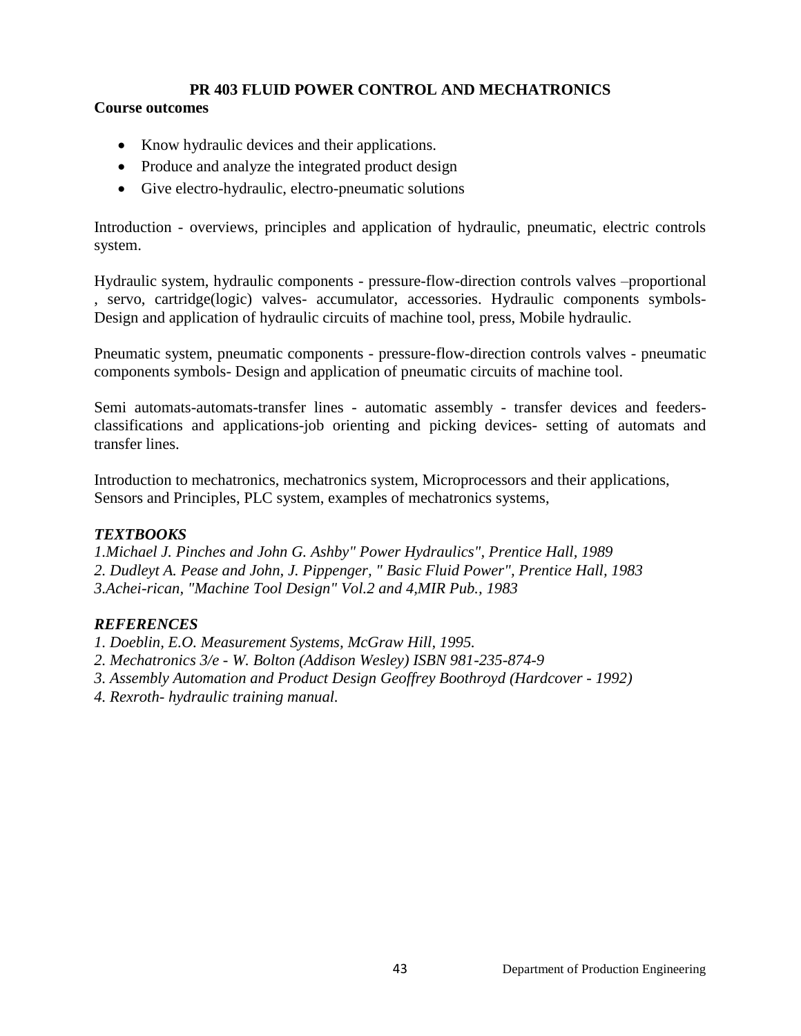## PR 403 FLUID POWER CONTROL AND MECHATRONICS

**Course outcomes**

- Know hydraulic devices and their applications.
- Produce and analyze the integrated product design
- Give electro-hydraulic, electro-pneumatic solutions

Introduction - overviews, principles and application of hydraulic, pneumatic, electric controls system.

Hydraulic system, hydraulic components - pressure-flow-direction controls valves –proportional , servo, cartridge(logic) valves- accumulator, accessories. Hydraulic components symbols- Design and application of hydraulic circuits of machine tool, press, Mobile hydraulic.

Pneumatic system, pneumatic components - pressure-flow-direction controls valves - pneumatic components symbols- Design and application of pneumatic circuits of machine tool.

Semi automats-automats-transfer lines - automatic assembly - transfer devices and feeders- classifications and applications-job orienting and picking devices- setting of automats and transfer lines.

Introduction to mechatronics, mechatronics system, Microprocessors and their applications, Sensors and Principles, PLC system, examples of mechatronics systems,

### *TEXTBOOKS*

*1.Michael J. Pinches and John G. Ashby" Power Hydraulics", Prentice Hall, 1989*
*2. Dudleyt A. Pease and John, J. Pippenger, " Basic Fluid Power", Prentice Hall, 1983*
*3.Achei-rican, "Machine Tool Design" Vol.2 and 4,MIR Pub., 1983*

### *REFERENCES*

*1. Doeblin, E.O. Measurement Systems, McGraw Hill, 1995.*
*2. Mechatronics 3/e - W. Bolton (Addison Wesley) ISBN 981-235-874-9*
*3. Assembly Automation and Product Design Geoffrey Boothroyd (Hardcover - 1992)*
*4. Rexroth- hydraulic training manual.*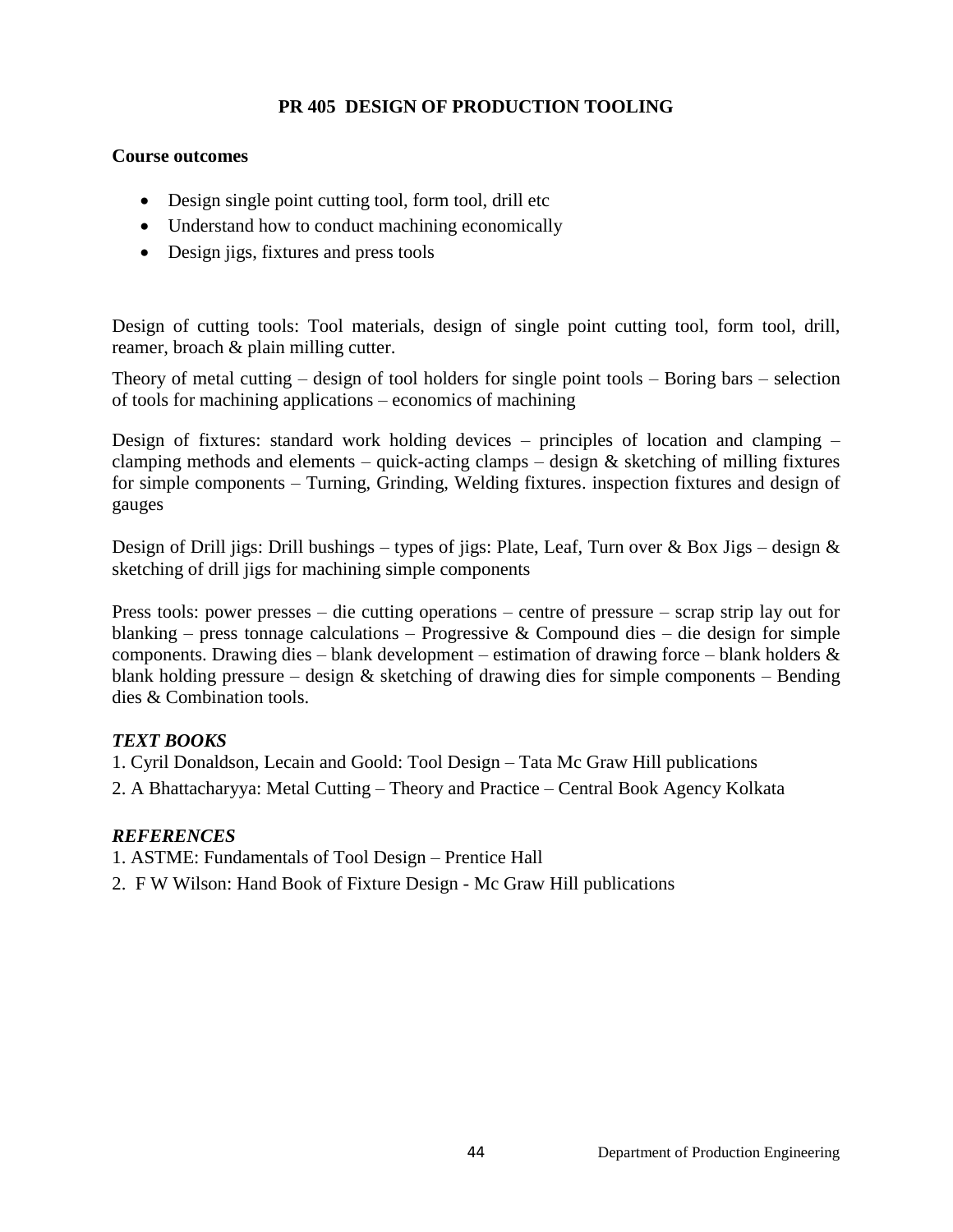## PR 405 DESIGN OF PRODUCTION TOOLING

**Course outcomes**

- Design single point cutting tool, form tool, drill etc
- Understand how to conduct machining economically
- Design jigs, fixtures and press tools

Design of cutting tools: Tool materials, design of single point cutting tool, form tool, drill, reamer, broach & plain milling cutter.

Theory of metal cutting – design of tool holders for single point tools – Boring bars – selection of tools for machining applications – economics of machining

Design of fixtures: standard work holding devices – principles of location and clamping – clamping methods and elements – quick-acting clamps – design & sketching of milling fixtures for simple components – Turning, Grinding, Welding fixtures. inspection fixtures and design of gauges

Design of Drill jigs: Drill bushings – types of jigs: Plate, Leaf, Turn over & Box Jigs – design & sketching of drill jigs for machining simple components

Press tools: power presses – die cutting operations – centre of pressure – scrap strip lay out for blanking – press tonnage calculations – Progressive & Compound dies – die design for simple components. Drawing dies – blank development – estimation of drawing force – blank holders & blank holding pressure – design & sketching of drawing dies for simple components – Bending dies & Combination tools.

***TEXT BOOKS***

1. Cyril Donaldson, Lecain and Goold: Tool Design – Tata Mc Graw Hill publications
2. A Bhattacharyya: Metal Cutting – Theory and Practice – Central Book Agency Kolkata

***REFERENCES***

1. ASTME: Fundamentals of Tool Design – Prentice Hall
2. F W Wilson: Hand Book of Fixture Design - Mc Graw Hill publications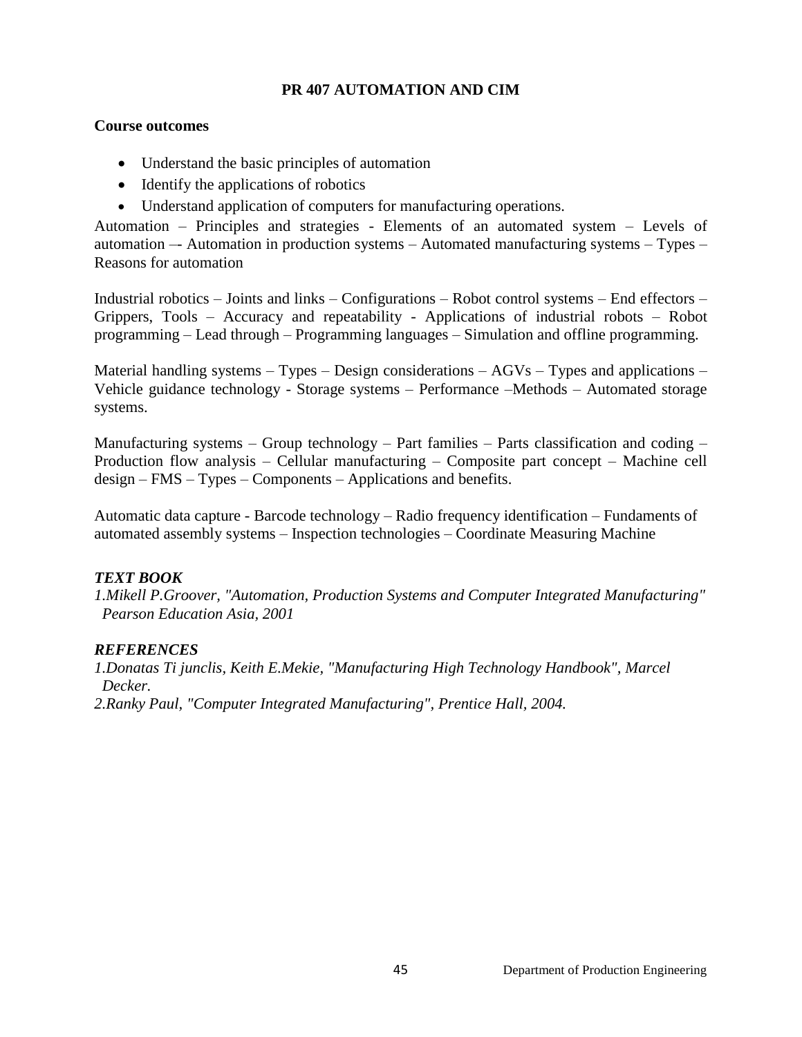## PR 407 AUTOMATION AND CIM

**Course outcomes**

- Understand the basic principles of automation
- Identify the applications of robotics
- Understand application of computers for manufacturing operations.

Automation – Principles and strategies - Elements of an automated system – Levels of automation –- Automation in production systems – Automated manufacturing systems – Types – Reasons for automation

Industrial robotics – Joints and links – Configurations – Robot control systems – End effectors – Grippers, Tools – Accuracy and repeatability - Applications of industrial robots – Robot programming – Lead through – Programming languages – Simulation and offline programming.

Material handling systems – Types – Design considerations – AGVs – Types and applications – Vehicle guidance technology - Storage systems – Performance –Methods – Automated storage systems.

Manufacturing systems – Group technology – Part families – Parts classification and coding – Production flow analysis – Cellular manufacturing – Composite part concept – Machine cell design – FMS – Types – Components – Applications and benefits.

Automatic data capture - Barcode technology – Radio frequency identification – Fundaments of automated assembly systems – Inspection technologies – Coordinate Measuring Machine

***TEXT BOOK***

*1.Mikell P.Groover, "Automation, Production Systems and Computer Integrated Manufacturing" Pearson Education Asia, 2001*

***REFERENCES***

*1.Donatas Ti junclis, Keith E.Mekie, "Manufacturing High Technology Handbook", Marcel Decker.*

*2.Ranky Paul, "Computer Integrated Manufacturing", Prentice Hall, 2004.*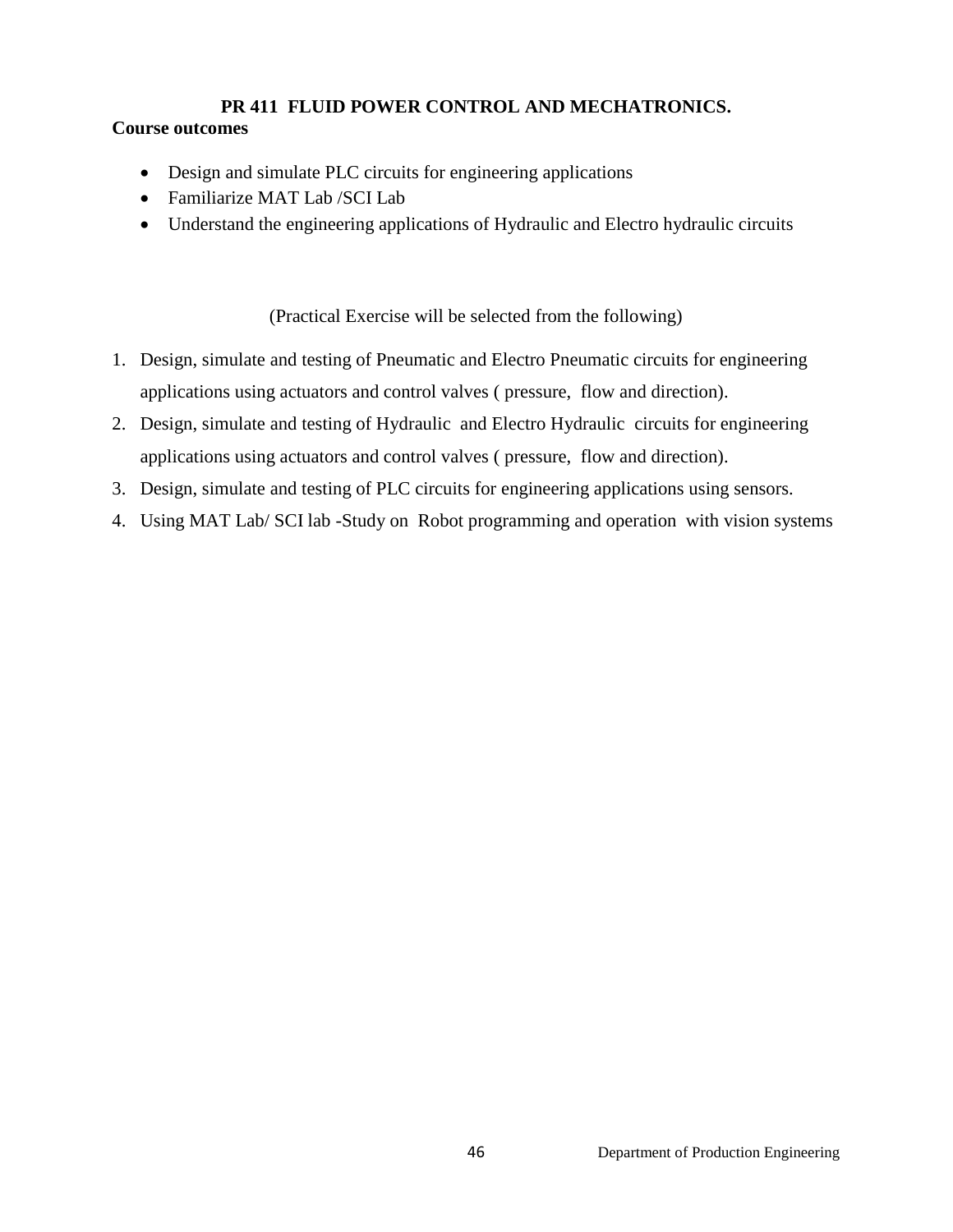## PR 411 FLUID POWER CONTROL AND MECHATRONICS.

**Course outcomes**

- Design and simulate PLC circuits for engineering applications
- Familiarize MAT Lab /SCI Lab
- Understand the engineering applications of Hydraulic and Electro hydraulic circuits

(Practical Exercise will be selected from the following)

1. Design, simulate and testing of Pneumatic and Electro Pneumatic circuits for engineering applications using actuators and control valves ( pressure, flow and direction).
2. Design, simulate and testing of Hydraulic and Electro Hydraulic circuits for engineering applications using actuators and control valves ( pressure, flow and direction).
3. Design, simulate and testing of PLC circuits for engineering applications using sensors.
4. Using MAT Lab/ SCI lab -Study on Robot programming and operation with vision systems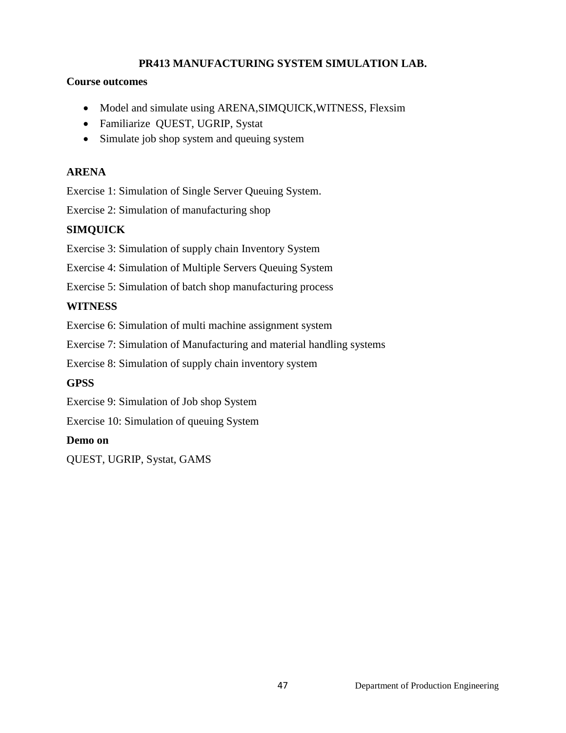## PR413 MANUFACTURING SYSTEM SIMULATION LAB.

**Course outcomes**

- Model and simulate using ARENA,SIMQUICK,WITNESS, Flexsim
- Familiarize QUEST, UGRIP, Systat
- Simulate job shop system and queuing system

**ARENA**

Exercise 1: Simulation of Single Server Queuing System.

Exercise 2: Simulation of manufacturing shop

**SIMQUICK**

Exercise 3: Simulation of supply chain Inventory System

Exercise 4: Simulation of Multiple Servers Queuing System

Exercise 5: Simulation of batch shop manufacturing process

**WITNESS**

Exercise 6: Simulation of multi machine assignment system

Exercise 7: Simulation of Manufacturing and material handling systems

Exercise 8: Simulation of supply chain inventory system

**GPSS**

Exercise 9: Simulation of Job shop System

Exercise 10: Simulation of queuing System

**Demo on**

QUEST, UGRIP, Systat, GAMS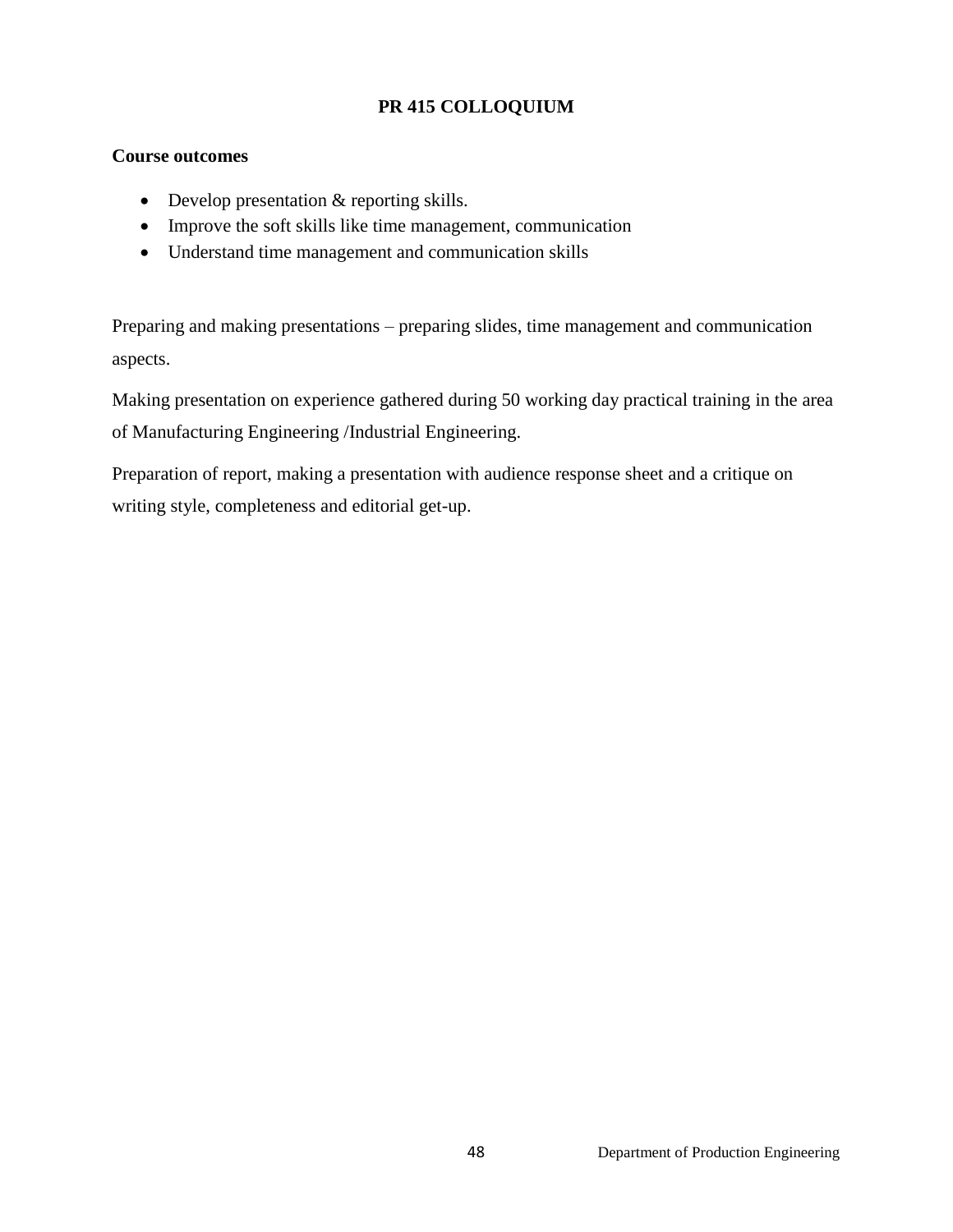# PR 415 COLLOQUIUM

**Course outcomes**

- Develop presentation & reporting skills.
- Improve the soft skills like time management, communication
- Understand time management and communication skills

Preparing and making presentations – preparing slides, time management and communication aspects.

Making presentation on experience gathered during 50 working day practical training in the area of Manufacturing Engineering /Industrial Engineering.

Preparation of report, making a presentation with audience response sheet and a critique on writing style, completeness and editorial get-up.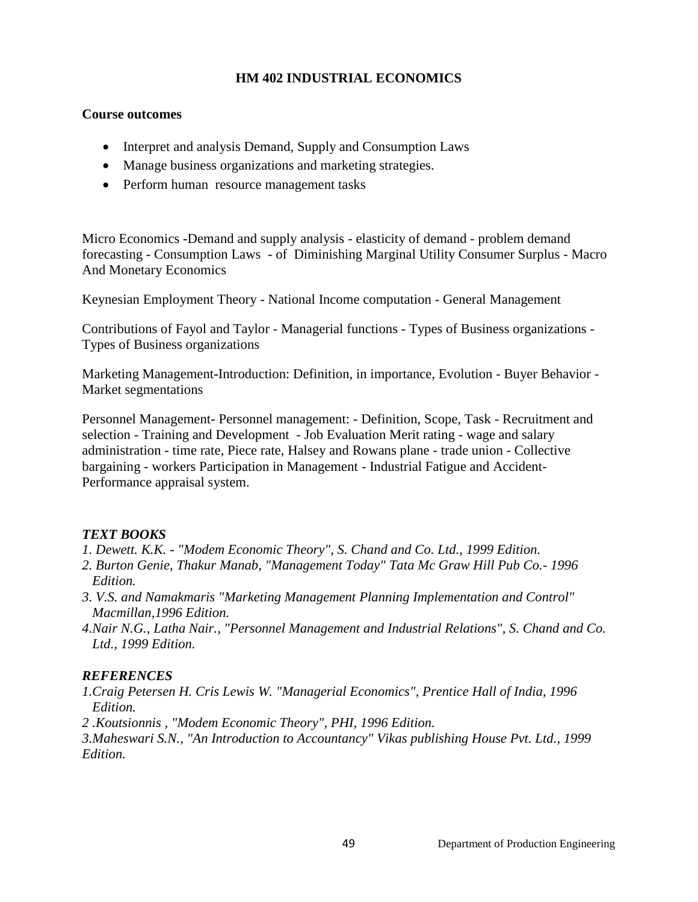# HM 402 INDUSTRIAL ECONOMICS

**Course outcomes**

- Interpret and analysis Demand, Supply and Consumption Laws
- Manage business organizations and marketing strategies.
- Perform human resource management tasks

Micro Economics -Demand and supply analysis - elasticity of demand - problem demand forecasting - Consumption Laws - of Diminishing Marginal Utility Consumer Surplus - Macro And Monetary Economics

Keynesian Employment Theory - National Income computation - General Management

Contributions of Fayol and Taylor - Managerial functions - Types of Business organizations - Types of Business organizations

Marketing Management-Introduction: Definition, in importance, Evolution - Buyer Behavior - Market segmentations

Personnel Management- Personnel management: - Definition, Scope, Task - Recruitment and selection - Training and Development - Job Evaluation Merit rating - wage and salary administration - time rate, Piece rate, Halsey and Rowans plane - trade union - Collective bargaining - workers Participation in Management - Industrial Fatigue and Accident-Performance appraisal system.

### *TEXT BOOKS*

*1. Dewett. K.K. - "Modem Economic Theory", S. Chand and Co. Ltd., 1999 Edition.*
*2. Burton Genie, Thakur Manab, "Management Today" Tata Mc Graw Hill Pub Co.- 1996 Edition.*
*3. V.S. and Namakmaris "Marketing Management Planning Implementation and Control" Macmillan,1996 Edition.*
*4.Nair N.G., Latha Nair., "Personnel Management and Industrial Relations", S. Chand and Co. Ltd., 1999 Edition.*

### *REFERENCES*

*1.Craig Petersen H. Cris Lewis W. "Managerial Economics", Prentice Hall of India, 1996 Edition.*
*2 .Koutsionnis , "Modem Economic Theory", PHI, 1996 Edition.*
*3.Maheswari S.N., "An Introduction to Accountancy" Vikas publishing House Pvt. Ltd., 1999 Edition.*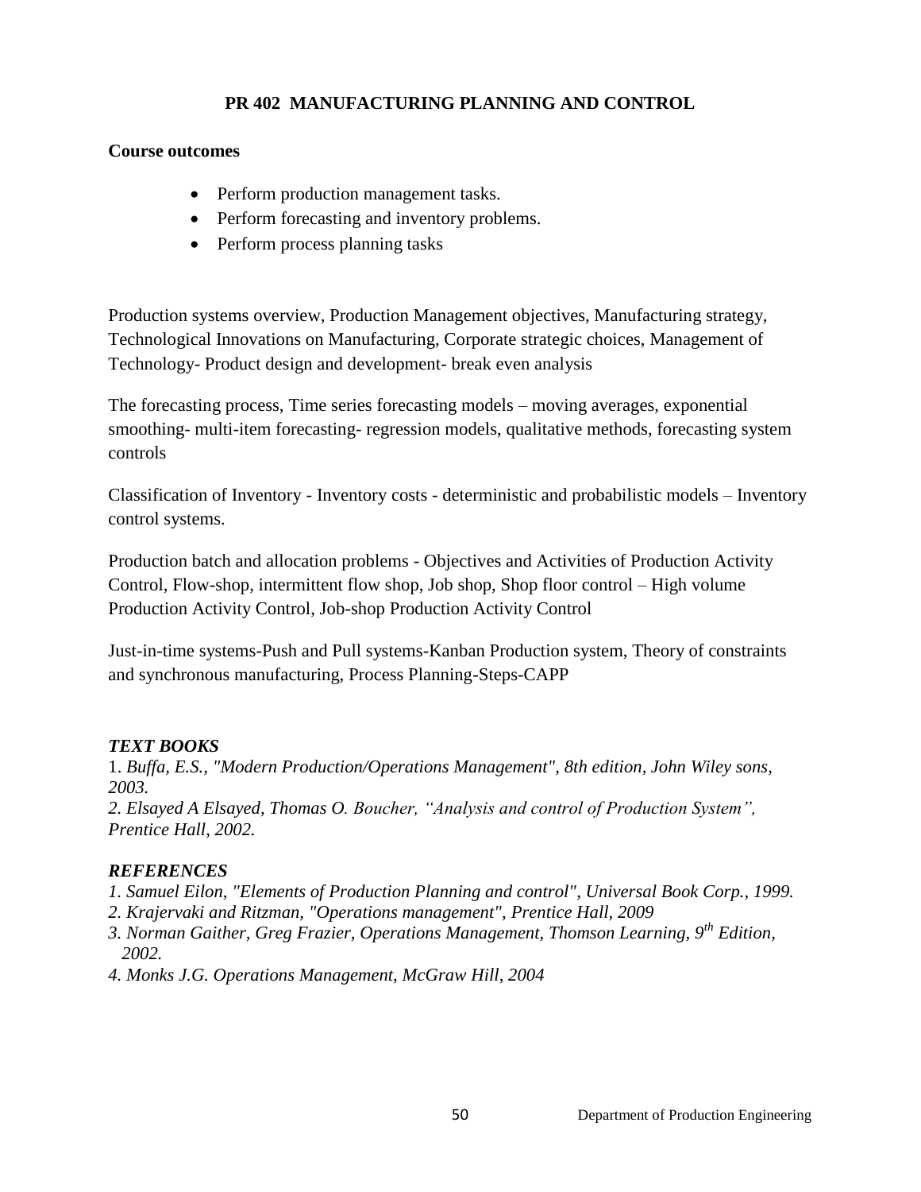## PR 402 MANUFACTURING PLANNING AND CONTROL

**Course outcomes**

- Perform production management tasks.
- Perform forecasting and inventory problems.
- Perform process planning tasks

Production systems overview, Production Management objectives, Manufacturing strategy, Technological Innovations on Manufacturing, Corporate strategic choices, Management of Technology- Product design and development- break even analysis

The forecasting process, Time series forecasting models – moving averages, exponential smoothing- multi-item forecasting- regression models, qualitative methods, forecasting system controls

Classification of Inventory - Inventory costs - deterministic and probabilistic models – Inventory control systems.

Production batch and allocation problems - Objectives and Activities of Production Activity Control, Flow-shop, intermittent flow shop, Job shop, Shop floor control – High volume Production Activity Control, Job-shop Production Activity Control

Just-in-time systems-Push and Pull systems-Kanban Production system, Theory of constraints and synchronous manufacturing, Process Planning-Steps-CAPP

***TEXT BOOKS***

1. *Buffa, E.S., "Modern Production/Operations Management", 8th edition, John Wiley sons, 2003.*
2. *Elsayed A Elsayed, Thomas O. Boucher, "Analysis and control of Production System", Prentice Hall, 2002.*

***REFERENCES***

1. *Samuel Eilon, "Elements of Production Planning and control", Universal Book Corp., 1999.*
2. *Krajervaki and Ritzman, "Operations management", Prentice Hall, 2009*
3. *Norman Gaither, Greg Frazier, Operations Management, Thomson Learning, 9th Edition, 2002.*
4. *Monks J.G. Operations Management, McGraw Hill, 2004*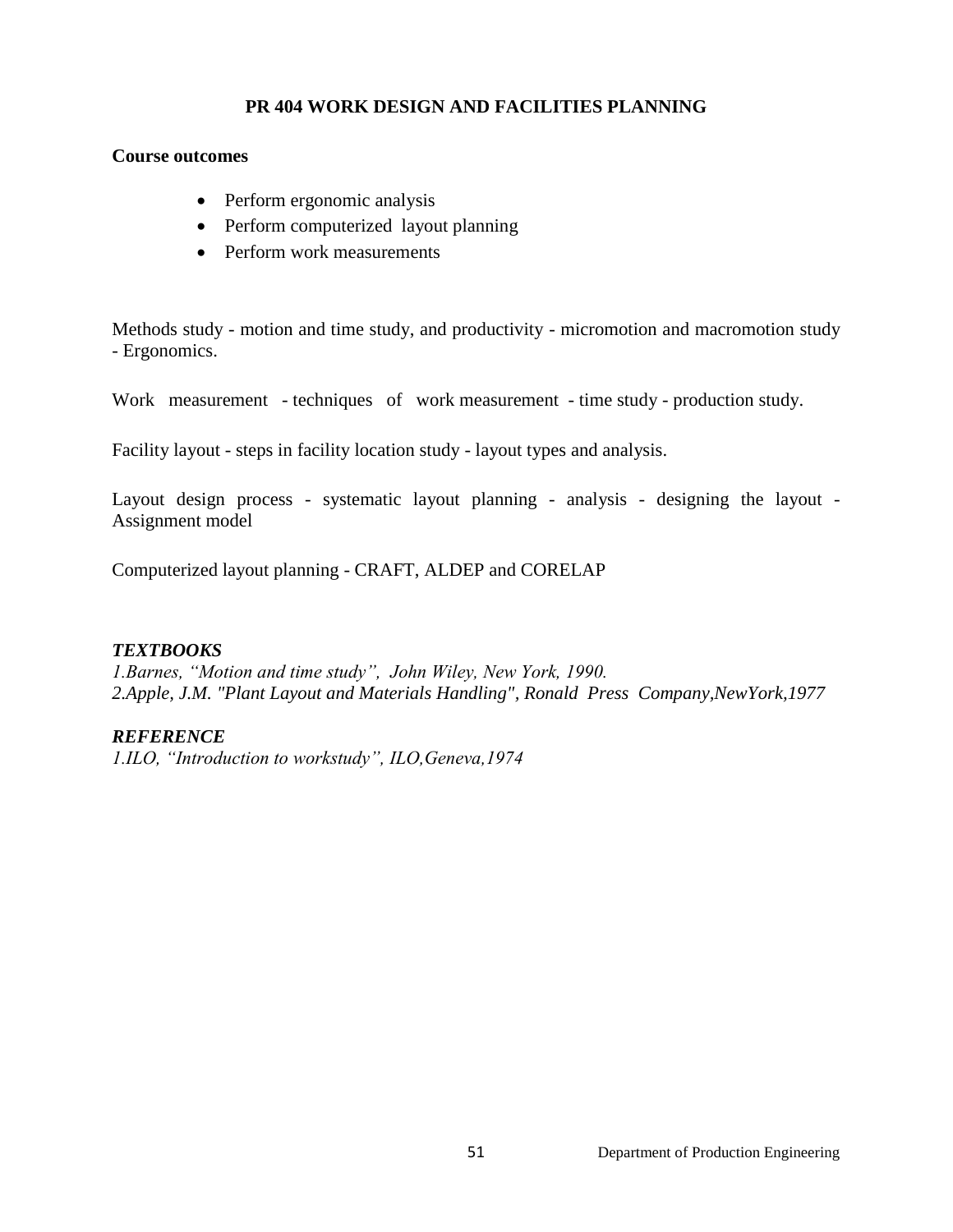# PR 404 WORK DESIGN AND FACILITIES PLANNING

**Course outcomes**

- Perform ergonomic analysis
- Perform computerized layout planning
- Perform work measurements

Methods study - motion and time study, and productivity - micromotion and macromotion study - Ergonomics.

Work measurement - techniques of work measurement - time study - production study.

Facility layout - steps in facility location study - layout types and analysis.

Layout design process - systematic layout planning - analysis - designing the layout - Assignment model

Computerized layout planning - CRAFT, ALDEP and CORELAP

***TEXTBOOKS***

*1.Barnes, "Motion and time study", John Wiley, New York, 1990.*
*2.Apple, J.M. "Plant Layout and Materials Handling", Ronald Press Company,NewYork,1977*

***REFERENCE***

*1.ILO, "Introduction to workstudy", ILO,Geneva,1974*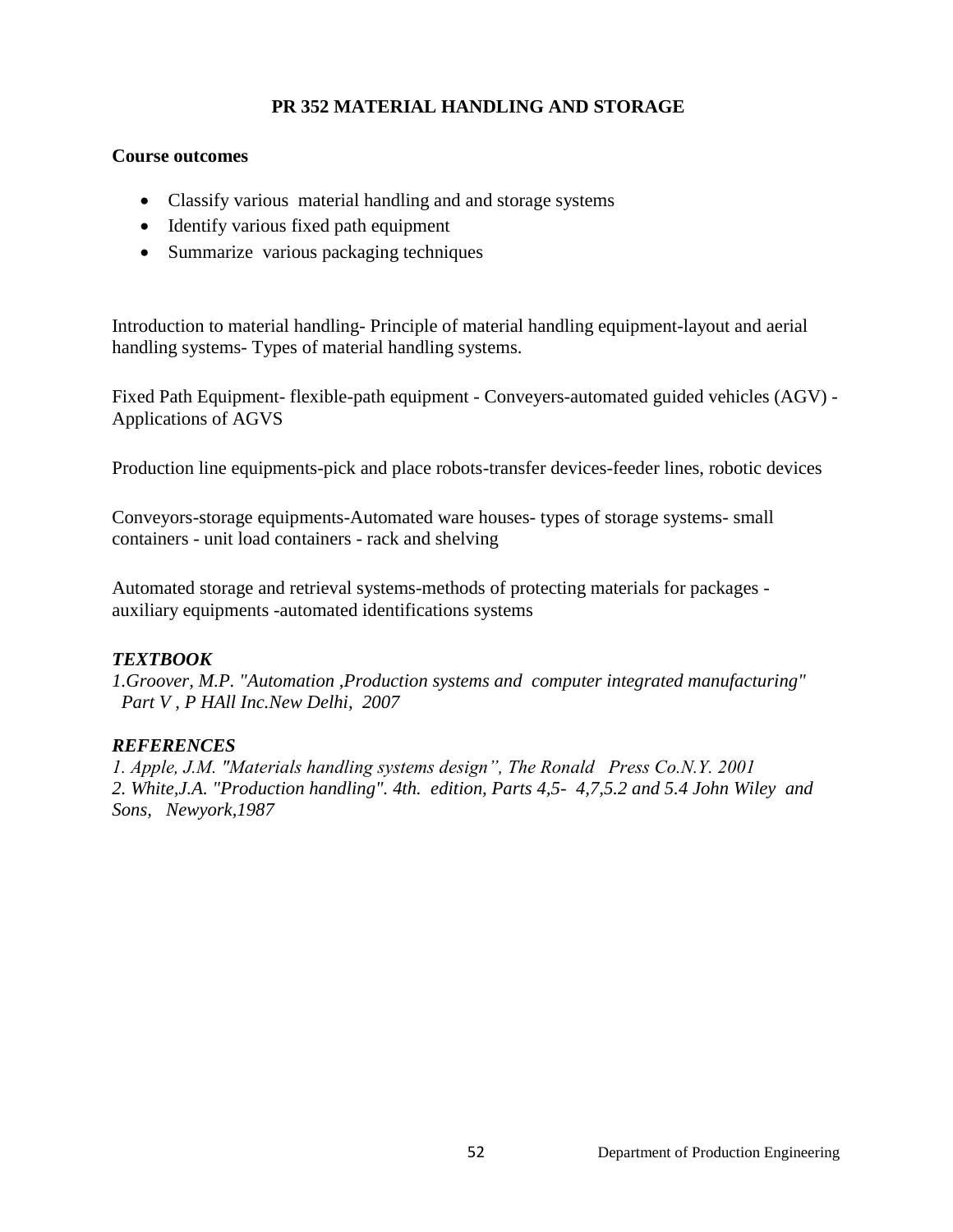## PR 352 MATERIAL HANDLING AND STORAGE

**Course outcomes**

- Classify various material handling and and storage systems
- Identify various fixed path equipment
- Summarize various packaging techniques

Introduction to material handling- Principle of material handling equipment-layout and aerial handling systems- Types of material handling systems.

Fixed Path Equipment- flexible-path equipment - Conveyers-automated guided vehicles (AGV) - Applications of AGVS

Production line equipments-pick and place robots-transfer devices-feeder lines, robotic devices

Conveyors-storage equipments-Automated ware houses- types of storage systems- small containers - unit load containers - rack and shelving

Automated storage and retrieval systems-methods of protecting materials for packages - auxiliary equipments -automated identifications systems

***TEXTBOOK***

*1.Groover, M.P. "Automation ,Production systems and computer integrated manufacturing" Part V , P HAll Inc.New Delhi, 2007*

***REFERENCES***

*1. Apple, J.M. "Materials handling systems design", The Ronald Press Co.N.Y. 2001*
*2. White,J.A. "Production handling". 4th. edition, Parts 4,5- 4,7,5.2 and 5.4 John Wiley and Sons, Newyork,1987*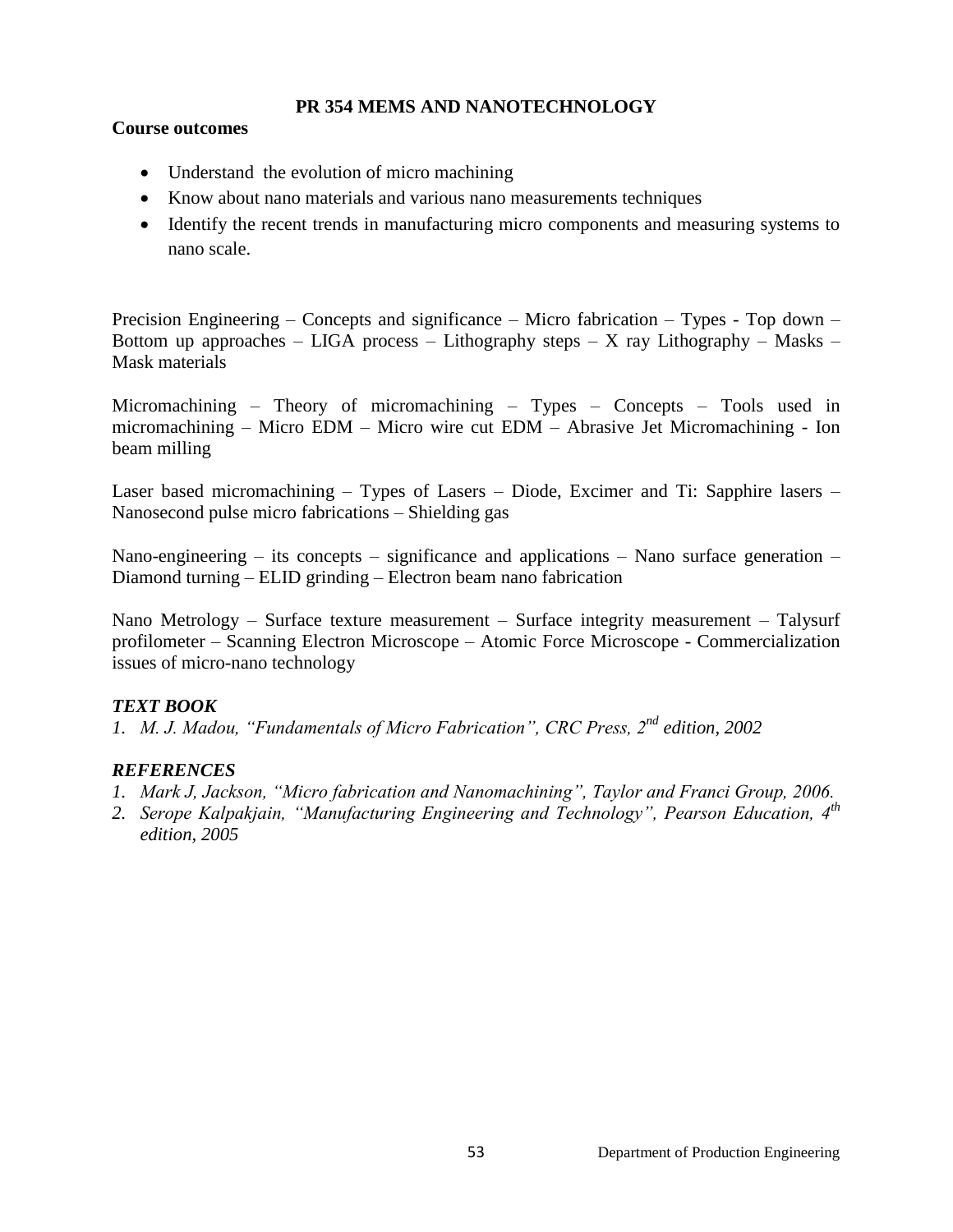## PR 354 MEMS AND NANOTECHNOLOGY

**Course outcomes**

- Understand the evolution of micro machining
- Know about nano materials and various nano measurements techniques
- Identify the recent trends in manufacturing micro components and measuring systems to nano scale.

Precision Engineering – Concepts and significance – Micro fabrication – Types - Top down – Bottom up approaches – LIGA process – Lithography steps – X ray Lithography – Masks – Mask materials

Micromachining – Theory of micromachining – Types – Concepts – Tools used in micromachining – Micro EDM – Micro wire cut EDM – Abrasive Jet Micromachining - Ion beam milling

Laser based micromachining – Types of Lasers – Diode, Excimer and Ti: Sapphire lasers – Nanosecond pulse micro fabrications – Shielding gas

Nano-engineering – its concepts – significance and applications – Nano surface generation – Diamond turning – ELID grinding – Electron beam nano fabrication

Nano Metrology – Surface texture measurement – Surface integrity measurement – Talysurf profilometer – Scanning Electron Microscope – Atomic Force Microscope - Commercialization issues of micro-nano technology

### *TEXT BOOK*

1. *M. J. Madou, "Fundamentals of Micro Fabrication", CRC Press, 2nd edition, 2002*

### *REFERENCES*

1. *Mark J, Jackson, "Micro fabrication and Nanomachining", Taylor and Franci Group, 2006.*
2. *Serope Kalpakjain, "Manufacturing Engineering and Technology", Pearson Education, 4th edition, 2005*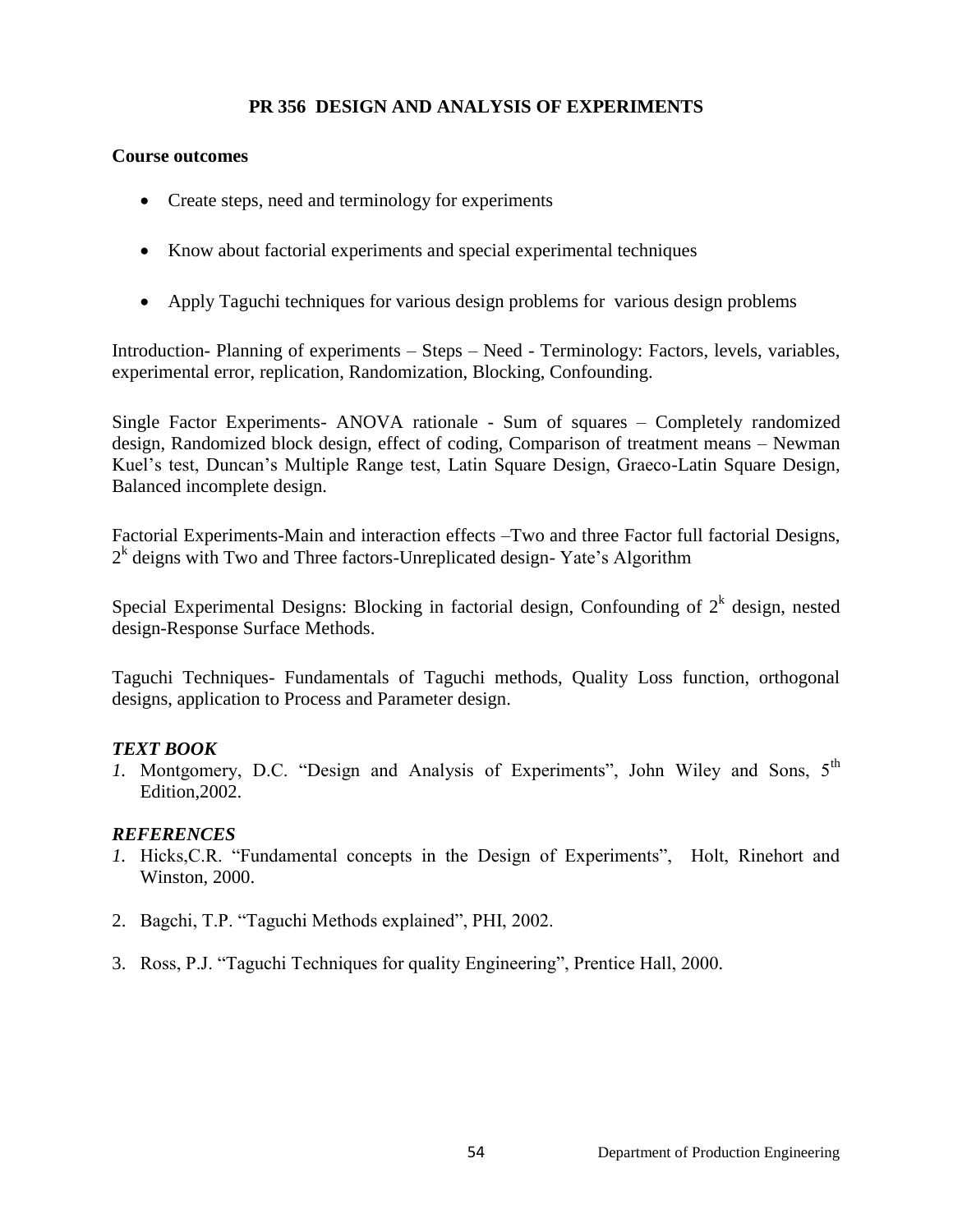## PR 356 DESIGN AND ANALYSIS OF EXPERIMENTS

**Course outcomes**

- Create steps, need and terminology for experiments
- Know about factorial experiments and special experimental techniques
- Apply Taguchi techniques for various design problems for various design problems

Introduction- Planning of experiments – Steps – Need - Terminology: Factors, levels, variables, experimental error, replication, Randomization, Blocking, Confounding.

Single Factor Experiments- ANOVA rationale - Sum of squares – Completely randomized design, Randomized block design, effect of coding, Comparison of treatment means – Newman Kuel's test, Duncan's Multiple Range test, Latin Square Design, Graeco-Latin Square Design, Balanced incomplete design.

Factorial Experiments-Main and interaction effects –Two and three Factor full factorial Designs, $2^k$ deigns with Two and Three factors-Unreplicated design- Yate's Algorithm

Special Experimental Designs: Blocking in factorial design, Confounding of $2^k$ design, nested design-Response Surface Methods.

Taguchi Techniques- Fundamentals of Taguchi methods, Quality Loss function, orthogonal designs, application to Process and Parameter design.

### *TEXT BOOK*

1. Montgomery, D.C. "Design and Analysis of Experiments", John Wiley and Sons, 5th Edition,2002.

### *REFERENCES*

1. Hicks,C.R. "Fundamental concepts in the Design of Experiments", Holt, Rinehort and Winston, 2000.
2. Bagchi, T.P. "Taguchi Methods explained", PHI, 2002.
3. Ross, P.J. "Taguchi Techniques for quality Engineering", Prentice Hall, 2000.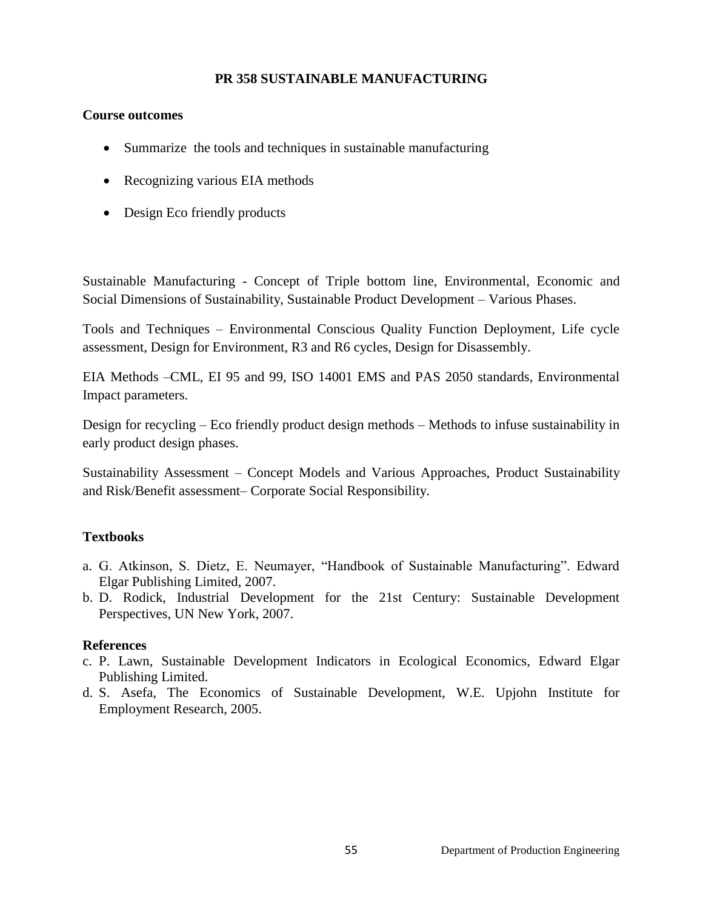# PR 358 SUSTAINABLE MANUFACTURING

**Course outcomes**

- Summarize the tools and techniques in sustainable manufacturing
- Recognizing various EIA methods
- Design Eco friendly products

Sustainable Manufacturing - Concept of Triple bottom line, Environmental, Economic and Social Dimensions of Sustainability, Sustainable Product Development – Various Phases.

Tools and Techniques – Environmental Conscious Quality Function Deployment, Life cycle assessment, Design for Environment, R3 and R6 cycles, Design for Disassembly.

EIA Methods –CML, EI 95 and 99, ISO 14001 EMS and PAS 2050 standards, Environmental Impact parameters.

Design for recycling – Eco friendly product design methods – Methods to infuse sustainability in early product design phases.

Sustainability Assessment – Concept Models and Various Approaches, Product Sustainability and Risk/Benefit assessment– Corporate Social Responsibility.

**Textbooks**

a. G. Atkinson, S. Dietz, E. Neumayer, "Handbook of Sustainable Manufacturing". Edward Elgar Publishing Limited, 2007.
b. D. Rodick, Industrial Development for the 21st Century: Sustainable Development Perspectives, UN New York, 2007.

**References**

c. P. Lawn, Sustainable Development Indicators in Ecological Economics, Edward Elgar Publishing Limited.
d. S. Asefa, The Economics of Sustainable Development, W.E. Upjohn Institute for Employment Research, 2005.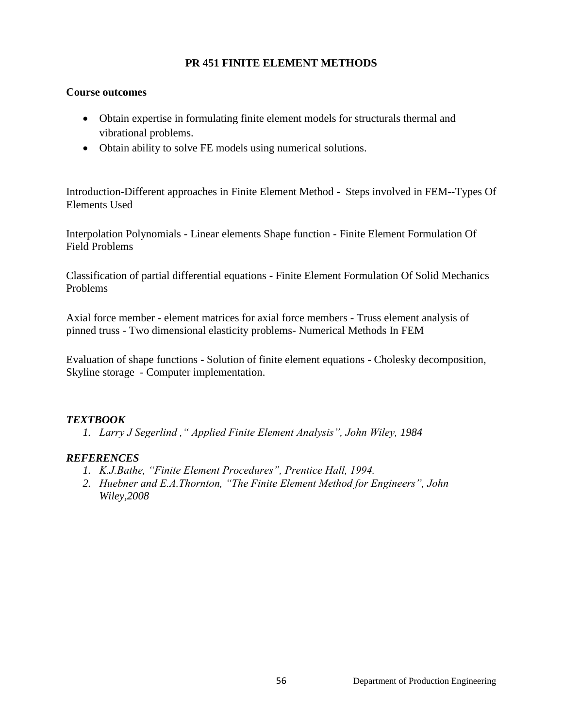# PR 451 FINITE ELEMENT METHODS

**Course outcomes**

- Obtain expertise in formulating finite element models for structurals thermal and vibrational problems.
- Obtain ability to solve FE models using numerical solutions.

Introduction-Different approaches in Finite Element Method - Steps involved in FEM--Types Of Elements Used

Interpolation Polynomials - Linear elements Shape function - Finite Element Formulation Of Field Problems

Classification of partial differential equations - Finite Element Formulation Of Solid Mechanics Problems

Axial force member - element matrices for axial force members - Truss element analysis of pinned truss - Two dimensional elasticity problems- Numerical Methods In FEM

Evaluation of shape functions - Solution of finite element equations - Cholesky decomposition, Skyline storage - Computer implementation.

### *TEXTBOOK*

1. *Larry J Segerlind ,“ Applied Finite Element Analysis”, John Wiley, 1984*

### *REFERENCES*

1. *K.J.Bathe, “Finite Element Procedures”, Prentice Hall, 1994.*
2. *Huebner and E.A.Thornton, “The Finite Element Method for Engineers”, John Wiley,2008*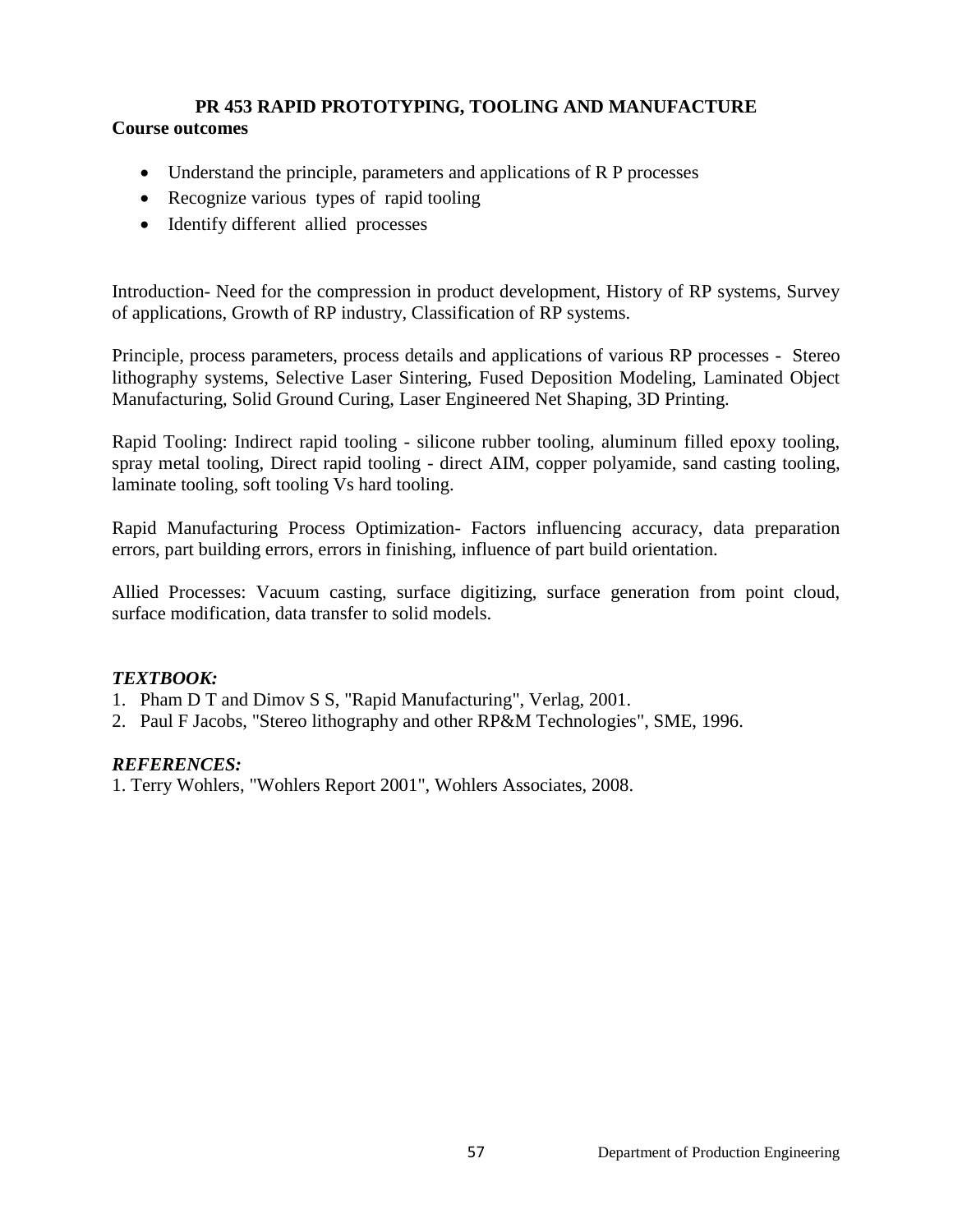## PR 453 RAPID PROTOTYPING, TOOLING AND MANUFACTURE

**Course outcomes**

- Understand the principle, parameters and applications of R P processes
- Recognize various types of rapid tooling
- Identify different allied processes

Introduction- Need for the compression in product development, History of RP systems, Survey of applications, Growth of RP industry, Classification of RP systems.

Principle, process parameters, process details and applications of various RP processes - Stereo lithography systems, Selective Laser Sintering, Fused Deposition Modeling, Laminated Object Manufacturing, Solid Ground Curing, Laser Engineered Net Shaping, 3D Printing.

Rapid Tooling: Indirect rapid tooling - silicone rubber tooling, aluminum filled epoxy tooling, spray metal tooling, Direct rapid tooling - direct AIM, copper polyamide, sand casting tooling, laminate tooling, soft tooling Vs hard tooling.

Rapid Manufacturing Process Optimization- Factors influencing accuracy, data preparation errors, part building errors, errors in finishing, influence of part build orientation.

Allied Processes: Vacuum casting, surface digitizing, surface generation from point cloud, surface modification, data transfer to solid models.

***TEXTBOOK:***

1. Pham D T and Dimov S S, "Rapid Manufacturing", Verlag, 2001.
2. Paul F Jacobs, "Stereo lithography and other RP&M Technologies", SME, 1996.

***REFERENCES:***

1. Terry Wohlers, "Wohlers Report 2001", Wohlers Associates, 2008.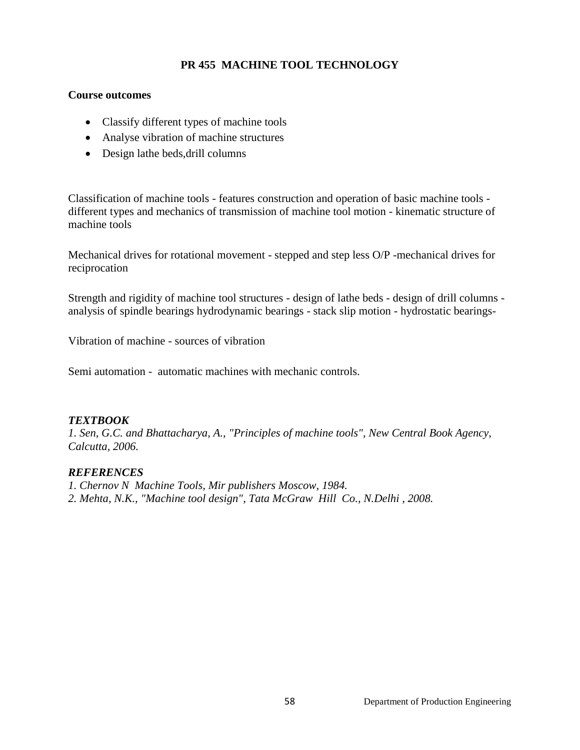## PR 455 MACHINE TOOL TECHNOLOGY

**Course outcomes**

- Classify different types of machine tools
- Analyse vibration of machine structures
- Design lathe beds,drill columns

Classification of machine tools - features construction and operation of basic machine tools - different types and mechanics of transmission of machine tool motion - kinematic structure of machine tools

Mechanical drives for rotational movement - stepped and step less O/P -mechanical drives for reciprocation

Strength and rigidity of machine tool structures - design of lathe beds - design of drill columns - analysis of spindle bearings hydrodynamic bearings - stack slip motion - hydrostatic bearings-

Vibration of machine - sources of vibration

Semi automation - automatic machines with mechanic controls.

***TEXTBOOK***

*1. Sen, G.C. and Bhattacharya, A., "Principles of machine tools", New Central Book Agency, Calcutta, 2006.*

***REFERENCES***

*1. Chernov N Machine Tools, Mir publishers Moscow, 1984.*
*2. Mehta, N.K., "Machine tool design", Tata McGraw Hill Co., N.Delhi , 2008.*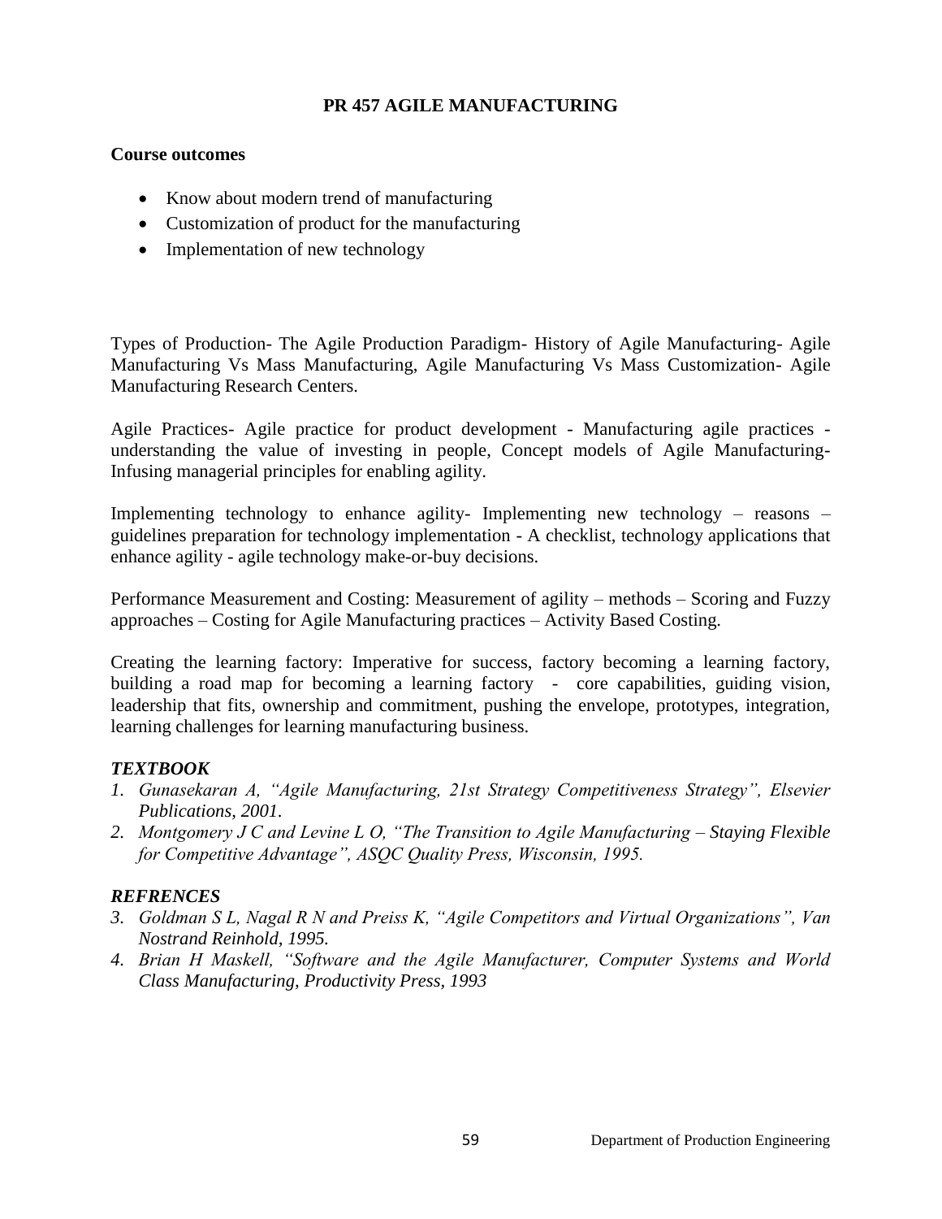# PR 457 AGILE MANUFACTURING

**Course outcomes**

- Know about modern trend of manufacturing
- Customization of product for the manufacturing
- Implementation of new technology

Types of Production- The Agile Production Paradigm- History of Agile Manufacturing- Agile Manufacturing Vs Mass Manufacturing, Agile Manufacturing Vs Mass Customization- Agile Manufacturing Research Centers.

Agile Practices- Agile practice for product development - Manufacturing agile practices - understanding the value of investing in people, Concept models of Agile Manufacturing- Infusing managerial principles for enabling agility.

Implementing technology to enhance agility- Implementing new technology – reasons – guidelines preparation for technology implementation - A checklist, technology applications that enhance agility - agile technology make-or-buy decisions.

Performance Measurement and Costing: Measurement of agility – methods – Scoring and Fuzzy approaches – Costing for Agile Manufacturing practices – Activity Based Costing.

Creating the learning factory: Imperative for success, factory becoming a learning factory, building a road map for becoming a learning factory - core capabilities, guiding vision, leadership that fits, ownership and commitment, pushing the envelope, prototypes, integration, learning challenges for learning manufacturing business.

***TEXTBOOK***

1. *Gunasekaran A, "Agile Manufacturing, 21st Strategy Competitiveness Strategy", Elsevier Publications, 2001.*
2. *Montgomery J C and Levine L O, "The Transition to Agile Manufacturing – Staying Flexible for Competitive Advantage", ASQC Quality Press, Wisconsin, 1995.*

***REFRENCES***

3. *Goldman S L, Nagal R N and Preiss K, "Agile Competitors and Virtual Organizations", Van Nostrand Reinhold, 1995.*
4. *Brian H Maskell, "Software and the Agile Manufacturer, Computer Systems and World Class Manufacturing, Productivity Press, 1993*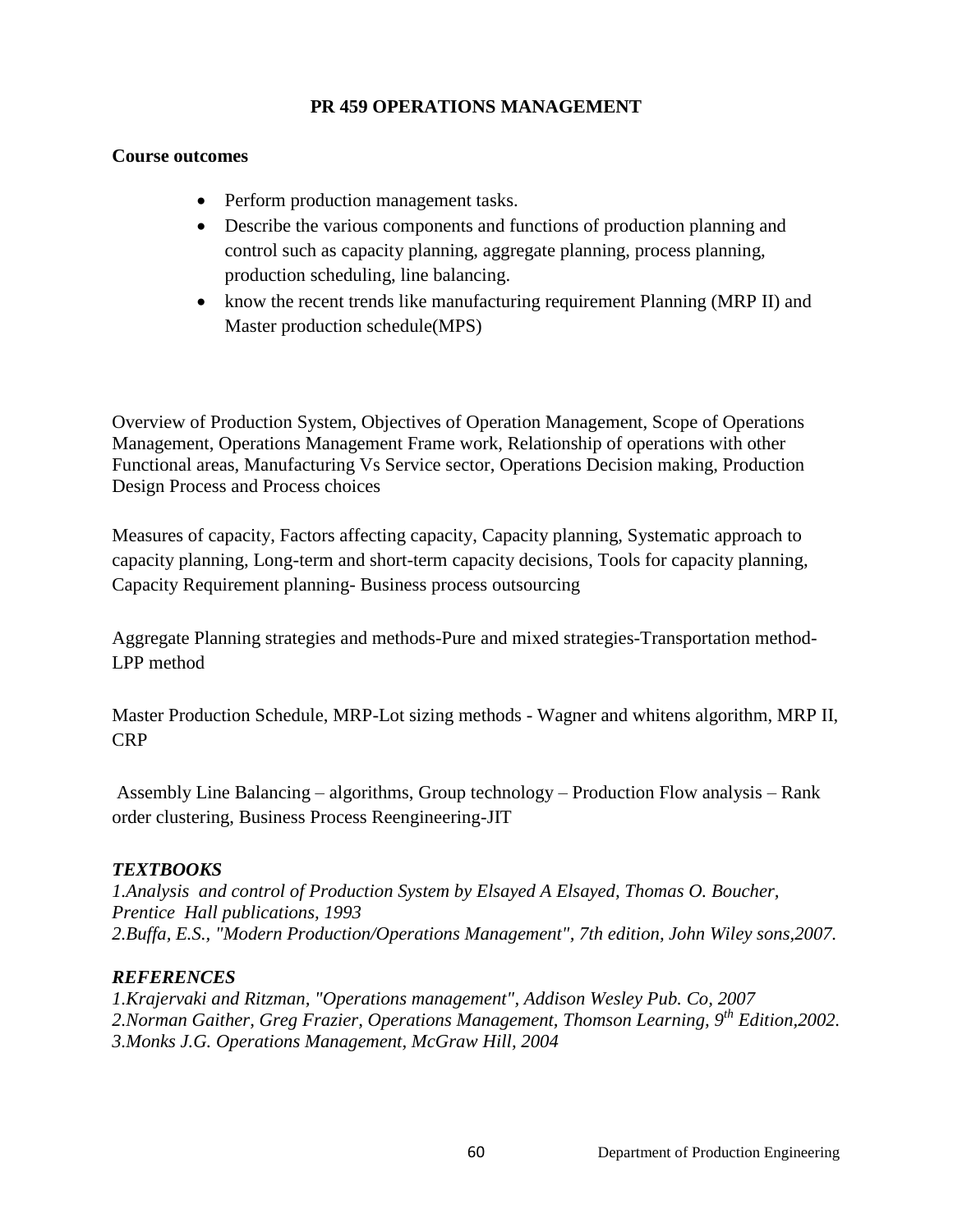# PR 459 OPERATIONS MANAGEMENT

**Course outcomes**

- Perform production management tasks.
- Describe the various components and functions of production planning and control such as capacity planning, aggregate planning, process planning, production scheduling, line balancing.
- know the recent trends like manufacturing requirement Planning (MRP II) and Master production schedule(MPS)

Overview of Production System, Objectives of Operation Management, Scope of Operations Management, Operations Management Frame work, Relationship of operations with other Functional areas, Manufacturing Vs Service sector, Operations Decision making, Production Design Process and Process choices

Measures of capacity, Factors affecting capacity, Capacity planning, Systematic approach to capacity planning, Long-term and short-term capacity decisions, Tools for capacity planning, Capacity Requirement planning- Business process outsourcing

Aggregate Planning strategies and methods-Pure and mixed strategies-Transportation method-LPP method

Master Production Schedule, MRP-Lot sizing methods - Wagner and whitens algorithm, MRP II, CRP

Assembly Line Balancing – algorithms, Group technology – Production Flow analysis – Rank order clustering, Business Process Reengineering-JIT

### *TEXTBOOKS*

*1.Analysis and control of Production System by Elsayed A Elsayed, Thomas O. Boucher, Prentice Hall publications, 1993*
*2.Buffa, E.S., "Modern Production/Operations Management", 7th edition, John Wiley sons,2007.*

### *REFERENCES*

*1.Krajervaki and Ritzman, "Operations management", Addison Wesley Pub. Co, 2007*
*2.Norman Gaither, Greg Frazier, Operations Management, Thomson Learning, 9th Edition,2002.*
*3.Monks J.G. Operations Management, McGraw Hill, 2004*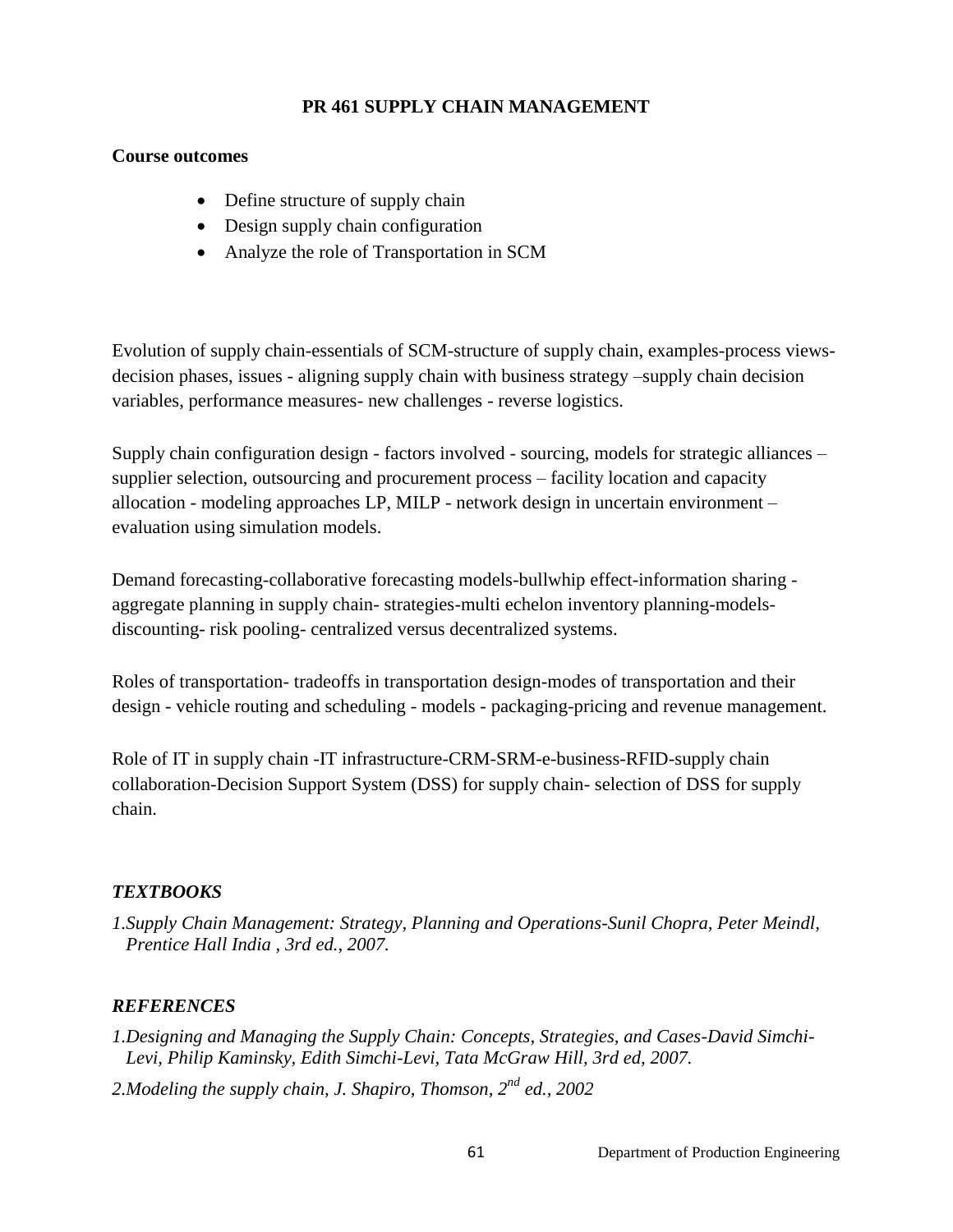## PR 461 SUPPLY CHAIN MANAGEMENT

**Course outcomes**

- Define structure of supply chain
- Design supply chain configuration
- Analyze the role of Transportation in SCM

Evolution of supply chain-essentials of SCM-structure of supply chain, examples-process views-decision phases, issues - aligning supply chain with business strategy –supply chain decision variables, performance measures- new challenges - reverse logistics.

Supply chain configuration design - factors involved - sourcing, models for strategic alliances – supplier selection, outsourcing and procurement process – facility location and capacity allocation - modeling approaches LP, MILP - network design in uncertain environment – evaluation using simulation models.

Demand forecasting-collaborative forecasting models-bullwhip effect-information sharing - aggregate planning in supply chain- strategies-multi echelon inventory planning-models-discounting- risk pooling- centralized versus decentralized systems.

Roles of transportation- tradeoffs in transportation design-modes of transportation and their design - vehicle routing and scheduling - models - packaging-pricing and revenue management.

Role of IT in supply chain -IT infrastructure-CRM-SRM-e-business-RFID-supply chain collaboration-Decision Support System (DSS) for supply chain- selection of DSS for supply chain.

### *TEXTBOOKS*

*1.Supply Chain Management: Strategy, Planning and Operations-Sunil Chopra, Peter Meindl, Prentice Hall India , 3rd ed., 2007.*

### *REFERENCES*

*1.Designing and Managing the Supply Chain: Concepts, Strategies, and Cases-David Simchi-Levi, Philip Kaminsky, Edith Simchi-Levi, Tata McGraw Hill, 3rd ed, 2007.*

*2.Modeling the supply chain, J. Shapiro, Thomson, 2nd ed., 2002*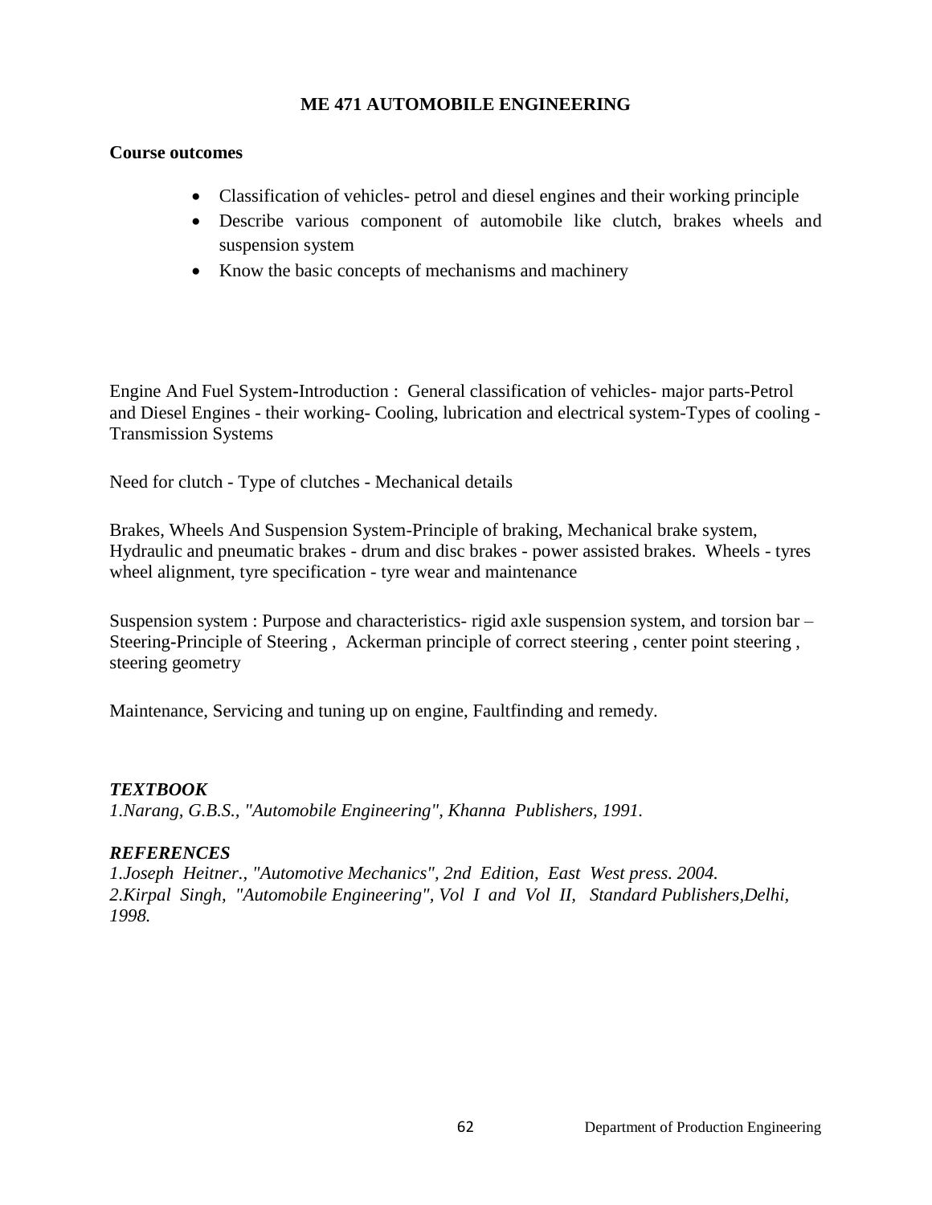# ME 471 AUTOMOBILE ENGINEERING

**Course outcomes**

- Classification of vehicles- petrol and diesel engines and their working principle
- Describe various component of automobile like clutch, brakes wheels and suspension system
- Know the basic concepts of mechanisms and machinery

Engine And Fuel System-Introduction : General classification of vehicles- major parts-Petrol and Diesel Engines - their working- Cooling, lubrication and electrical system-Types of cooling - Transmission Systems

Need for clutch - Type of clutches - Mechanical details

Brakes, Wheels And Suspension System-Principle of braking, Mechanical brake system, Hydraulic and pneumatic brakes - drum and disc brakes - power assisted brakes. Wheels - tyres wheel alignment, tyre specification - tyre wear and maintenance

Suspension system : Purpose and characteristics- rigid axle suspension system, and torsion bar – Steering-Principle of Steering , Ackerman principle of correct steering , center point steering , steering geometry

Maintenance, Servicing and tuning up on engine, Faultfinding and remedy.

***TEXTBOOK***

*1.Narang, G.B.S., "Automobile Engineering", Khanna Publishers, 1991.*

***REFERENCES***

*1.Joseph Heitner., "Automotive Mechanics", 2nd Edition, East West press. 2004.*
*2.Kirpal Singh, "Automobile Engineering", Vol I and Vol II, Standard Publishers,Delhi, 1998.*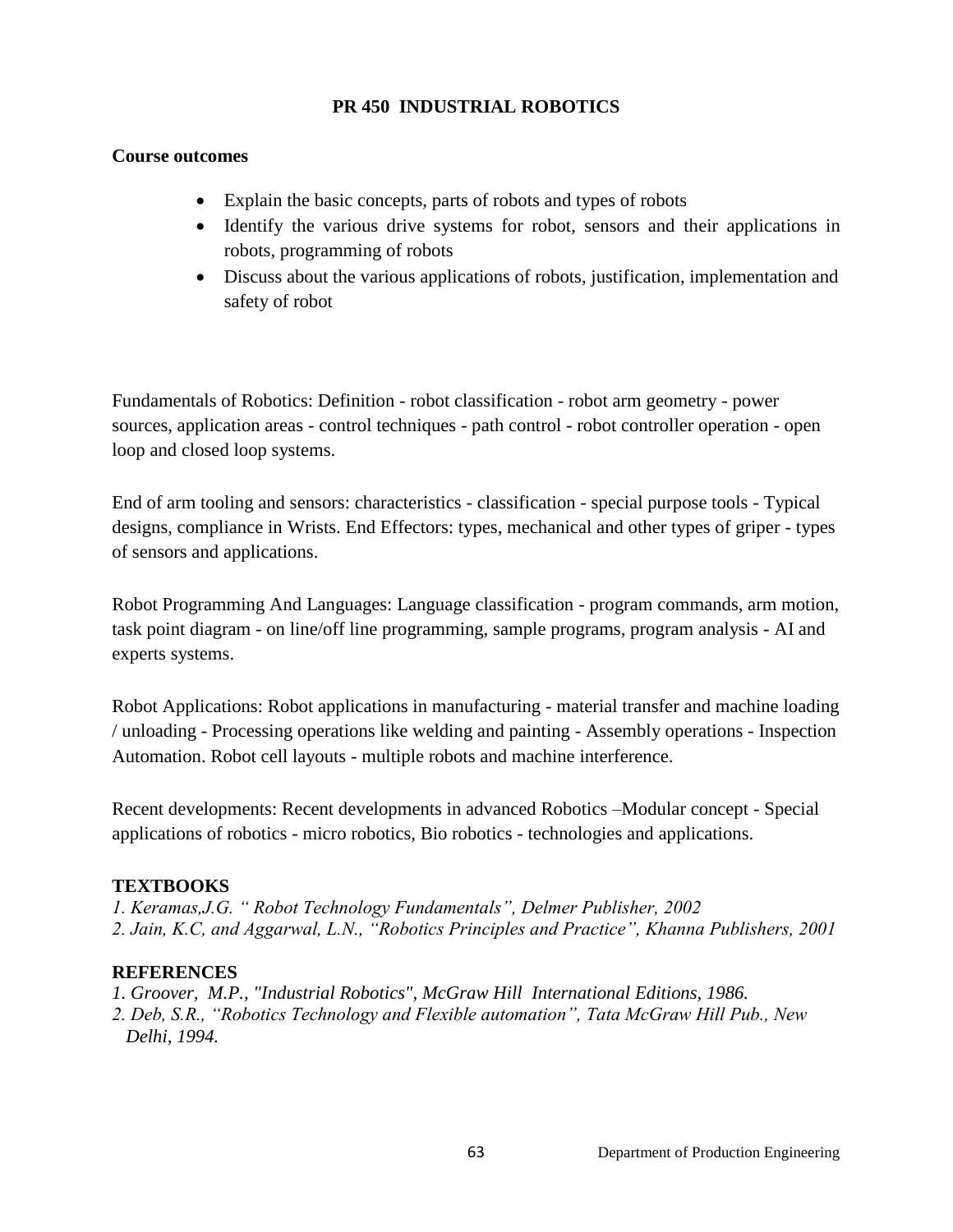## PR 450 INDUSTRIAL ROBOTICS

**Course outcomes**

- Explain the basic concepts, parts of robots and types of robots
- Identify the various drive systems for robot, sensors and their applications in robots, programming of robots
- Discuss about the various applications of robots, justification, implementation and safety of robot

Fundamentals of Robotics: Definition - robot classification - robot arm geometry - power sources, application areas - control techniques - path control - robot controller operation - open loop and closed loop systems.

End of arm tooling and sensors: characteristics - classification - special purpose tools - Typical designs, compliance in Wrists. End Effectors: types, mechanical and other types of griper - types of sensors and applications.

Robot Programming And Languages: Language classification - program commands, arm motion, task point diagram - on line/off line programming, sample programs, program analysis - AI and experts systems.

Robot Applications: Robot applications in manufacturing - material transfer and machine loading / unloading - Processing operations like welding and painting - Assembly operations - Inspection Automation. Robot cell layouts - multiple robots and machine interference.

Recent developments: Recent developments in advanced Robotics –Modular concept - Special applications of robotics - micro robotics, Bio robotics - technologies and applications.

### TEXTBOOKS

*1. Keramas,J.G. " Robot Technology Fundamentals", Delmer Publisher, 2002*
*2. Jain, K.C, and Aggarwal, L.N., "Robotics Principles and Practice", Khanna Publishers, 2001*

### REFERENCES

*1. Groover, M.P., "Industrial Robotics", McGraw Hill International Editions, 1986.*
*2. Deb, S.R., "Robotics Technology and Flexible automation", Tata McGraw Hill Pub., New Delhi, 1994.*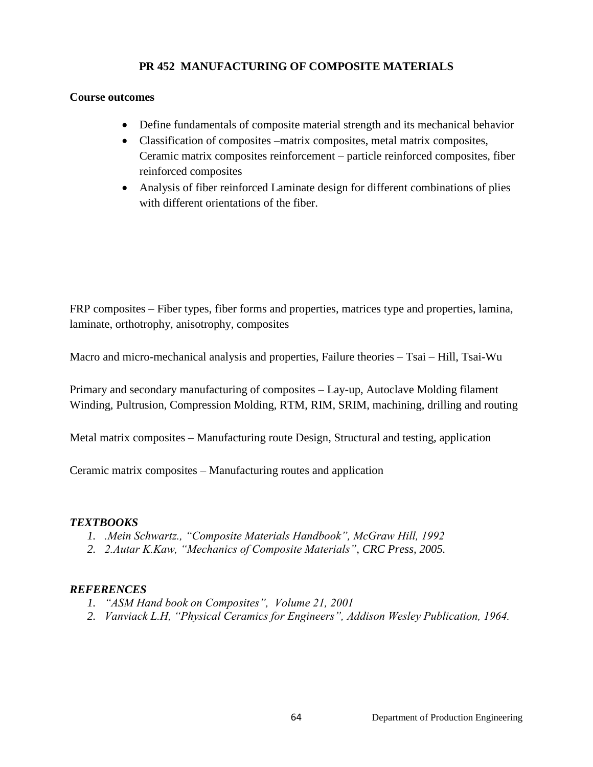# PR 452 MANUFACTURING OF COMPOSITE MATERIALS

**Course outcomes**

- Define fundamentals of composite material strength and its mechanical behavior
- Classification of composites –matrix composites, metal matrix composites, Ceramic matrix composites reinforcement – particle reinforced composites, fiber reinforced composites
- Analysis of fiber reinforced Laminate design for different combinations of plies with different orientations of the fiber.

FRP composites – Fiber types, fiber forms and properties, matrices type and properties, lamina, laminate, orthotrophy, anisotrophy, composites

Macro and micro-mechanical analysis and properties, Failure theories – Tsai – Hill, Tsai-Wu

Primary and secondary manufacturing of composites – Lay-up, Autoclave Molding filament Winding, Pultrusion, Compression Molding, RTM, RIM, SRIM, machining, drilling and routing

Metal matrix composites – Manufacturing route Design, Structural and testing, application

Ceramic matrix composites – Manufacturing routes and application

***TEXTBOOKS***

1. *.Mein Schwartz., "Composite Materials Handbook", McGraw Hill, 1992*
2. *2.Autar K.Kaw, "Mechanics of Composite Materials", CRC Press, 2005.*

***REFERENCES***

1. *"ASM Hand book on Composites", Volume 21, 2001*
2. *Vanviack L.H, "Physical Ceramics for Engineers", Addison Wesley Publication, 1964.*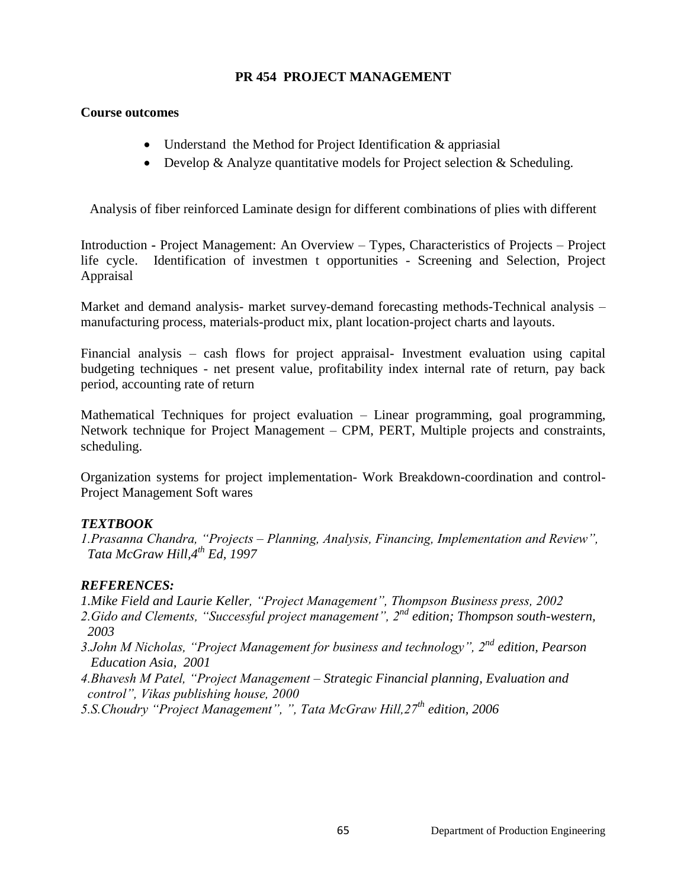## PR 454 PROJECT MANAGEMENT

**Course outcomes**

- Understand the Method for Project Identification & appriasial
- Develop & Analyze quantitative models for Project selection & Scheduling.

Analysis of fiber reinforced Laminate design for different combinations of plies with different

Introduction - Project Management: An Overview – Types, Characteristics of Projects – Project life cycle. Identification of investmen t opportunities - Screening and Selection, Project Appraisal

Market and demand analysis- market survey-demand forecasting methods-Technical analysis – manufacturing process, materials-product mix, plant location-project charts and layouts.

Financial analysis – cash flows for project appraisal- Investment evaluation using capital budgeting techniques - net present value, profitability index internal rate of return, pay back period, accounting rate of return

Mathematical Techniques for project evaluation – Linear programming, goal programming, Network technique for Project Management – CPM, PERT, Multiple projects and constraints, scheduling.

Organization systems for project implementation- Work Breakdown-coordination and control-Project Management Soft wares

***TEXTBOOK***

*1.Prasanna Chandra, "Projects – Planning, Analysis, Financing, Implementation and Review", Tata McGraw Hill,4th Ed, 1997*

***REFERENCES:***

*1.Mike Field and Laurie Keller, "Project Management", Thompson Business press, 2002*

*2.Gido and Clements, "Successful project management", 2nd edition; Thompson south-western, 2003*

*3.John M Nicholas, "Project Management for business and technology", 2nd edition, Pearson Education Asia, 2001*

*4.Bhavesh M Patel, "Project Management – Strategic Financial planning, Evaluation and control", Vikas publishing house, 2000*

*5.S.Choudry "Project Management", ", Tata McGraw Hill,27th edition, 2006*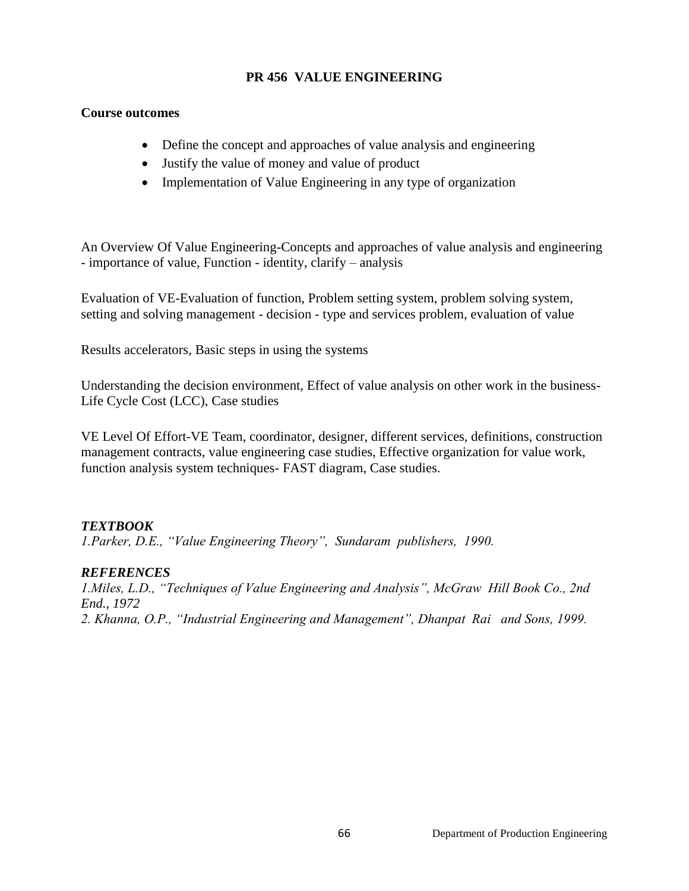## PR 456 VALUE ENGINEERING

**Course outcomes**

- Define the concept and approaches of value analysis and engineering
- Justify the value of money and value of product
- Implementation of Value Engineering in any type of organization

An Overview Of Value Engineering-Concepts and approaches of value analysis and engineering - importance of value, Function - identity, clarify – analysis

Evaluation of VE-Evaluation of function, Problem setting system, problem solving system, setting and solving management - decision - type and services problem, evaluation of value

Results accelerators, Basic steps in using the systems

Understanding the decision environment, Effect of value analysis on other work in the business-Life Cycle Cost (LCC), Case studies

VE Level Of Effort-VE Team, coordinator, designer, different services, definitions, construction management contracts, value engineering case studies, Effective organization for value work, function analysis system techniques- FAST diagram, Case studies.

***TEXTBOOK***

*1.Parker, D.E., "Value Engineering Theory", Sundaram publishers, 1990.*

***REFERENCES***

*1.Miles, L.D., "Techniques of Value Engineering and Analysis", McGraw Hill Book Co., 2nd End., 1972*

*2. Khanna, O.P., "Industrial Engineering and Management", Dhanpat Rai and Sons, 1999.*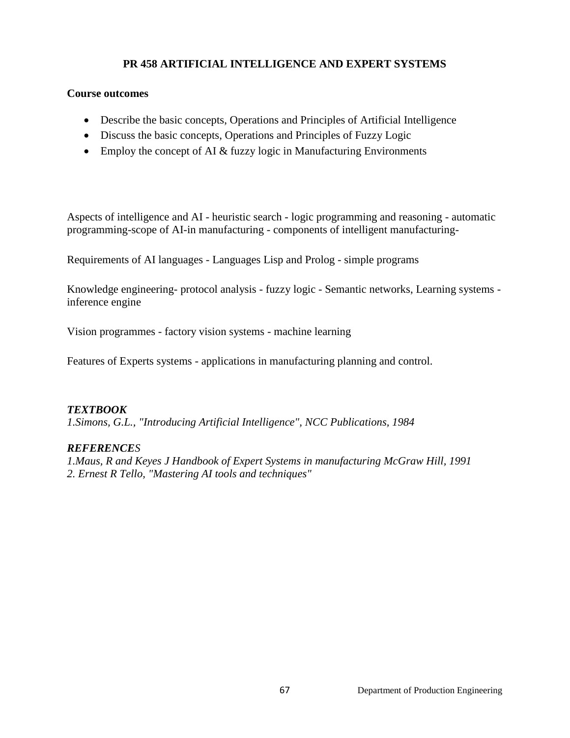# PR 458 ARTIFICIAL INTELLIGENCE AND EXPERT SYSTEMS

**Course outcomes**

- Describe the basic concepts, Operations and Principles of Artificial Intelligence
- Discuss the basic concepts, Operations and Principles of Fuzzy Logic
- Employ the concept of AI & fuzzy logic in Manufacturing Environments

Aspects of intelligence and AI - heuristic search - logic programming and reasoning - automatic programming-scope of AI-in manufacturing - components of intelligent manufacturing-

Requirements of AI languages - Languages Lisp and Prolog - simple programs

Knowledge engineering- protocol analysis - fuzzy logic - Semantic networks, Learning systems - inference engine

Vision programmes - factory vision systems - machine learning

Features of Experts systems - applications in manufacturing planning and control.

***TEXTBOOK***

*1.Simons, G.L., "Introducing Artificial Intelligence", NCC Publications, 1984*

***REFERENCES***

*1.Maus, R and Keyes J Handbook of Expert Systems in manufacturing McGraw Hill, 1991*
*2. Ernest R Tello, "Mastering AI tools and techniques"*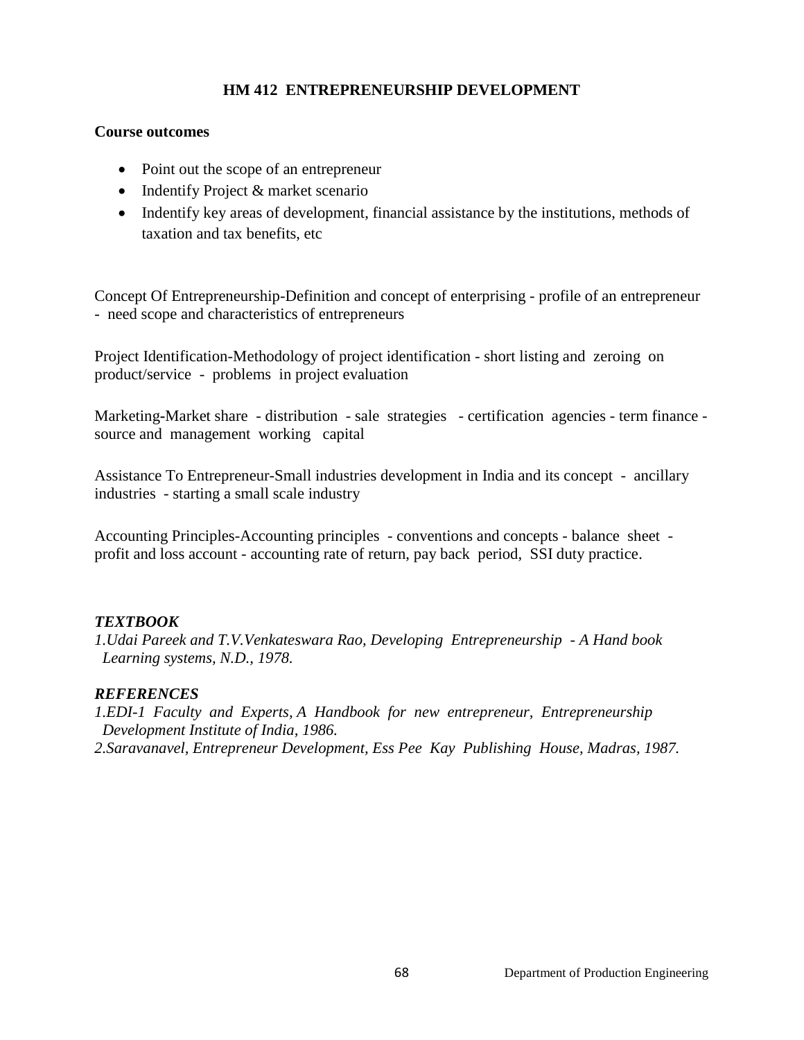## HM 412 ENTREPRENEURSHIP DEVELOPMENT

**Course outcomes**

- Point out the scope of an entrepreneur
- Indentify Project & market scenario
- Indentify key areas of development, financial assistance by the institutions, methods of taxation and tax benefits, etc

Concept Of Entrepreneurship-Definition and concept of enterprising - profile of an entrepreneur - need scope and characteristics of entrepreneurs

Project Identification-Methodology of project identification - short listing and zeroing on product/service - problems in project evaluation

Marketing-Market share - distribution - sale strategies - certification agencies - term finance - source and management working capital

Assistance To Entrepreneur-Small industries development in India and its concept - ancillary industries - starting a small scale industry

Accounting Principles-Accounting principles - conventions and concepts - balance sheet - profit and loss account - accounting rate of return, pay back period, SSI duty practice.

***TEXTBOOK***

*1.Udai Pareek and T.V.Venkateswara Rao, Developing Entrepreneurship - A Hand book Learning systems, N.D., 1978.*

***REFERENCES***

*1.EDI-1 Faculty and Experts, A Handbook for new entrepreneur, Entrepreneurship Development Institute of India, 1986.*

*2.Saravanavel, Entrepreneur Development, Ess Pee Kay Publishing House, Madras, 1987.*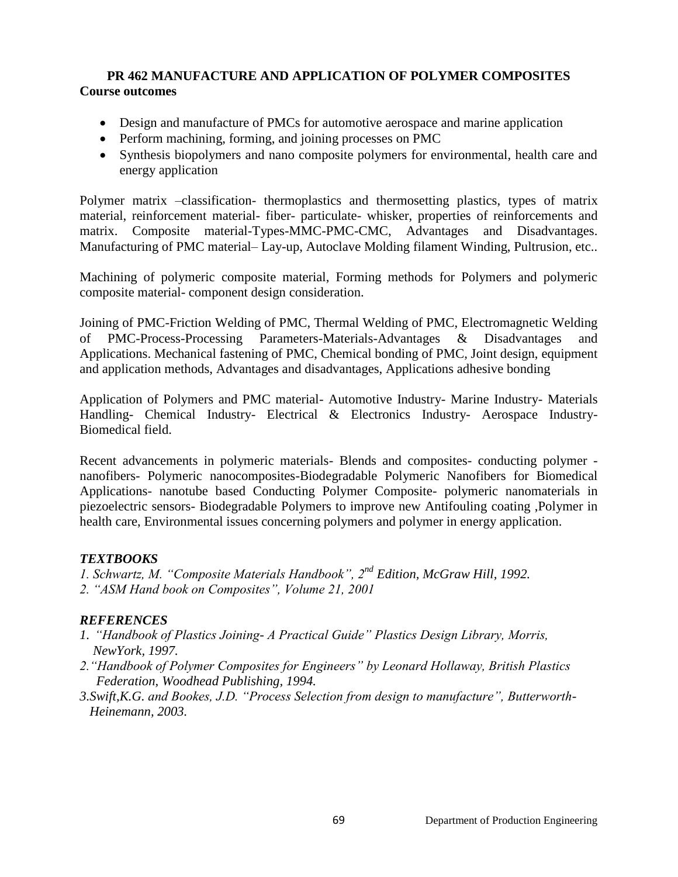## PR 462 MANUFACTURE AND APPLICATION OF POLYMER COMPOSITES

**Course outcomes**

- Design and manufacture of PMCs for automotive aerospace and marine application
- Perform machining, forming, and joining processes on PMC
- Synthesis biopolymers and nano composite polymers for environmental, health care and energy application

Polymer matrix –classification- thermoplastics and thermosetting plastics, types of matrix material, reinforcement material- fiber- particulate- whisker, properties of reinforcements and matrix. Composite material-Types-MMC-PMC-CMC, Advantages and Disadvantages. Manufacturing of PMC material– Lay-up, Autoclave Molding filament Winding, Pultrusion, etc..

Machining of polymeric composite material, Forming methods for Polymers and polymeric composite material- component design consideration.

Joining of PMC-Friction Welding of PMC, Thermal Welding of PMC, Electromagnetic Welding of PMC-Process-Processing Parameters-Materials-Advantages & Disadvantages and Applications. Mechanical fastening of PMC, Chemical bonding of PMC, Joint design, equipment and application methods, Advantages and disadvantages, Applications adhesive bonding

Application of Polymers and PMC material- Automotive Industry- Marine Industry- Materials Handling- Chemical Industry- Electrical & Electronics Industry- Aerospace Industry- Biomedical field.

Recent advancements in polymeric materials- Blends and composites- conducting polymer - nanofibers- Polymeric nanocomposites-Biodegradable Polymeric Nanofibers for Biomedical Applications- nanotube based Conducting Polymer Composite- polymeric nanomaterials in piezoelectric sensors- Biodegradable Polymers to improve new Antifouling coating ,Polymer in health care, Environmental issues concerning polymers and polymer in energy application.

### *TEXTBOOKS*

*1. Schwartz, M. "Composite Materials Handbook", 2nd Edition, McGraw Hill, 1992.*
*2. "ASM Hand book on Composites", Volume 21, 2001*

### *REFERENCES*

*1. "Handbook of Plastics Joining- A Practical Guide" Plastics Design Library, Morris, NewYork, 1997.*
*2."Handbook of Polymer Composites for Engineers" by Leonard Hollaway, British Plastics Federation, Woodhead Publishing, 1994.*
*3.Swift,K.G. and Bookes, J.D. "Process Selection from design to manufacture", Butterworth-Heinemann, 2003.*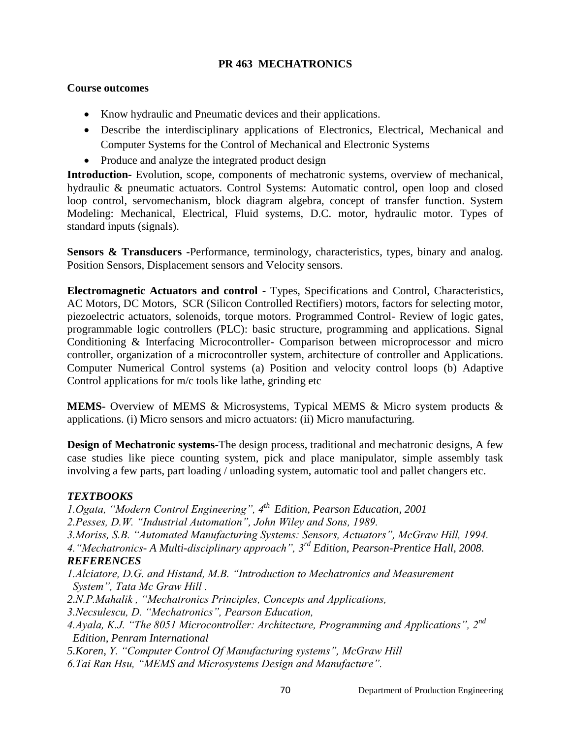## PR 463 MECHATRONICS

**Course outcomes**

- Know hydraulic and Pneumatic devices and their applications.
- Describe the interdisciplinary applications of Electronics, Electrical, Mechanical and Computer Systems for the Control of Mechanical and Electronic Systems
- Produce and analyze the integrated product design

**Introduction-** Evolution, scope, components of mechatronic systems, overview of mechanical, hydraulic & pneumatic actuators. Control Systems: Automatic control, open loop and closed loop control, servomechanism, block diagram algebra, concept of transfer function. System Modeling: Mechanical, Electrical, Fluid systems, D.C. motor, hydraulic motor. Types of standard inputs (signals).

**Sensors & Transducers -**Performance, terminology, characteristics, types, binary and analog. Position Sensors, Displacement sensors and Velocity sensors.

**Electromagnetic Actuators and control -** Types, Specifications and Control, Characteristics, AC Motors, DC Motors, SCR (Silicon Controlled Rectifiers) motors, factors for selecting motor, piezoelectric actuators, solenoids, torque motors. Programmed Control- Review of logic gates, programmable logic controllers (PLC): basic structure, programming and applications. Signal Conditioning & Interfacing Microcontroller- Comparison between microprocessor and micro controller, organization of a microcontroller system, architecture of controller and Applications. Computer Numerical Control systems (a) Position and velocity control loops (b) Adaptive Control applications for m/c tools like lathe, grinding etc

**MEMS-** Overview of MEMS & Microsystems, Typical MEMS & Micro system products & applications. (i) Micro sensors and micro actuators: (ii) Micro manufacturing.

**Design of Mechatronic systems-**The design process, traditional and mechatronic designs, A few case studies like piece counting system, pick and place manipulator, simple assembly task involving a few parts, part loading / unloading system, automatic tool and pallet changers etc.

### *TEXTBOOKS*

*1.Ogata, "Modern Control Engineering", 4th Edition, Pearson Education, 2001*
*2.Pesses, D.W. "Industrial Automation", John Wiley and Sons, 1989.*
*3.Moriss, S.B. "Automated Manufacturing Systems: Sensors, Actuators", McGraw Hill, 1994.*
*4."Mechatronics- A Multi-disciplinary approach", 3rd Edition, Pearson-Prentice Hall, 2008.*

### *REFERENCES*

*1.Alciatore, D.G. and Histand, M.B. "Introduction to Mechatronics and Measurement System", Tata Mc Graw Hill .*
*2.N.P.Mahalik , "Mechatronics Principles, Concepts and Applications,*
*3.Necsulescu, D. "Mechatronics", Pearson Education,*
*4.Ayala, K.J. "The 8051 Microcontroller: Architecture, Programming and Applications", 2nd Edition, Penram International*
*5.Koren, Y. "Computer Control Of Manufacturing systems", McGraw Hill*
*6.Tai Ran Hsu, "MEMS and Microsystems Design and Manufacture".*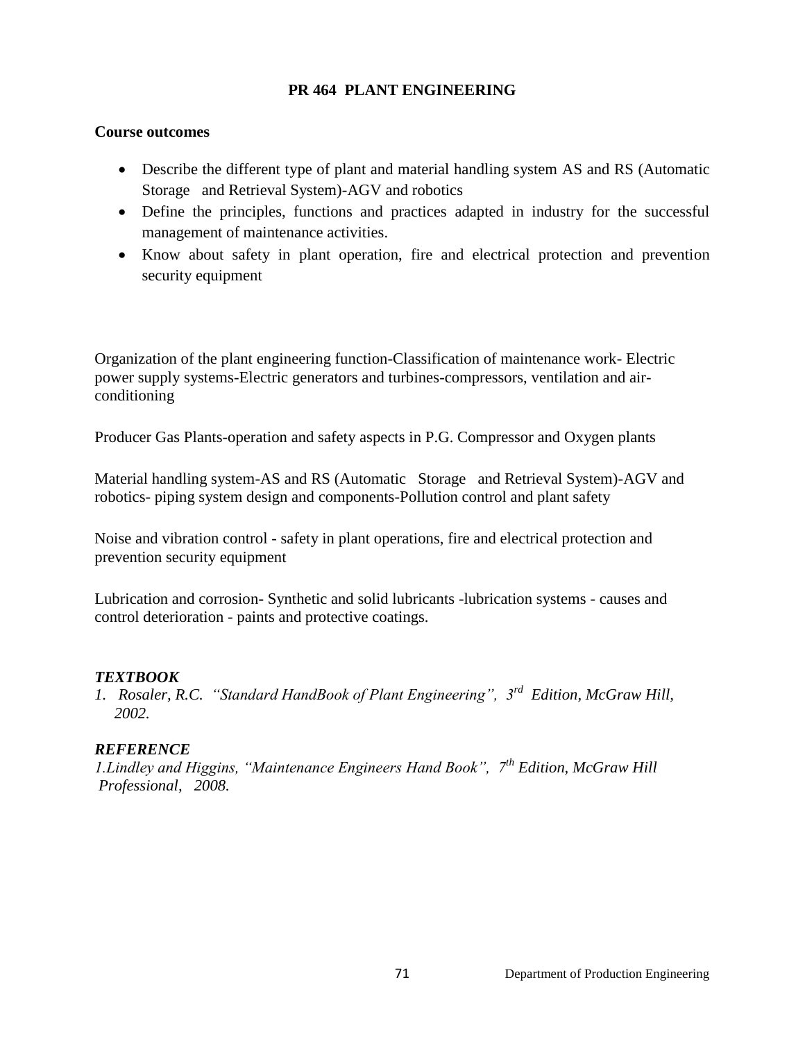# PR 464 PLANT ENGINEERING

**Course outcomes**

- Describe the different type of plant and material handling system AS and RS (Automatic Storage and Retrieval System)-AGV and robotics
- Define the principles, functions and practices adapted in industry for the successful management of maintenance activities.
- Know about safety in plant operation, fire and electrical protection and prevention security equipment

Organization of the plant engineering function-Classification of maintenance work- Electric power supply systems-Electric generators and turbines-compressors, ventilation and air-conditioning

Producer Gas Plants-operation and safety aspects in P.G. Compressor and Oxygen plants

Material handling system-AS and RS (Automatic Storage and Retrieval System)-AGV and robotics- piping system design and components-Pollution control and plant safety

Noise and vibration control - safety in plant operations, fire and electrical protection and prevention security equipment

Lubrication and corrosion- Synthetic and solid lubricants -lubrication systems - causes and control deterioration - paints and protective coatings.

***TEXTBOOK***

1. *Rosaler, R.C. "Standard HandBook of Plant Engineering", 3rd Edition, McGraw Hill, 2002.*

***REFERENCE***

*1.Lindley and Higgins, "Maintenance Engineers Hand Book", 7th Edition, McGraw Hill Professional, 2008.*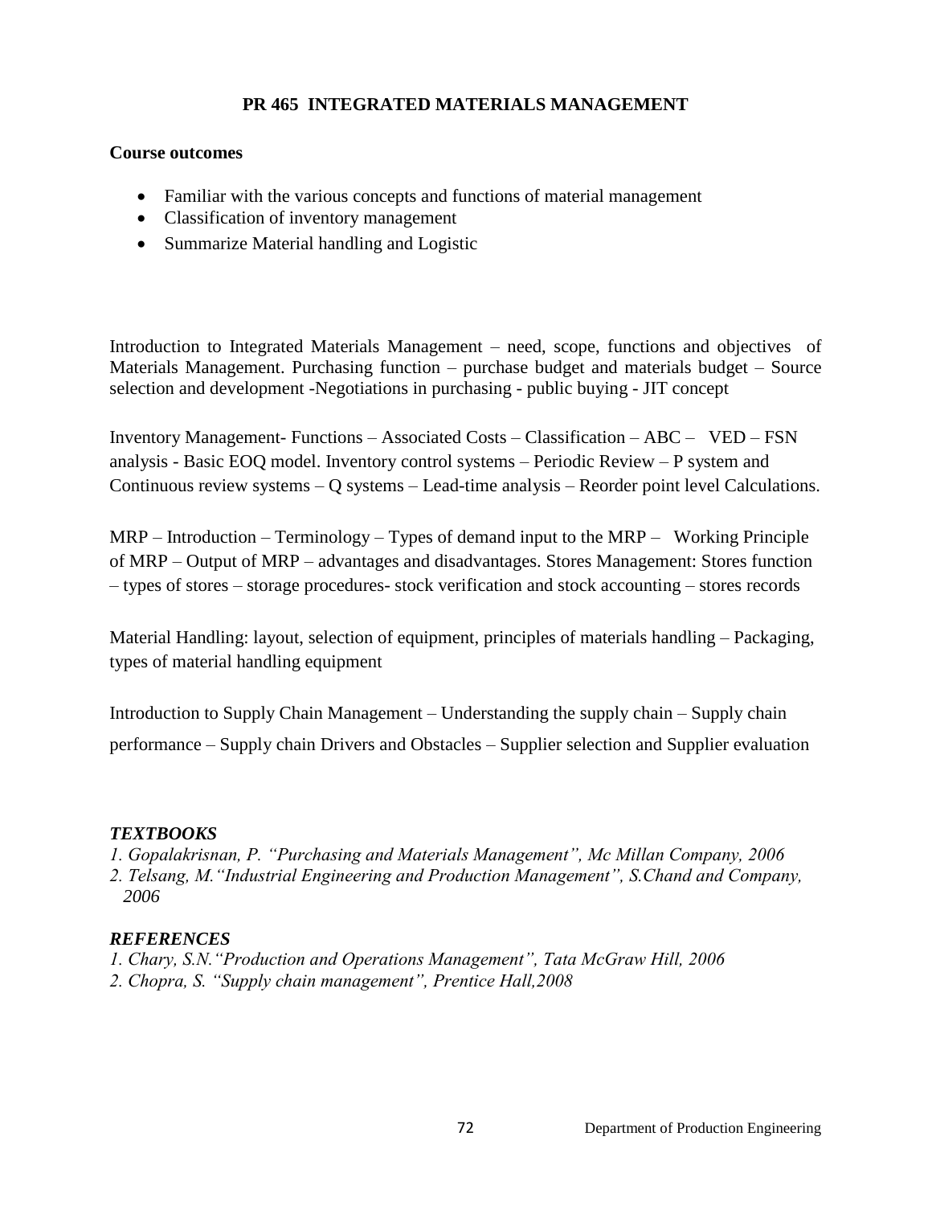## PR 465 INTEGRATED MATERIALS MANAGEMENT

**Course outcomes**

- Familiar with the various concepts and functions of material management
- Classification of inventory management
- Summarize Material handling and Logistic

Introduction to Integrated Materials Management – need, scope, functions and objectives of Materials Management. Purchasing function – purchase budget and materials budget – Source selection and development -Negotiations in purchasing - public buying - JIT concept

Inventory Management- Functions – Associated Costs – Classification – ABC – VED – FSN analysis - Basic EOQ model. Inventory control systems – Periodic Review – P system and Continuous review systems – Q systems – Lead-time analysis – Reorder point level Calculations.

MRP – Introduction – Terminology – Types of demand input to the MRP – Working Principle of MRP – Output of MRP – advantages and disadvantages. Stores Management: Stores function – types of stores – storage procedures- stock verification and stock accounting – stores records

Material Handling: layout, selection of equipment, principles of materials handling – Packaging, types of material handling equipment

Introduction to Supply Chain Management – Understanding the supply chain – Supply chain performance – Supply chain Drivers and Obstacles – Supplier selection and Supplier evaluation

***TEXTBOOKS***

*1. Gopalakrisnan, P. "Purchasing and Materials Management", Mc Millan Company, 2006*

*2. Telsang, M."Industrial Engineering and Production Management", S.Chand and Company, 2006*

***REFERENCES***

*1. Chary, S.N."Production and Operations Management", Tata McGraw Hill, 2006*

*2. Chopra, S. "Supply chain management", Prentice Hall,2008*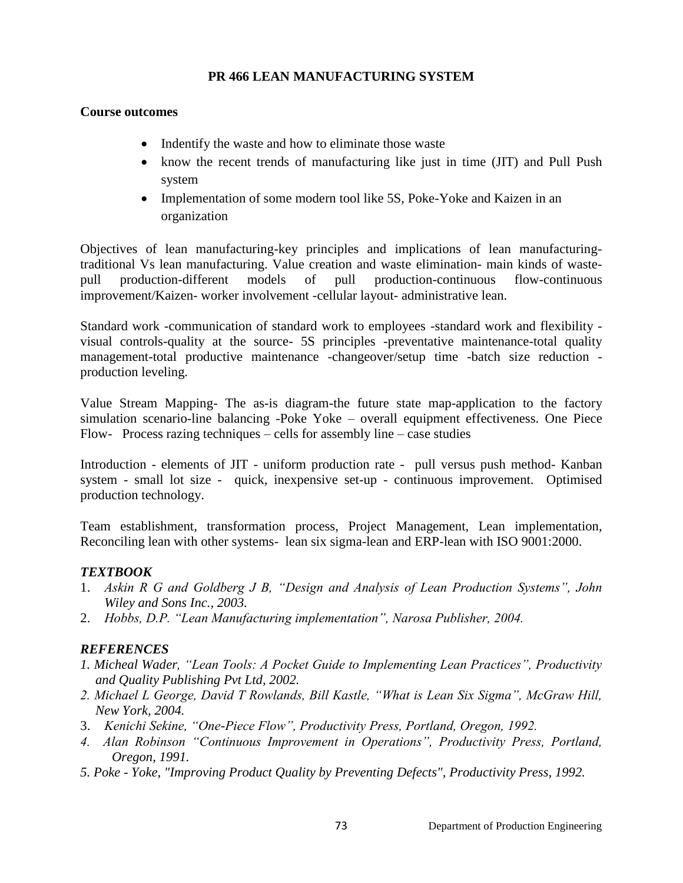# PR 466 LEAN MANUFACTURING SYSTEM

**Course outcomes**

- Indentify the waste and how to eliminate those waste
- know the recent trends of manufacturing like just in time (JIT) and Pull Push system
- Implementation of some modern tool like 5S, Poke-Yoke and Kaizen in an organization

Objectives of lean manufacturing-key principles and implications of lean manufacturing-traditional Vs lean manufacturing. Value creation and waste elimination- main kinds of waste-pull production-different models of pull production-continuous flow-continuous improvement/Kaizen- worker involvement -cellular layout- administrative lean.

Standard work -communication of standard work to employees -standard work and flexibility -visual controls-quality at the source- 5S principles -preventative maintenance-total quality management-total productive maintenance -changeover/setup time -batch size reduction -production leveling.

Value Stream Mapping- The as-is diagram-the future state map-application to the factory simulation scenario-line balancing -Poke Yoke – overall equipment effectiveness. One Piece Flow- Process razing techniques – cells for assembly line – case studies

Introduction - elements of JIT - uniform production rate - pull versus push method- Kanban system - small lot size - quick, inexpensive set-up - continuous improvement. Optimised production technology.

Team establishment, transformation process, Project Management, Lean implementation, Reconciling lean with other systems- lean six sigma-lean and ERP-lean with ISO 9001:2000.

### *TEXTBOOK*

1. *Askin R G and Goldberg J B, "Design and Analysis of Lean Production Systems", John Wiley and Sons Inc., 2003.*
2. *Hobbs, D.P. "Lean Manufacturing implementation", Narosa Publisher, 2004.*

### *REFERENCES*

1. *Micheal Wader, "Lean Tools: A Pocket Guide to Implementing Lean Practices", Productivity and Quality Publishing Pvt Ltd, 2002.*
2. *Michael L George, David T Rowlands, Bill Kastle, "What is Lean Six Sigma", McGraw Hill, New York, 2004.*
3. *Kenichi Sekine, "One-Piece Flow", Productivity Press, Portland, Oregon, 1992.*
4. *Alan Robinson "Continuous Improvement in Operations", Productivity Press, Portland, Oregon, 1991.*
5. *Poke - Yoke, "Improving Product Quality by Preventing Defects", Productivity Press, 1992.*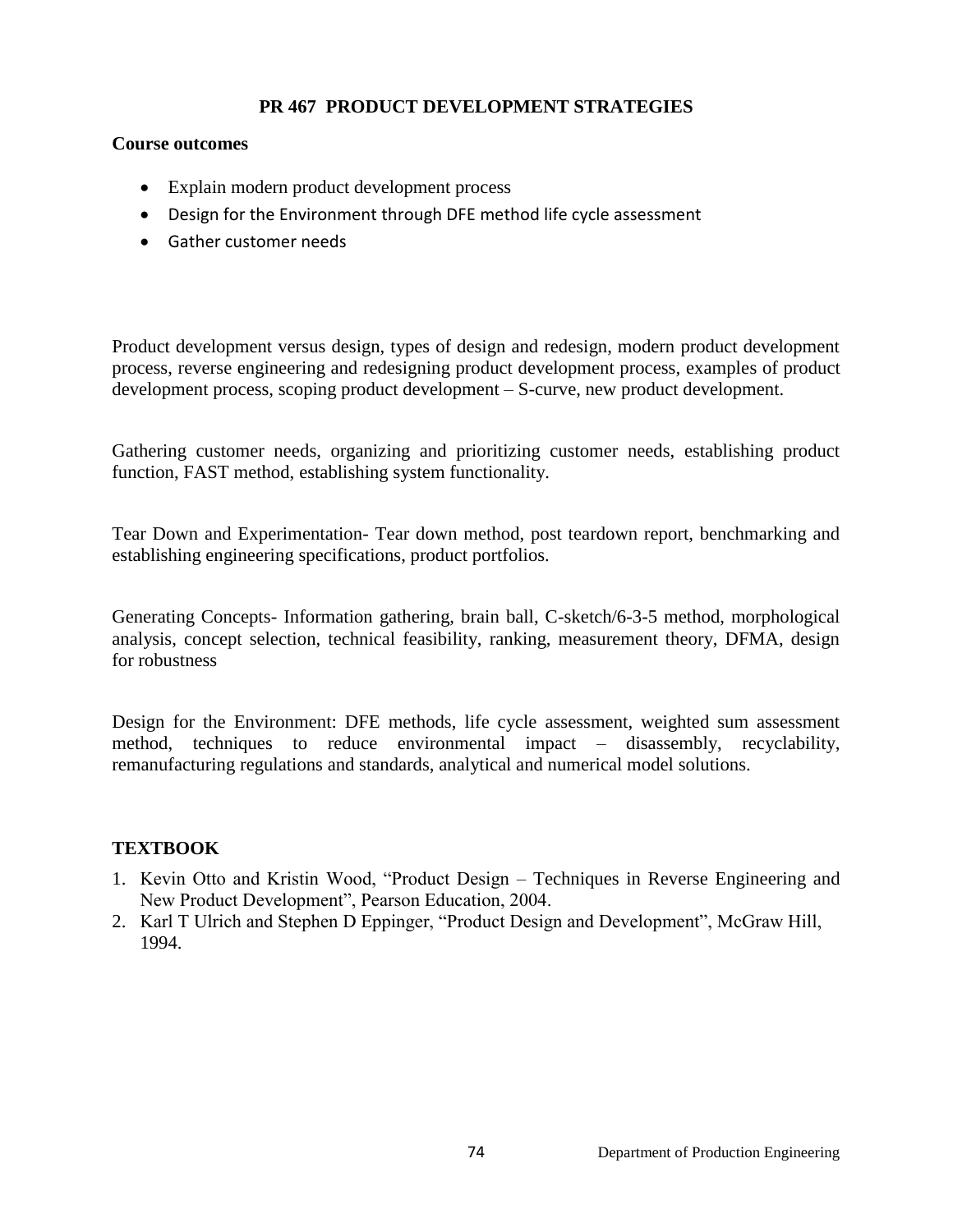## PR 467 PRODUCT DEVELOPMENT STRATEGIES

**Course outcomes**

- Explain modern product development process
- Design for the Environment through DFE method life cycle assessment
- Gather customer needs

Product development versus design, types of design and redesign, modern product development process, reverse engineering and redesigning product development process, examples of product development process, scoping product development – S-curve, new product development.

Gathering customer needs, organizing and prioritizing customer needs, establishing product function, FAST method, establishing system functionality.

Tear Down and Experimentation- Tear down method, post teardown report, benchmarking and establishing engineering specifications, product portfolios.

Generating Concepts- Information gathering, brain ball, C-sketch/6-3-5 method, morphological analysis, concept selection, technical feasibility, ranking, measurement theory, DFMA, design for robustness

Design for the Environment: DFE methods, life cycle assessment, weighted sum assessment method, techniques to reduce environmental impact – disassembly, recyclability, remanufacturing regulations and standards, analytical and numerical model solutions.

### TEXTBOOK

1. Kevin Otto and Kristin Wood, "Product Design – Techniques in Reverse Engineering and New Product Development", Pearson Education, 2004.
2. Karl T Ulrich and Stephen D Eppinger, "Product Design and Development", McGraw Hill, 1994.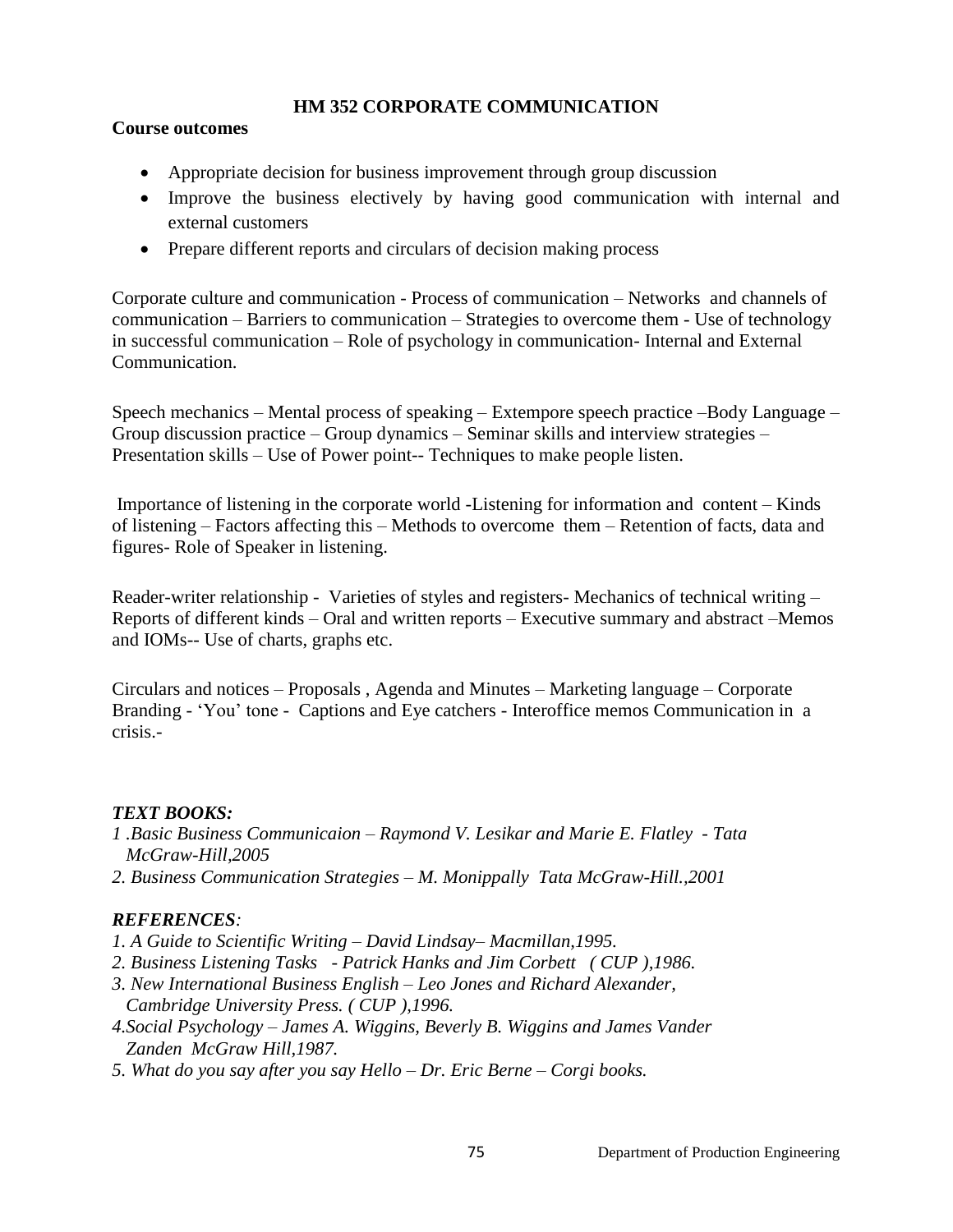## HM 352 CORPORATE COMMUNICATION

**Course outcomes**

- Appropriate decision for business improvement through group discussion
- Improve the business electively by having good communication with internal and external customers
- Prepare different reports and circulars of decision making process

Corporate culture and communication - Process of communication – Networks and channels of communication – Barriers to communication – Strategies to overcome them - Use of technology in successful communication – Role of psychology in communication- Internal and External Communication.

Speech mechanics – Mental process of speaking – Extempore speech practice –Body Language – Group discussion practice – Group dynamics – Seminar skills and interview strategies – Presentation skills – Use of Power point-- Techniques to make people listen.

Importance of listening in the corporate world -Listening for information and content – Kinds of listening – Factors affecting this – Methods to overcome them – Retention of facts, data and figures- Role of Speaker in listening.

Reader-writer relationship - Varieties of styles and registers- Mechanics of technical writing – Reports of different kinds – Oral and written reports – Executive summary and abstract –Memos and IOMs-- Use of charts, graphs etc.

Circulars and notices – Proposals , Agenda and Minutes – Marketing language – Corporate Branding - 'You' tone - Captions and Eye catchers - Interoffice memos Communication in a crisis.-

***TEXT BOOKS:***

*1 .Basic Business Communicaion – Raymond V. Lesikar and Marie E. Flatley - Tata McGraw-Hill,2005*

*2. Business Communication Strategies – M. Monippally Tata McGraw-Hill.,2001*

***REFERENCES:***

*1. A Guide to Scientific Writing – David Lindsay– Macmillan,1995.*

*2. Business Listening Tasks - Patrick Hanks and Jim Corbett ( CUP ),1986.*

*3. New International Business English – Leo Jones and Richard Alexander, Cambridge University Press. ( CUP ),1996.*

*4.Social Psychology – James A. Wiggins, Beverly B. Wiggins and James Vander Zanden McGraw Hill,1987.*

*5. What do you say after you say Hello – Dr. Eric Berne – Corgi books.*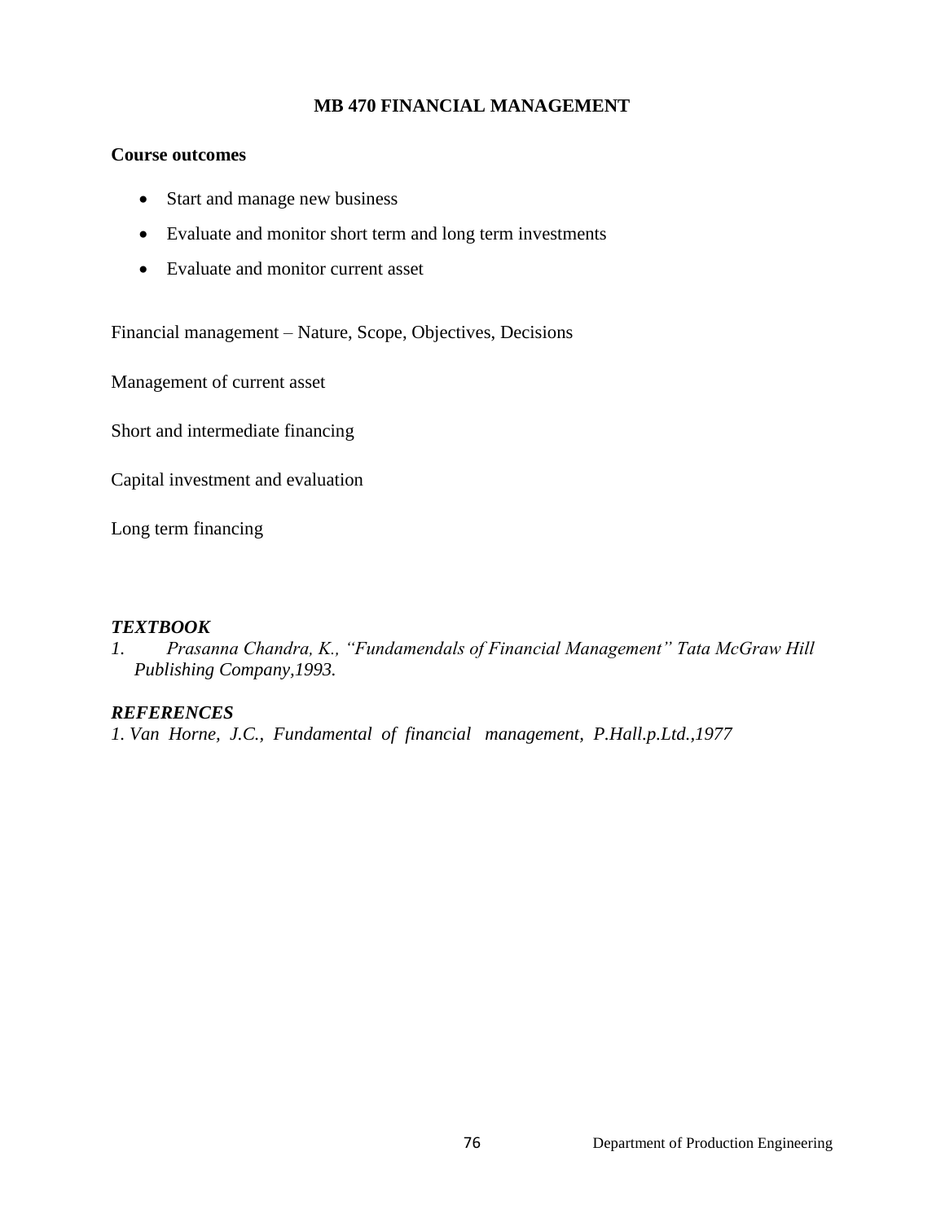## MB 470 FINANCIAL MANAGEMENT

**Course outcomes**

- Start and manage new business
- Evaluate and monitor short term and long term investments
- Evaluate and monitor current asset

Financial management – Nature, Scope, Objectives, Decisions

Management of current asset

Short and intermediate financing

Capital investment and evaluation

Long term financing

***TEXTBOOK***

*1. Prasanna Chandra, K., "Fundamendals of Financial Management" Tata McGraw Hill Publishing Company,1993.*

***REFERENCES***

*1. Van Horne, J.C., Fundamental of financial management, P.Hall.p.Ltd.,1977*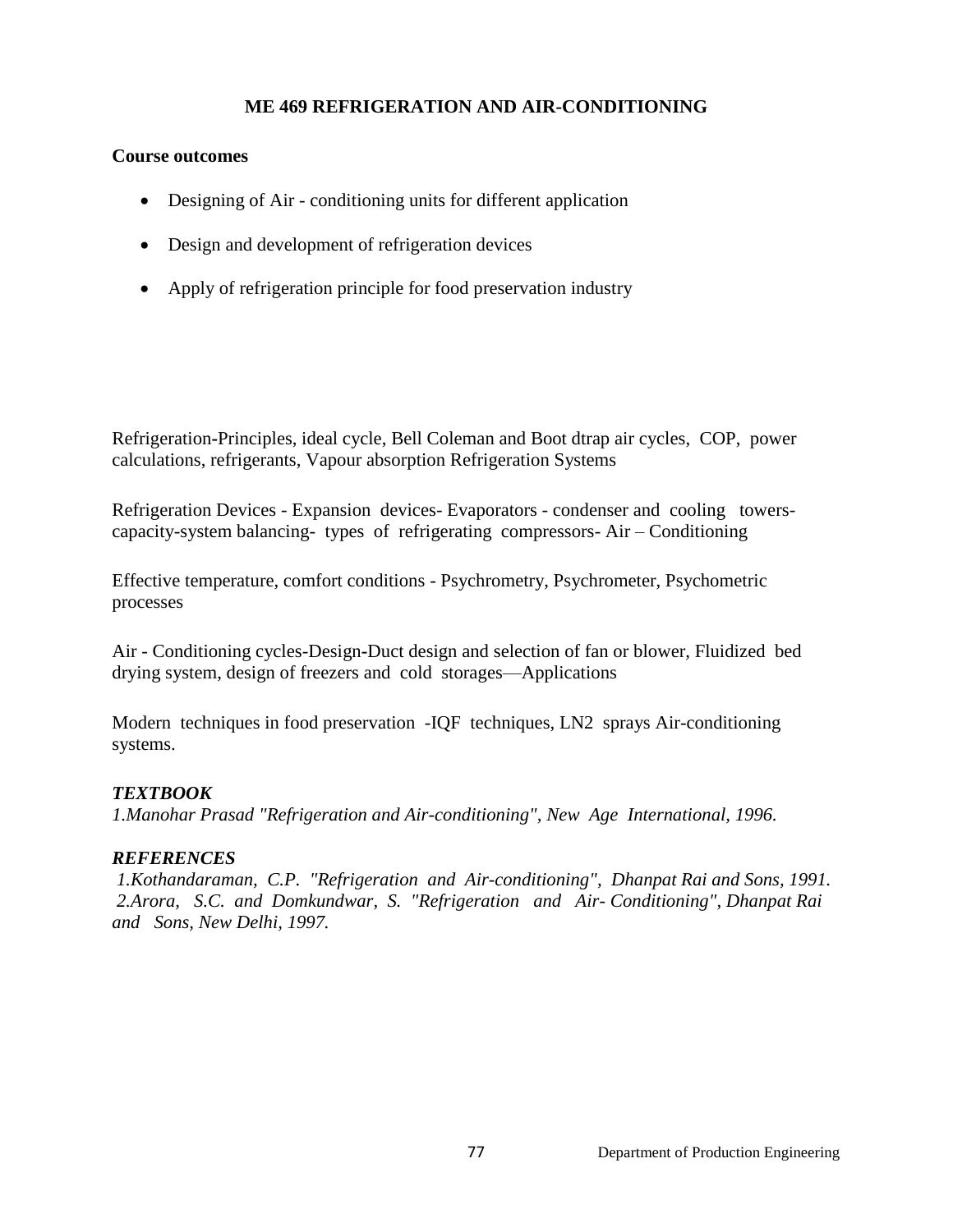## ME 469 REFRIGERATION AND AIR-CONDITIONING

**Course outcomes**

- Designing of Air - conditioning units for different application
- Design and development of refrigeration devices
- Apply of refrigeration principle for food preservation industry

Refrigeration-Principles, ideal cycle, Bell Coleman and Boot dtrap air cycles, COP, power calculations, refrigerants, Vapour absorption Refrigeration Systems

Refrigeration Devices - Expansion devices- Evaporators - condenser and cooling towers-capacity-system balancing- types of refrigerating compressors- Air – Conditioning

Effective temperature, comfort conditions - Psychrometry, Psychrometer, Psychometric processes

Air - Conditioning cycles-Design-Duct design and selection of fan or blower, Fluidized bed drying system, design of freezers and cold storages—Applications

Modern techniques in food preservation -IQF techniques, LN2 sprays Air-conditioning systems.

### *TEXTBOOK*

*1.Manohar Prasad "Refrigeration and Air-conditioning", New Age International, 1996.*

### *REFERENCES*

*1.Kothandaraman, C.P. "Refrigeration and Air-conditioning", Dhanpat Rai and Sons, 1991.*
*2.Arora, S.C. and Domkundwar, S. "Refrigeration and Air- Conditioning", Dhanpat Rai and Sons, New Delhi, 1997.*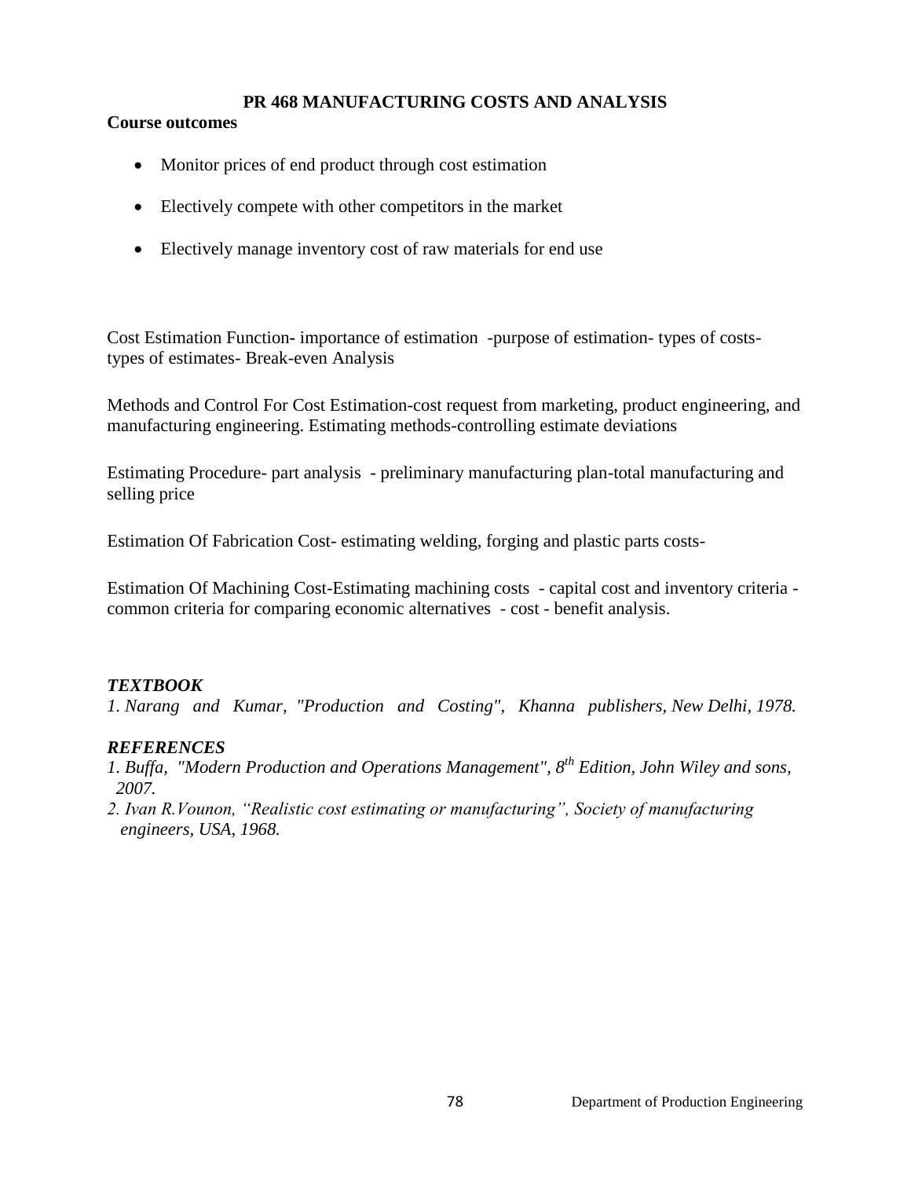## PR 468 MANUFACTURING COSTS AND ANALYSIS

**Course outcomes**

- Monitor prices of end product through cost estimation
- Electively compete with other competitors in the market
- Electively manage inventory cost of raw materials for end use

Cost Estimation Function- importance of estimation -purpose of estimation- types of costs- types of estimates- Break-even Analysis

Methods and Control For Cost Estimation-cost request from marketing, product engineering, and manufacturing engineering. Estimating methods-controlling estimate deviations

Estimating Procedure- part analysis - preliminary manufacturing plan-total manufacturing and selling price

Estimation Of Fabrication Cost- estimating welding, forging and plastic parts costs-

Estimation Of Machining Cost-Estimating machining costs - capital cost and inventory criteria - common criteria for comparing economic alternatives - cost - benefit analysis.

***TEXTBOOK***

*1. Narang and Kumar, "Production and Costing", Khanna publishers, New Delhi, 1978.*

***REFERENCES***

*1. Buffa, "Modern Production and Operations Management", 8th Edition, John Wiley and sons, 2007.*

*2. Ivan R.Vounon, "Realistic cost estimating or manufacturing", Society of manufacturing engineers, USA, 1968.*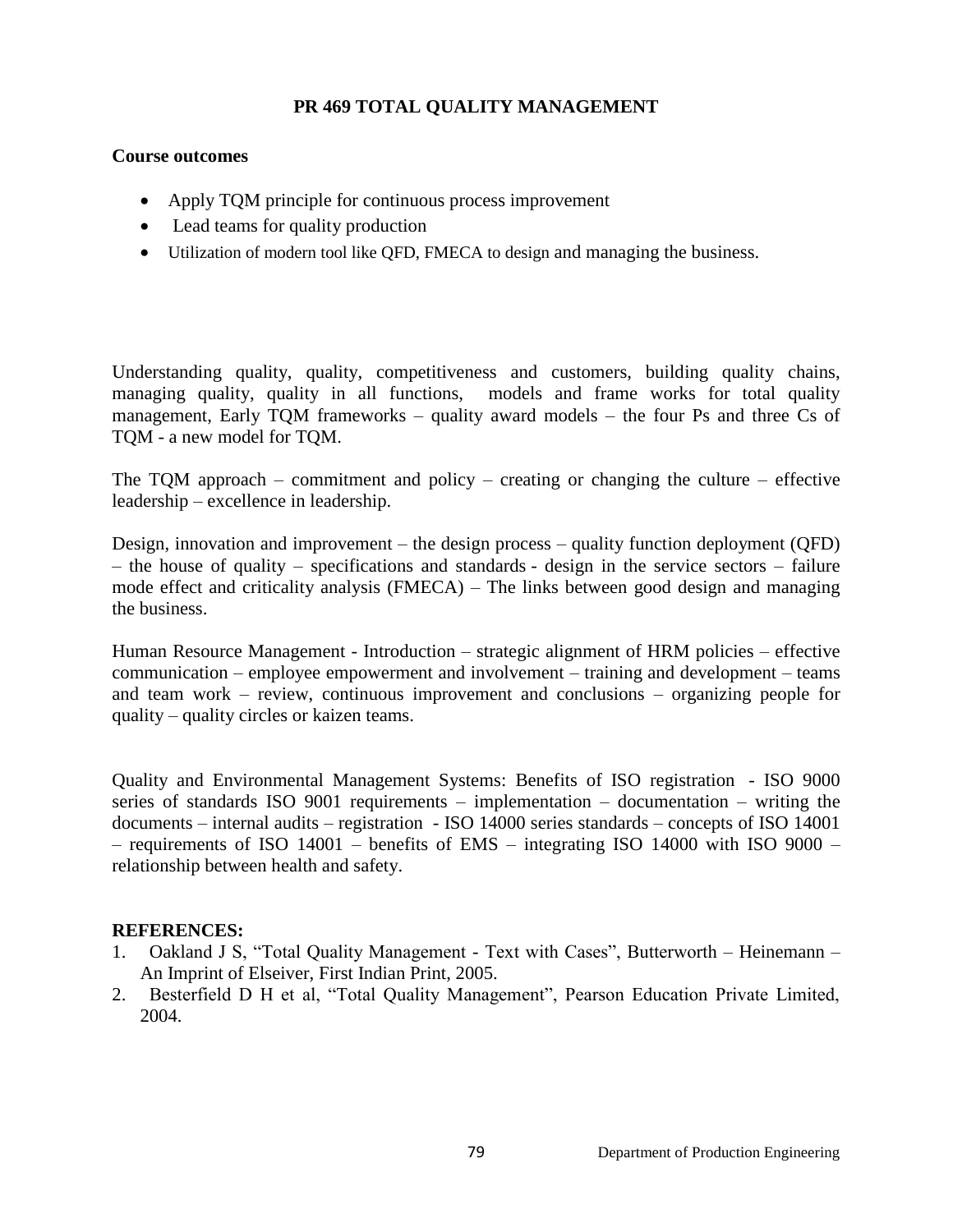# PR 469 TOTAL QUALITY MANAGEMENT

**Course outcomes**

- Apply TQM principle for continuous process improvement
- Lead teams for quality production
- Utilization of modern tool like QFD, FMECA to design and managing the business.

Understanding quality, quality, competitiveness and customers, building quality chains, managing quality, quality in all functions, models and frame works for total quality management, Early TQM frameworks – quality award models – the four Ps and three Cs of TQM - a new model for TQM.

The TQM approach – commitment and policy – creating or changing the culture – effective leadership – excellence in leadership.

Design, innovation and improvement – the design process – quality function deployment (QFD) – the house of quality – specifications and standards - design in the service sectors – failure mode effect and criticality analysis (FMECA) – The links between good design and managing the business.

Human Resource Management - Introduction – strategic alignment of HRM policies – effective communication – employee empowerment and involvement – training and development – teams and team work – review, continuous improvement and conclusions – organizing people for quality – quality circles or kaizen teams.

Quality and Environmental Management Systems: Benefits of ISO registration - ISO 9000 series of standards ISO 9001 requirements – implementation – documentation – writing the documents – internal audits – registration - ISO 14000 series standards – concepts of ISO 14001 – requirements of ISO 14001 – benefits of EMS – integrating ISO 14000 with ISO 9000 – relationship between health and safety.

**REFERENCES:**

1. Oakland J S, "Total Quality Management - Text with Cases", Butterworth – Heinemann – An Imprint of Elseiver, First Indian Print, 2005.
2. Besterfield D H et al, "Total Quality Management", Pearson Education Private Limited, 2004.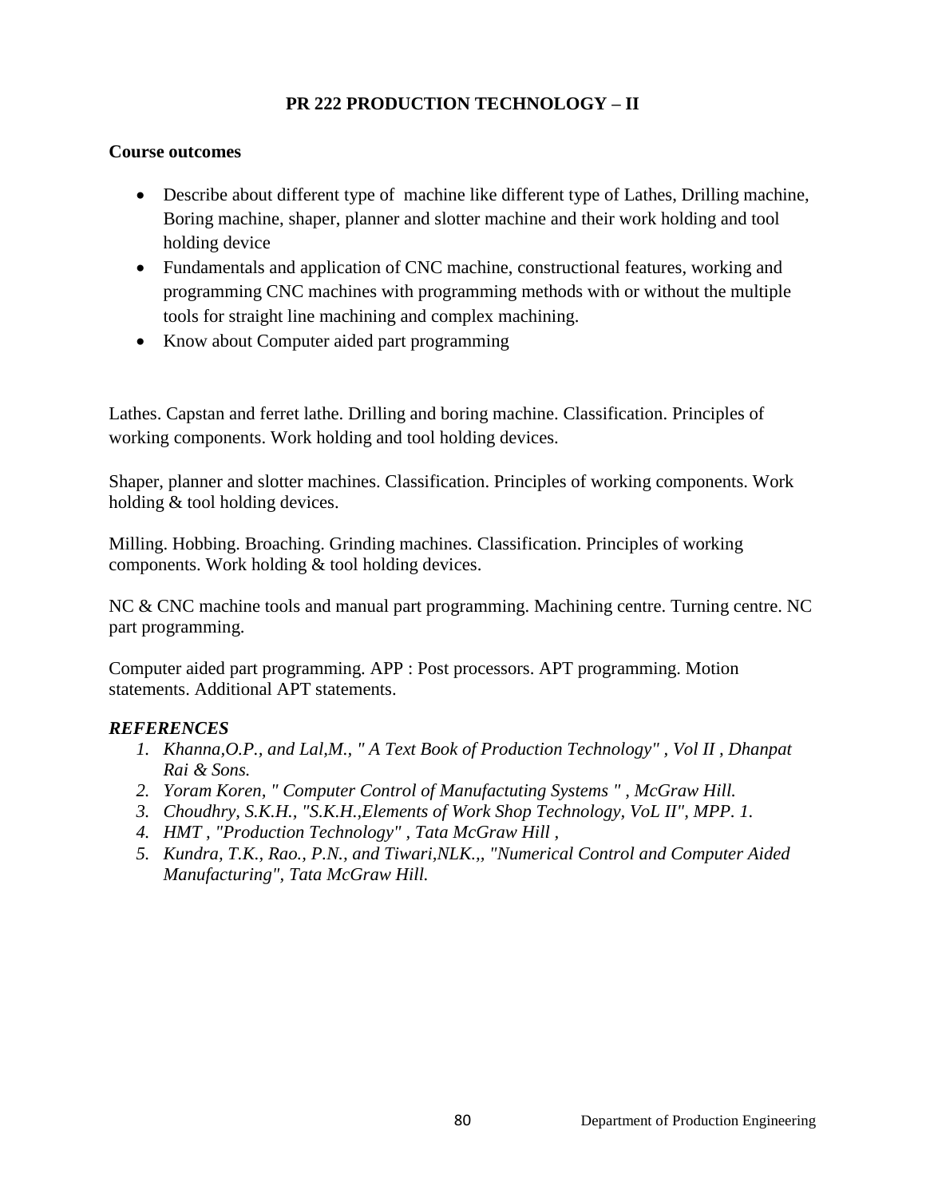## PR 222 PRODUCTION TECHNOLOGY – II

**Course outcomes**

- Describe about different type of machine like different type of Lathes, Drilling machine, Boring machine, shaper, planner and slotter machine and their work holding and tool holding device
- Fundamentals and application of CNC machine, constructional features, working and programming CNC machines with programming methods with or without the multiple tools for straight line machining and complex machining.
- Know about Computer aided part programming

Lathes. Capstan and ferret lathe. Drilling and boring machine. Classification. Principles of working components. Work holding and tool holding devices.

Shaper, planner and slotter machines. Classification. Principles of working components. Work holding & tool holding devices.

Milling. Hobbing. Broaching. Grinding machines. Classification. Principles of working components. Work holding & tool holding devices.

NC & CNC machine tools and manual part programming. Machining centre. Turning centre. NC part programming.

Computer aided part programming. APP : Post processors. APT programming. Motion statements. Additional APT statements.

***REFERENCES***

1. *Khanna,O.P., and Lal,M., " A Text Book of Production Technology" , Vol II , Dhanpat Rai & Sons.*
2. *Yoram Koren, " Computer Control of Manufactuting Systems " , McGraw Hill.*
3. *Choudhry, S.K.H., "S.K.H.,Elements of Work Shop Technology, VoL II", MPP. 1.*
4. *HMT , "Production Technology" , Tata McGraw Hill ,*
5. *Kundra, T.K., Rao., P.N., and Tiwari,NLK.,, "Numerical Control and Computer Aided Manufacturing", Tata McGraw Hill.*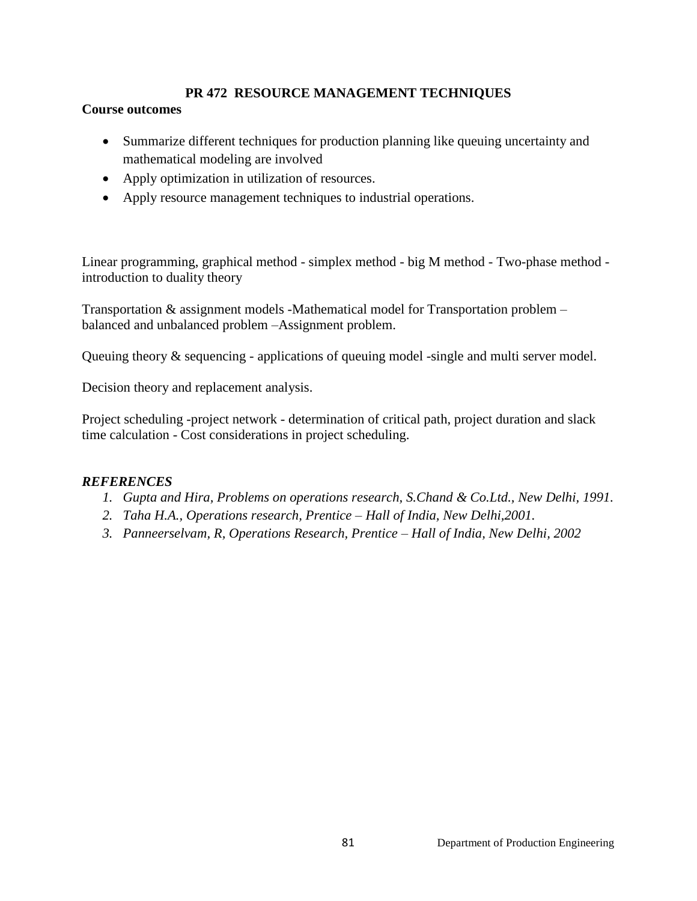## PR 472 RESOURCE MANAGEMENT TECHNIQUES

**Course outcomes**

- Summarize different techniques for production planning like queuing uncertainty and mathematical modeling are involved
- Apply optimization in utilization of resources.
- Apply resource management techniques to industrial operations.

Linear programming, graphical method - simplex method - big M method - Two-phase method - introduction to duality theory

Transportation & assignment models -Mathematical model for Transportation problem – balanced and unbalanced problem –Assignment problem.

Queuing theory & sequencing - applications of queuing model -single and multi server model.

Decision theory and replacement analysis.

Project scheduling -project network - determination of critical path, project duration and slack time calculation - Cost considerations in project scheduling.

### *REFERENCES*

1. *Gupta and Hira, Problems on operations research, S.Chand & Co.Ltd., New Delhi, 1991.*
2. *Taha H.A., Operations research, Prentice – Hall of India, New Delhi,2001.*
3. *Panneerselvam, R, Operations Research, Prentice – Hall of India, New Delhi, 2002*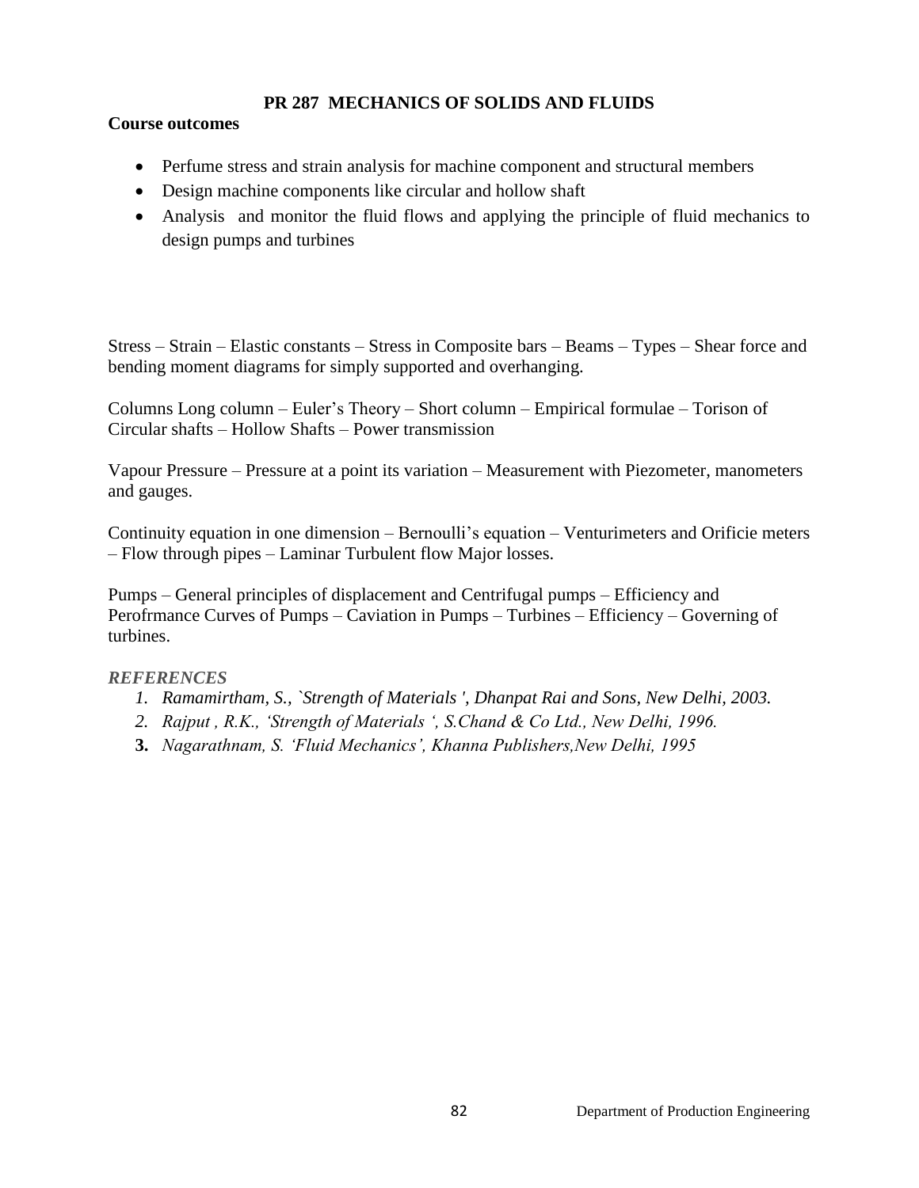## PR 287 MECHANICS OF SOLIDS AND FLUIDS

**Course outcomes**

- Perfume stress and strain analysis for machine component and structural members
- Design machine components like circular and hollow shaft
- Analysis and monitor the fluid flows and applying the principle of fluid mechanics to design pumps and turbines

Stress – Strain – Elastic constants – Stress in Composite bars – Beams – Types – Shear force and bending moment diagrams for simply supported and overhanging.

Columns Long column – Euler's Theory – Short column – Empirical formulae – Torison of Circular shafts – Hollow Shafts – Power transmission

Vapour Pressure – Pressure at a point its variation – Measurement with Piezometer, manometers and gauges.

Continuity equation in one dimension – Bernoulli's equation – Venturimeters and Orificie meters – Flow through pipes – Laminar Turbulent flow Major losses.

Pumps – General principles of displacement and Centrifugal pumps – Efficiency and Perofrmance Curves of Pumps – Caviation in Pumps – Turbines – Efficiency – Governing of turbines.

### *REFERENCES*

1. *Ramamirtham, S., `Strength of Materials ', Dhanpat Rai and Sons, New Delhi, 2003.*
2. *Rajput , R.K., 'Strength of Materials ', S.Chand & Co Ltd., New Delhi, 1996.*
3. *Nagarathnam, S. 'Fluid Mechanics', Khanna Publishers,New Delhi, 1995*